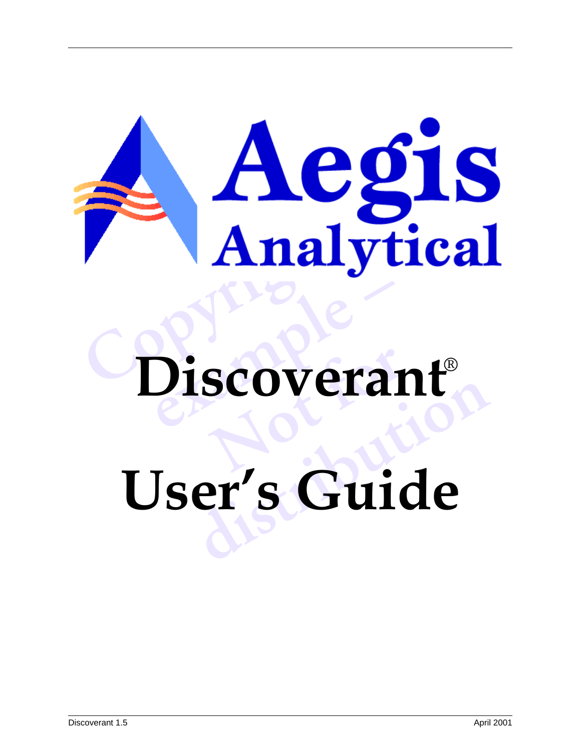Aegis Analytical

# Discoverant®

# User's Guide

Discoverant 1.5

April 2001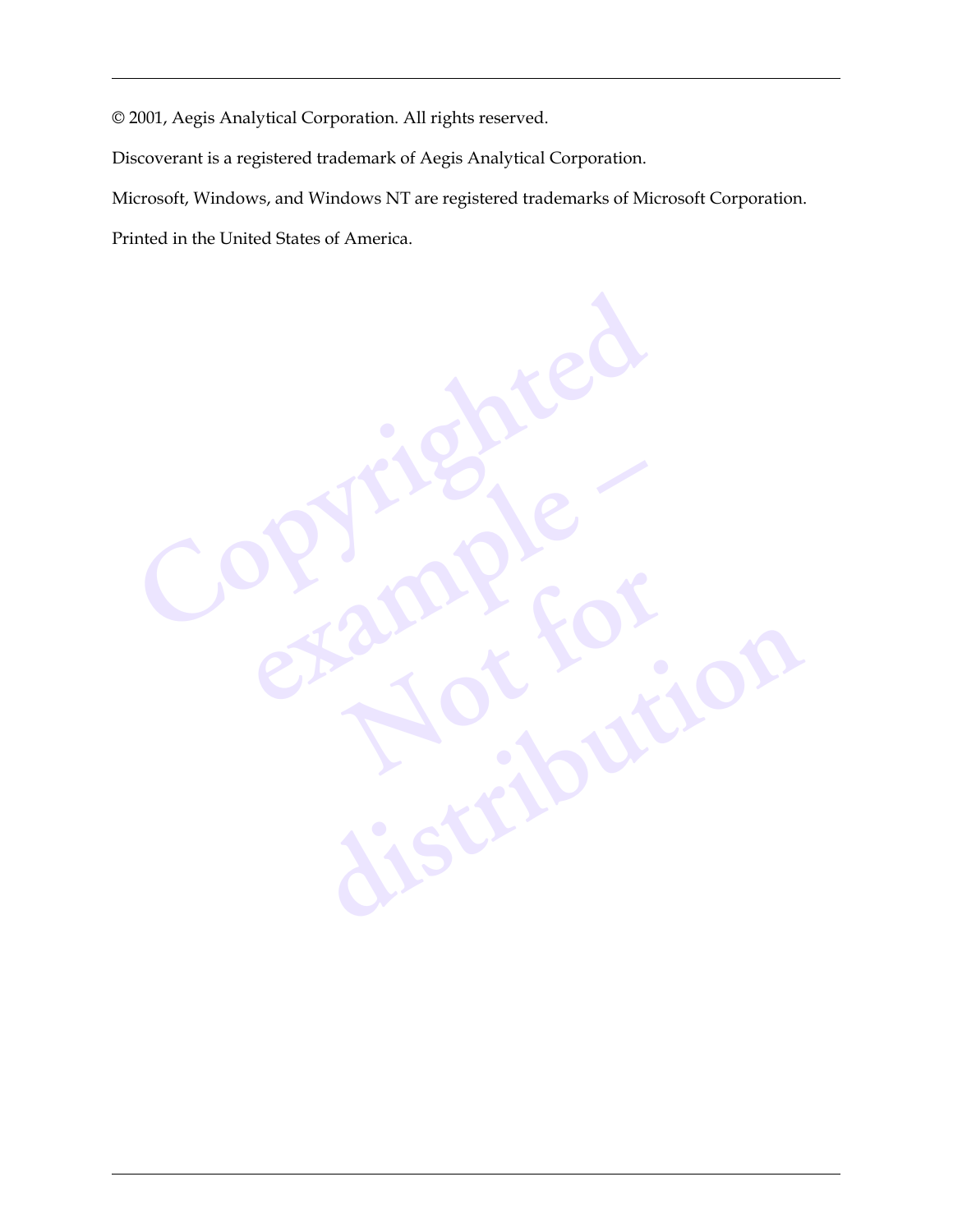© 2001, Aegis Analytical Corporation. All rights reserved.

Discoverant is a registered trademark of Aegis Analytical Corporation.

Microsoft, Windows, and Windows NT are registered trademarks of Microsoft Corporation.

Printed in the United States of America.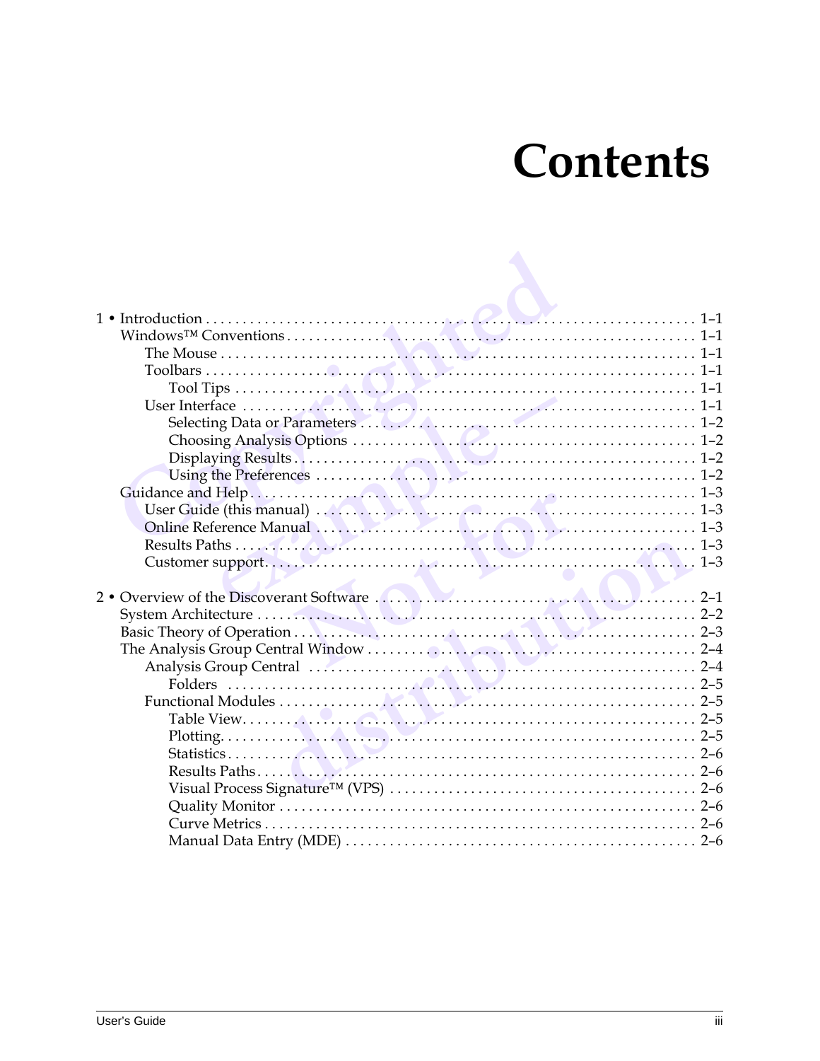# Contents

1 • Introduction . . . . . . . . . . . . . . . . . . . . . . . . . . . . . . . . . . . . . . . . . . . . . . . . . . . . . . . . . . . . . . . 1–1
- Windows™ Conventions . . . . . . . . . . . . . . . . . . . . . . . . . . . . . . . . . . . . . . . . . . . . . . . . . . . . . 1–1
  - The Mouse . . . . . . . . . . . . . . . . . . . . . . . . . . . . . . . . . . . . . . . . . . . . . . . . . . . . . . . . . . . . 1–1
  - Toolbars . . . . . . . . . . . . . . . . . . . . . . . . . . . . . . . . . . . . . . . . . . . . . . . . . . . . . . . . . . . . . . 1–1
    - Tool Tips . . . . . . . . . . . . . . . . . . . . . . . . . . . . . . . . . . . . . . . . . . . . . . . . . . . . . . . . . . 1–1
  - User Interface . . . . . . . . . . . . . . . . . . . . . . . . . . . . . . . . . . . . . . . . . . . . . . . . . . . . . . . . . 1–1
    - Selecting Data or Parameters . . . . . . . . . . . . . . . . . . . . . . . . . . . . . . . . . . . . . . . . . . . 1–2
    - Choosing Analysis Options . . . . . . . . . . . . . . . . . . . . . . . . . . . . . . . . . . . . . . . . . . . . 1–2
    - Displaying Results . . . . . . . . . . . . . . . . . . . . . . . . . . . . . . . . . . . . . . . . . . . . . . . . . . . 1–2
    - Using the Preferences . . . . . . . . . . . . . . . . . . . . . . . . . . . . . . . . . . . . . . . . . . . . . . . . 1–2
- Guidance and Help . . . . . . . . . . . . . . . . . . . . . . . . . . . . . . . . . . . . . . . . . . . . . . . . . . . . . . . . 1–3
  - User Guide (this manual) . . . . . . . . . . . . . . . . . . . . . . . . . . . . . . . . . . . . . . . . . . . . . . . . 1–3
  - Online Reference Manual . . . . . . . . . . . . . . . . . . . . . . . . . . . . . . . . . . . . . . . . . . . . . . . 1–3
  - Results Paths . . . . . . . . . . . . . . . . . . . . . . . . . . . . . . . . . . . . . . . . . . . . . . . . . . . . . . . . . 1–3
  - Customer support . . . . . . . . . . . . . . . . . . . . . . . . . . . . . . . . . . . . . . . . . . . . . . . . . . . . . 1–3

2 • Overview of the Discoverant Software . . . . . . . . . . . . . . . . . . . . . . . . . . . . . . . . . . . . . . . . 2–1
- System Architecture . . . . . . . . . . . . . . . . . . . . . . . . . . . . . . . . . . . . . . . . . . . . . . . . . . . . . . . . 2–2
- Basic Theory of Operation . . . . . . . . . . . . . . . . . . . . . . . . . . . . . . . . . . . . . . . . . . . . . . . . . . . 2–3
- The Analysis Group Central Window . . . . . . . . . . . . . . . . . . . . . . . . . . . . . . . . . . . . . . . . . . 2–4
  - Analysis Group Central . . . . . . . . . . . . . . . . . . . . . . . . . . . . . . . . . . . . . . . . . . . . . . . . . . 2–4
    - Folders . . . . . . . . . . . . . . . . . . . . . . . . . . . . . . . . . . . . . . . . . . . . . . . . . . . . . . . . . . . . . 2–5
  - Functional Modules . . . . . . . . . . . . . . . . . . . . . . . . . . . . . . . . . . . . . . . . . . . . . . . . . . . . . 2–5
    - Table View. . . . . . . . . . . . . . . . . . . . . . . . . . . . . . . . . . . . . . . . . . . . . . . . . . . . . . . . . . . 2–5
    - Plotting. . . . . . . . . . . . . . . . . . . . . . . . . . . . . . . . . . . . . . . . . . . . . . . . . . . . . . . . . . . . . 2–5
    - Statistics . . . . . . . . . . . . . . . . . . . . . . . . . . . . . . . . . . . . . . . . . . . . . . . . . . . . . . . . . . . . 2–6
    - Results Paths . . . . . . . . . . . . . . . . . . . . . . . . . . . . . . . . . . . . . . . . . . . . . . . . . . . . . . . . . 2–6
    - Visual Process Signature™ (VPS) . . . . . . . . . . . . . . . . . . . . . . . . . . . . . . . . . . . . . . . . . 2–6
    - Quality Monitor . . . . . . . . . . . . . . . . . . . . . . . . . . . . . . . . . . . . . . . . . . . . . . . . . . . . . . . 2–6
    - Curve Metrics . . . . . . . . . . . . . . . . . . . . . . . . . . . . . . . . . . . . . . . . . . . . . . . . . . . . . . . . 2–6
    - Manual Data Entry (MDE) . . . . . . . . . . . . . . . . . . . . . . . . . . . . . . . . . . . . . . . . . . . . . . 2–6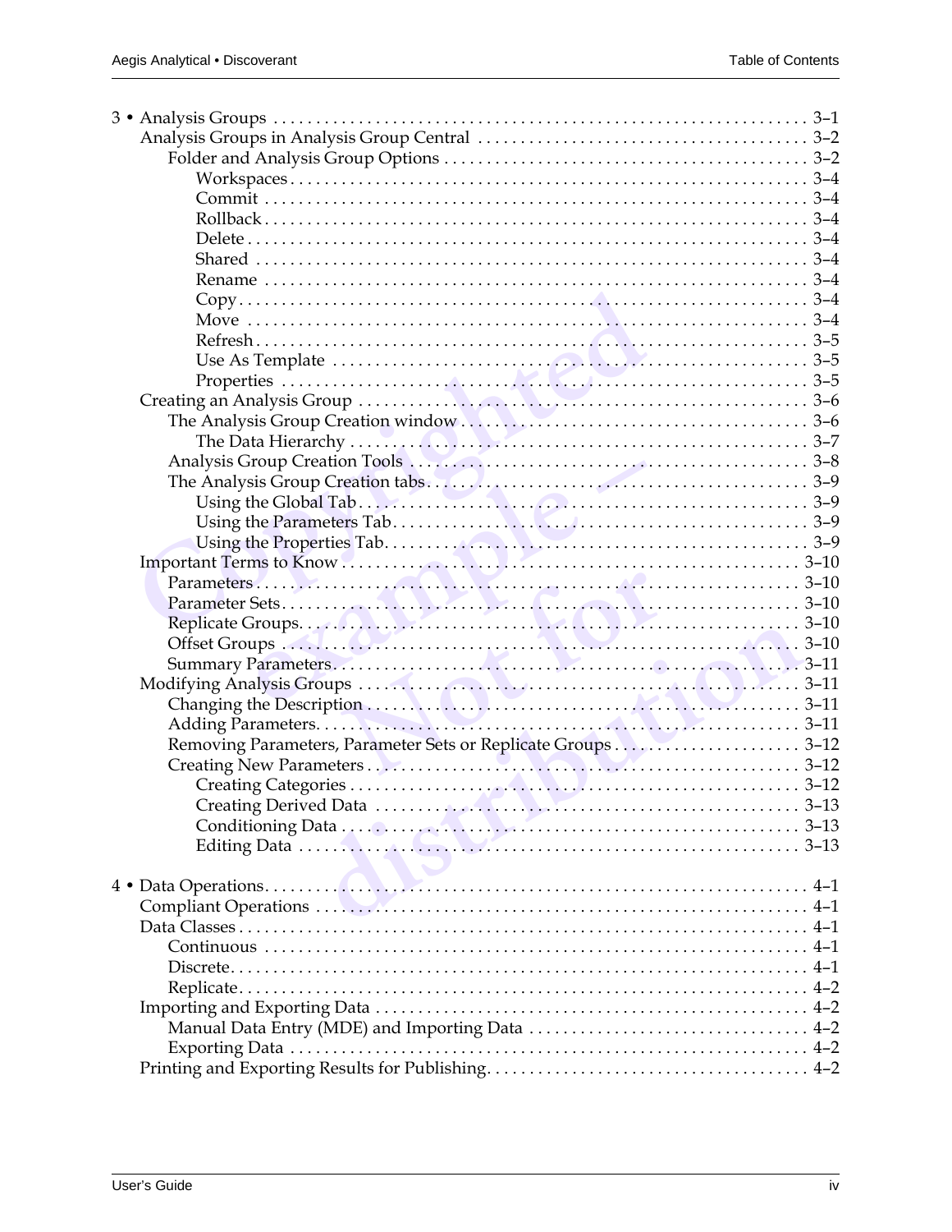3 • Analysis Groups . . . . . . . . . . . . . . . . . . . . . . . . . . . . . . . . . . . . . . . . . . . . . . . . . . . . . . . 3–1
  Analysis Groups in Analysis Group Central . . . . . . . . . . . . . . . . . . . . . . . . . . . . . . . . . . . . . . 3–2
    Folder and Analysis Group Options . . . . . . . . . . . . . . . . . . . . . . . . . . . . . . . . . . . . . . . . . 3–2
      Workspaces . . . . . . . . . . . . . . . . . . . . . . . . . . . . . . . . . . . . . . . . . . . . . . . . . . . . . . 3–4
      Commit . . . . . . . . . . . . . . . . . . . . . . . . . . . . . . . . . . . . . . . . . . . . . . . . . . . . . . . . 3–4
      Rollback . . . . . . . . . . . . . . . . . . . . . . . . . . . . . . . . . . . . . . . . . . . . . . . . . . . . . . . 3–4
      Delete . . . . . . . . . . . . . . . . . . . . . . . . . . . . . . . . . . . . . . . . . . . . . . . . . . . . . . . . . 3–4
      Shared . . . . . . . . . . . . . . . . . . . . . . . . . . . . . . . . . . . . . . . . . . . . . . . . . . . . . . . . 3–4
      Rename . . . . . . . . . . . . . . . . . . . . . . . . . . . . . . . . . . . . . . . . . . . . . . . . . . . . . . . 3–4
      Copy . . . . . . . . . . . . . . . . . . . . . . . . . . . . . . . . . . . . . . . . . . . . . . . . . . . . . . . . . . 3–4
      Move . . . . . . . . . . . . . . . . . . . . . . . . . . . . . . . . . . . . . . . . . . . . . . . . . . . . . . . . . 3–4
      Refresh . . . . . . . . . . . . . . . . . . . . . . . . . . . . . . . . . . . . . . . . . . . . . . . . . . . . . . . . 3–5
      Use As Template . . . . . . . . . . . . . . . . . . . . . . . . . . . . . . . . . . . . . . . . . . . . . . . . 3–5
      Properties . . . . . . . . . . . . . . . . . . . . . . . . . . . . . . . . . . . . . . . . . . . . . . . . . . . . . 3–5
  Creating an Analysis Group . . . . . . . . . . . . . . . . . . . . . . . . . . . . . . . . . . . . . . . . . . . . . . . 3–6
    The Analysis Group Creation window . . . . . . . . . . . . . . . . . . . . . . . . . . . . . . . . . . . . . . . 3–6
      The Data Hierarchy . . . . . . . . . . . . . . . . . . . . . . . . . . . . . . . . . . . . . . . . . . . . . . . . 3–7
    Analysis Group Creation Tools . . . . . . . . . . . . . . . . . . . . . . . . . . . . . . . . . . . . . . . . . . . 3–8
    The Analysis Group Creation tabs . . . . . . . . . . . . . . . . . . . . . . . . . . . . . . . . . . . . . . . . . 3–9
      Using the Global Tab . . . . . . . . . . . . . . . . . . . . . . . . . . . . . . . . . . . . . . . . . . . . . . . 3–9
      Using the Parameters Tab . . . . . . . . . . . . . . . . . . . . . . . . . . . . . . . . . . . . . . . . . . . 3–9
      Using the Properties Tab . . . . . . . . . . . . . . . . . . . . . . . . . . . . . . . . . . . . . . . . . . . . 3–9
  Important Terms to Know . . . . . . . . . . . . . . . . . . . . . . . . . . . . . . . . . . . . . . . . . . . . . . . . 3–10
    Parameters . . . . . . . . . . . . . . . . . . . . . . . . . . . . . . . . . . . . . . . . . . . . . . . . . . . . . . . . 3–10
    Parameter Sets . . . . . . . . . . . . . . . . . . . . . . . . . . . . . . . . . . . . . . . . . . . . . . . . . . . . . 3–10
    Replicate Groups . . . . . . . . . . . . . . . . . . . . . . . . . . . . . . . . . . . . . . . . . . . . . . . . . . . 3–10
    Offset Groups . . . . . . . . . . . . . . . . . . . . . . . . . . . . . . . . . . . . . . . . . . . . . . . . . . . . . 3–10
    Summary Parameters . . . . . . . . . . . . . . . . . . . . . . . . . . . . . . . . . . . . . . . . . . . . . . . . 3–11
  Modifying Analysis Groups . . . . . . . . . . . . . . . . . . . . . . . . . . . . . . . . . . . . . . . . . . . . . . . 3–11
    Changing the Description . . . . . . . . . . . . . . . . . . . . . . . . . . . . . . . . . . . . . . . . . . . . . . 3–11
    Adding Parameters . . . . . . . . . . . . . . . . . . . . . . . . . . . . . . . . . . . . . . . . . . . . . . . . . . 3–11
    Removing Parameters, Parameter Sets or Replicate Groups . . . . . . . . . . . . . . . . . . . . . 3–12
    Creating New Parameters . . . . . . . . . . . . . . . . . . . . . . . . . . . . . . . . . . . . . . . . . . . . . 3–12
      Creating Categories . . . . . . . . . . . . . . . . . . . . . . . . . . . . . . . . . . . . . . . . . . . . . . . . 3–12
      Creating Derived Data . . . . . . . . . . . . . . . . . . . . . . . . . . . . . . . . . . . . . . . . . . . . . . 3–13
      Conditioning Data . . . . . . . . . . . . . . . . . . . . . . . . . . . . . . . . . . . . . . . . . . . . . . . . . 3–13
      Editing Data . . . . . . . . . . . . . . . . . . . . . . . . . . . . . . . . . . . . . . . . . . . . . . . . . . . . . 3–13

4 • Data Operations . . . . . . . . . . . . . . . . . . . . . . . . . . . . . . . . . . . . . . . . . . . . . . . . . . . . . . 4–1
  Compliant Operations . . . . . . . . . . . . . . . . . . . . . . . . . . . . . . . . . . . . . . . . . . . . . . . . . . . 4–1
  Data Classes . . . . . . . . . . . . . . . . . . . . . . . . . . . . . . . . . . . . . . . . . . . . . . . . . . . . . . . . . . 4–1
    Continuous . . . . . . . . . . . . . . . . . . . . . . . . . . . . . . . . . . . . . . . . . . . . . . . . . . . . . . . . . 4–1
    Discrete . . . . . . . . . . . . . . . . . . . . . . . . . . . . . . . . . . . . . . . . . . . . . . . . . . . . . . . . . . . 4–1
    Replicate . . . . . . . . . . . . . . . . . . . . . . . . . . . . . . . . . . . . . . . . . . . . . . . . . . . . . . . . . . 4–2
  Importing and Exporting Data . . . . . . . . . . . . . . . . . . . . . . . . . . . . . . . . . . . . . . . . . . . . . . 4–2
    Manual Data Entry (MDE) and Importing Data . . . . . . . . . . . . . . . . . . . . . . . . . . . . . . . 4–2
    Exporting Data . . . . . . . . . . . . . . . . . . . . . . . . . . . . . . . . . . . . . . . . . . . . . . . . . . . . . . 4–2
  Printing and Exporting Results for Publishing . . . . . . . . . . . . . . . . . . . . . . . . . . . . . . . . . . 4–2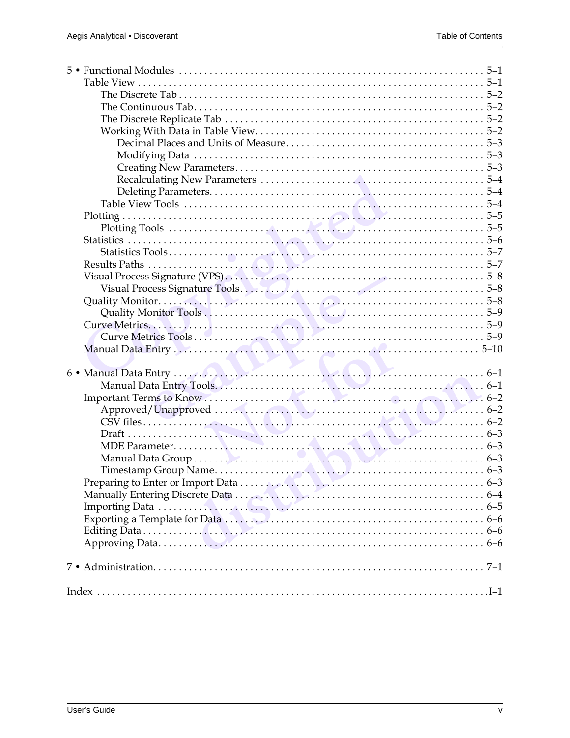5 • Functional Modules . . . . . . . . . . . . . . . . . . . . . . . . . . . . . . . . . . . . . . . . . . . . . . . . . . . . . . . . . . . . 5–1

Table View . . . . . . . . . . . . . . . . . . . . . . . . . . . . . . . . . . . . . . . . . . . . . . . . . . . . . . . . . . . . . . . . . . . . 5–1

The Discrete Tab . . . . . . . . . . . . . . . . . . . . . . . . . . . . . . . . . . . . . . . . . . . . . . . . . . . . . . . . . . . . . . 5–2

The Continuous Tab. . . . . . . . . . . . . . . . . . . . . . . . . . . . . . . . . . . . . . . . . . . . . . . . . . . . . . . . . . . 5–2

The Discrete Replicate Tab . . . . . . . . . . . . . . . . . . . . . . . . . . . . . . . . . . . . . . . . . . . . . . . . . . . . 5–2

Working With Data in Table View. . . . . . . . . . . . . . . . . . . . . . . . . . . . . . . . . . . . . . . . . . . . . . 5–2

Decimal Places and Units of Measure. . . . . . . . . . . . . . . . . . . . . . . . . . . . . . . . . . . . . . . . 5–3

Modifying Data . . . . . . . . . . . . . . . . . . . . . . . . . . . . . . . . . . . . . . . . . . . . . . . . . . . . . . . . . . 5–3

Creating New Parameters. . . . . . . . . . . . . . . . . . . . . . . . . . . . . . . . . . . . . . . . . . . . . . . . . . 5–3

Recalculating New Parameters . . . . . . . . . . . . . . . . . . . . . . . . . . . . . . . . . . . . . . . . . . . . 5–4

Deleting Parameters. . . . . . . . . . . . . . . . . . . . . . . . . . . . . . . . . . . . . . . . . . . . . . . . . . . . . . . 5–4

Table View Tools . . . . . . . . . . . . . . . . . . . . . . . . . . . . . . . . . . . . . . . . . . . . . . . . . . . . . . . . . . . . 5–4

Plotting . . . . . . . . . . . . . . . . . . . . . . . . . . . . . . . . . . . . . . . . . . . . . . . . . . . . . . . . . . . . . . . . . . . . . . . . 5–5

Plotting Tools . . . . . . . . . . . . . . . . . . . . . . . . . . . . . . . . . . . . . . . . . . . . . . . . . . . . . . . . . . . . . . . 5–5

Statistics . . . . . . . . . . . . . . . . . . . . . . . . . . . . . . . . . . . . . . . . . . . . . . . . . . . . . . . . . . . . . . . . . . . . . . 5–6

Statistics Tools. . . . . . . . . . . . . . . . . . . . . . . . . . . . . . . . . . . . . . . . . . . . . . . . . . . . . . . . . . . . . . . 5–7

Results Paths . . . . . . . . . . . . . . . . . . . . . . . . . . . . . . . . . . . . . . . . . . . . . . . . . . . . . . . . . . . . . . . . . . 5–7

Visual Process Signature (VPS) . . . . . . . . . . . . . . . . . . . . . . . . . . . . . . . . . . . . . . . . . . . . . . . . . . 5–8

Visual Process Signature Tools. . . . . . . . . . . . . . . . . . . . . . . . . . . . . . . . . . . . . . . . . . . . . . . . . 5–8

Quality Monitor. . . . . . . . . . . . . . . . . . . . . . . . . . . . . . . . . . . . . . . . . . . . . . . . . . . . . . . . . . . . . . . . 5–8

Quality Monitor Tools . . . . . . . . . . . . . . . . . . . . . . . . . . . . . . . . . . . . . . . . . . . . . . . . . . . . . . . . 5–9

Curve Metrics. . . . . . . . . . . . . . . . . . . . . . . . . . . . . . . . . . . . . . . . . . . . . . . . . . . . . . . . . . . . . . . . . . 5–9

Curve Metrics Tools . . . . . . . . . . . . . . . . . . . . . . . . . . . . . . . . . . . . . . . . . . . . . . . . . . . . . . . . . . 5–9

Manual Data Entry . . . . . . . . . . . . . . . . . . . . . . . . . . . . . . . . . . . . . . . . . . . . . . . . . . . . . . . . . . . . 5–10

6 • Manual Data Entry . . . . . . . . . . . . . . . . . . . . . . . . . . . . . . . . . . . . . . . . . . . . . . . . . . . . . . . . . . . . 6–1

Manual Data Entry Tools. . . . . . . . . . . . . . . . . . . . . . . . . . . . . . . . . . . . . . . . . . . . . . . . . . . . . . 6–1

Important Terms to Know . . . . . . . . . . . . . . . . . . . . . . . . . . . . . . . . . . . . . . . . . . . . . . . . . . . . . . 6–2

Approved/Unapproved . . . . . . . . . . . . . . . . . . . . . . . . . . . . . . . . . . . . . . . . . . . . . . . . . . . . . . 6–2

CSV files . . . . . . . . . . . . . . . . . . . . . . . . . . . . . . . . . . . . . . . . . . . . . . . . . . . . . . . . . . . . . . . . . . . . 6–2

Draft . . . . . . . . . . . . . . . . . . . . . . . . . . . . . . . . . . . . . . . . . . . . . . . . . . . . . . . . . . . . . . . . . . . . . . . 6–3

MDE Parameter. . . . . . . . . . . . . . . . . . . . . . . . . . . . . . . . . . . . . . . . . . . . . . . . . . . . . . . . . . . . . . 6–3

Manual Data Group . . . . . . . . . . . . . . . . . . . . . . . . . . . . . . . . . . . . . . . . . . . . . . . . . . . . . . . . . . 6–3

Timestamp Group Name. . . . . . . . . . . . . . . . . . . . . . . . . . . . . . . . . . . . . . . . . . . . . . . . . . . . . . 6–3

Preparing to Enter or Import Data . . . . . . . . . . . . . . . . . . . . . . . . . . . . . . . . . . . . . . . . . . . . . . . 6–3

Manually Entering Discrete Data . . . . . . . . . . . . . . . . . . . . . . . . . . . . . . . . . . . . . . . . . . . . . . . . 6–4

Importing Data . . . . . . . . . . . . . . . . . . . . . . . . . . . . . . . . . . . . . . . . . . . . . . . . . . . . . . . . . . . . . . . 6–5

Exporting a Template for Data . . . . . . . . . . . . . . . . . . . . . . . . . . . . . . . . . . . . . . . . . . . . . . . . . . 6–6

Editing Data . . . . . . . . . . . . . . . . . . . . . . . . . . . . . . . . . . . . . . . . . . . . . . . . . . . . . . . . . . . . . . . . . . 6–6

Approving Data. . . . . . . . . . . . . . . . . . . . . . . . . . . . . . . . . . . . . . . . . . . . . . . . . . . . . . . . . . . . . . . 6–6

7 • Administration. . . . . . . . . . . . . . . . . . . . . . . . . . . . . . . . . . . . . . . . . . . . . . . . . . . . . . . . . . . . . . . . 7–1

Index . . . . . . . . . . . . . . . . . . . . . . . . . . . . . . . . . . . . . . . . . . . . . . . . . . . . . . . . . . . . . . . . . . . . . . . . . . .I–1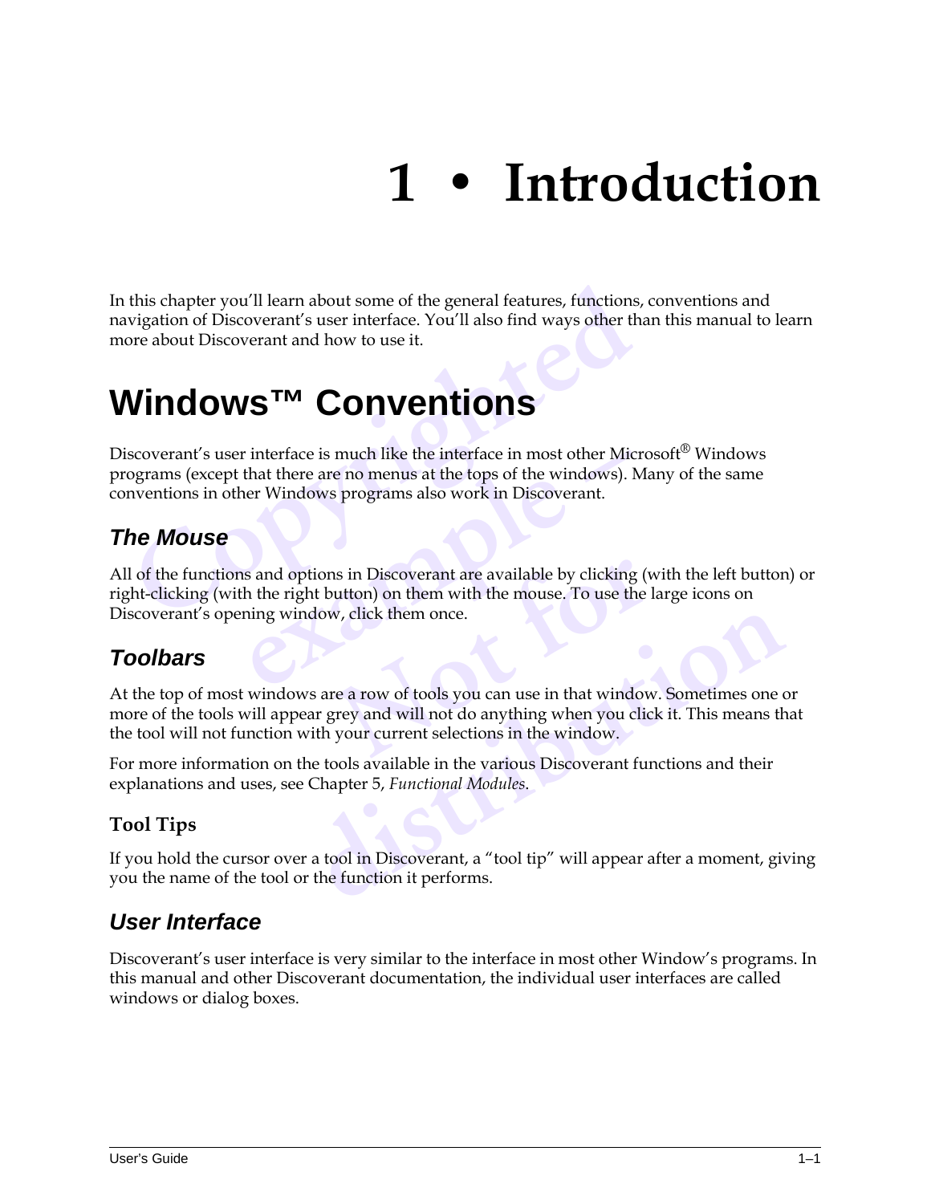# 1 • Introduction

In this chapter you'll learn about some of the general features, functions, conventions and navigation of Discoverant's user interface. You'll also find ways other than this manual to learn more about Discoverant and how to use it.

## Windows™ Conventions

Discoverant's user interface is much like the interface in most other Microsoft® Windows programs (except that there are no menus at the tops of the windows). Many of the same conventions in other Windows programs also work in Discoverant.

### *The Mouse*

All of the functions and options in Discoverant are available by clicking (with the left button) or right-clicking (with the right button) on them with the mouse. To use the large icons on Discoverant's opening window, click them once.

### *Toolbars*

At the top of most windows are a row of tools you can use in that window. Sometimes one or more of the tools will appear grey and will not do anything when you click it. This means that the tool will not function with your current selections in the window.

For more information on the tools available in the various Discoverant functions and their explanations and uses, see Chapter 5, *Functional Modules*.

#### Tool Tips

If you hold the cursor over a tool in Discoverant, a "tool tip" will appear after a moment, giving you the name of the tool or the function it performs.

### *User Interface*

Discoverant's user interface is very similar to the interface in most other Window's programs. In this manual and other Discoverant documentation, the individual user interfaces are called windows or dialog boxes.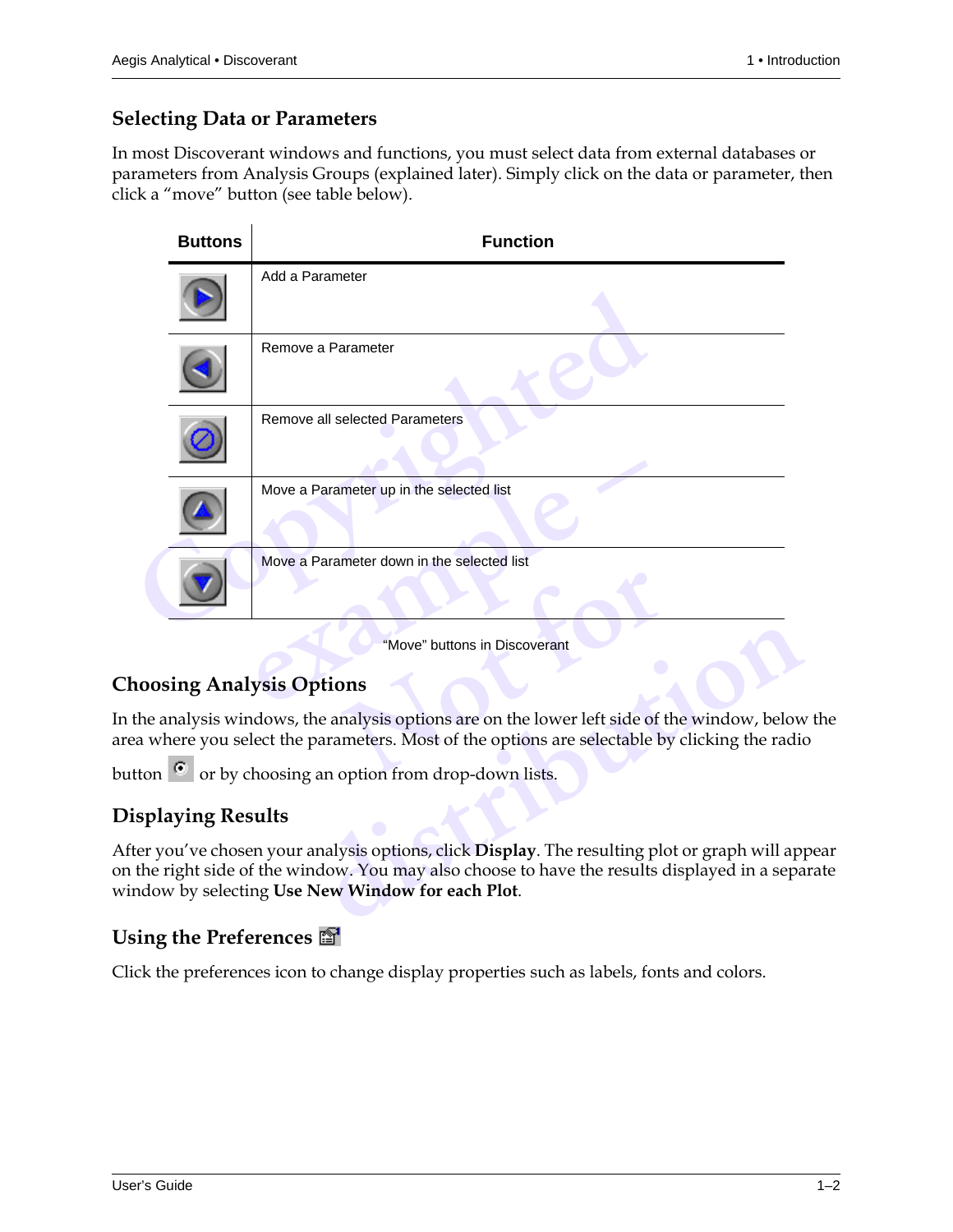## Selecting Data or Parameters

In most Discoverant windows and functions, you must select data from external databases or parameters from Analysis Groups (explained later). Simply click on the data or parameter, then click a "move" button (see table below).

| Buttons | Function |
|---|---|
| | Add a Parameter |
| | Remove a Parameter |
| | Remove all selected Parameters |
| | Move a Parameter up in the selected list |
| | Move a Parameter down in the selected list |

"Move" buttons in Discoverant

## Choosing Analysis Options

In the analysis windows, the analysis options are on the lower left side of the window, below the area where you select the parameters. Most of the options are selectable by clicking the radio button or by choosing an option from drop-down lists.

## Displaying Results

After you've chosen your analysis options, click **Display**. The resulting plot or graph will appear on the right side of the window. You may also choose to have the results displayed in a separate window by selecting **Use New Window for each Plot**.

## Using the Preferences

Click the preferences icon to change display properties such as labels, fonts and colors.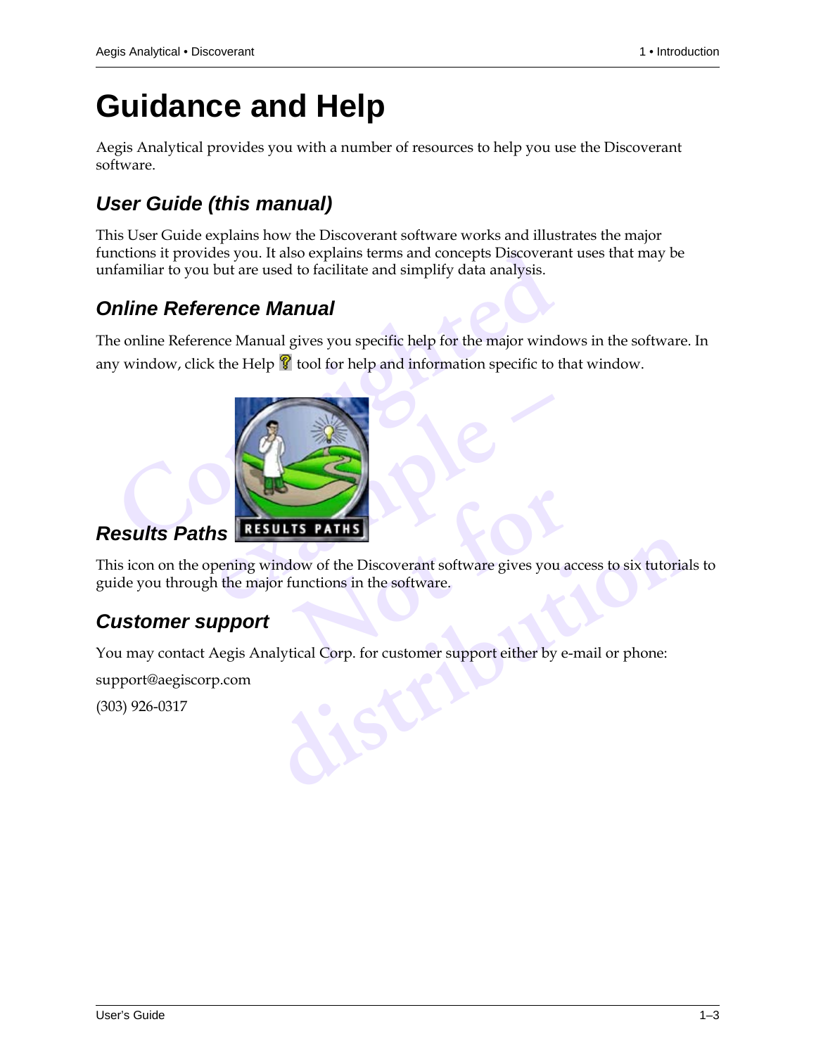# Guidance and Help

Aegis Analytical provides you with a number of resources to help you use the Discoverant software.

## User Guide (this manual)

This User Guide explains how the Discoverant software works and illustrates the major functions it provides you. It also explains terms and concepts Discoverant uses that may be unfamiliar to you but are used to facilitate and simplify data analysis.

## Online Reference Manual

The online Reference Manual gives you specific help for the major windows in the software. In any window, click the Help tool for help and information specific to that window.

## Results Paths

This icon on the opening window of the Discoverant software gives you access to six tutorials to guide you through the major functions in the software.

## Customer support

You may contact Aegis Analytical Corp. for customer support either by e-mail or phone:

support@aegiscorp.com

(303) 926-0317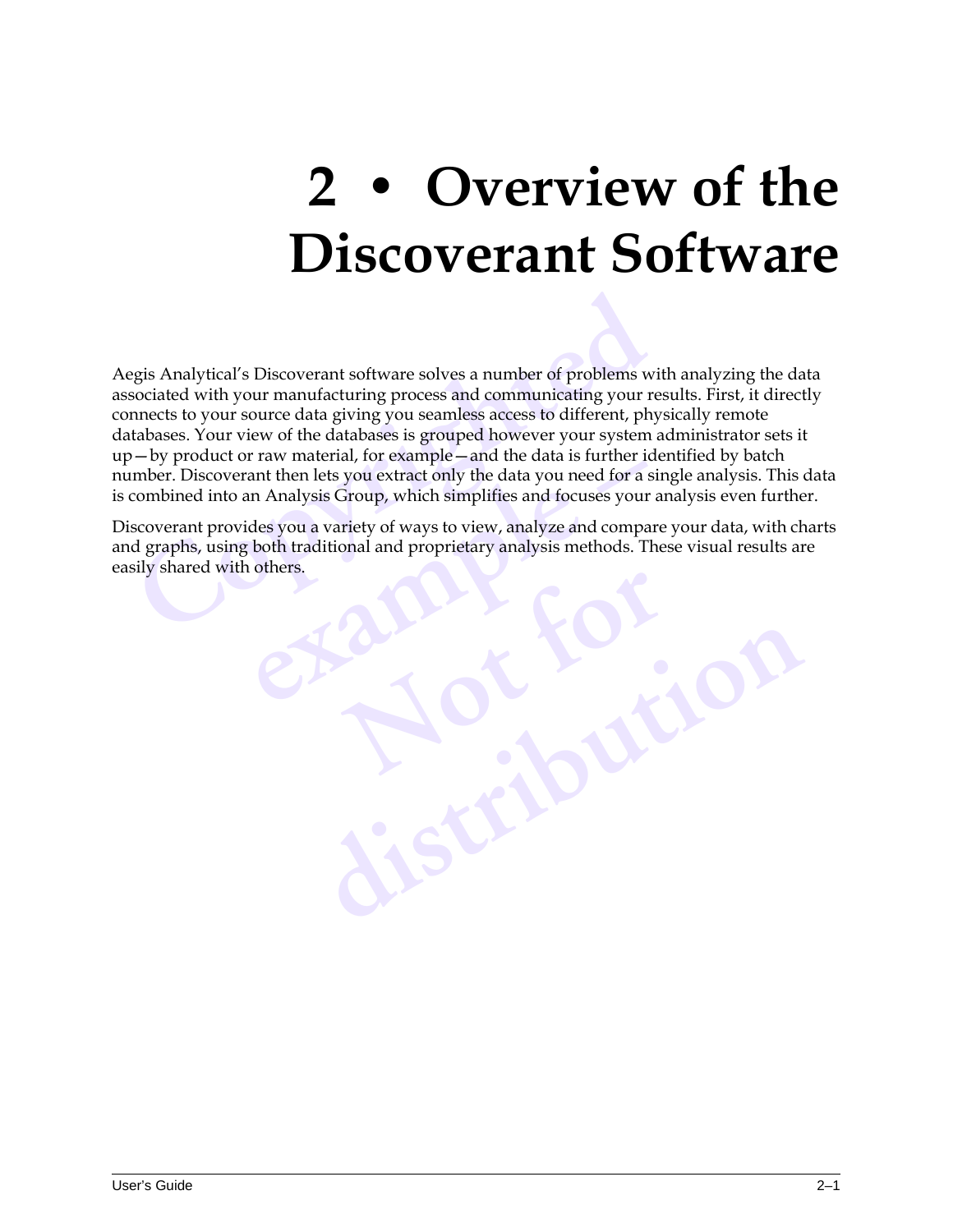# 2 • Overview of the Discoverant Software

Aegis Analytical's Discoverant software solves a number of problems with analyzing the data associated with your manufacturing process and communicating your results. First, it directly connects to your source data giving you seamless access to different, physically remote databases. Your view of the databases is grouped however your system administrator sets it up—by product or raw material, for example—and the data is further identified by batch number. Discoverant then lets you extract only the data you need for a single analysis. This data is combined into an Analysis Group, which simplifies and focuses your analysis even further.

Discoverant provides you a variety of ways to view, analyze and compare your data, with charts and graphs, using both traditional and proprietary analysis methods. These visual results are easily shared with others.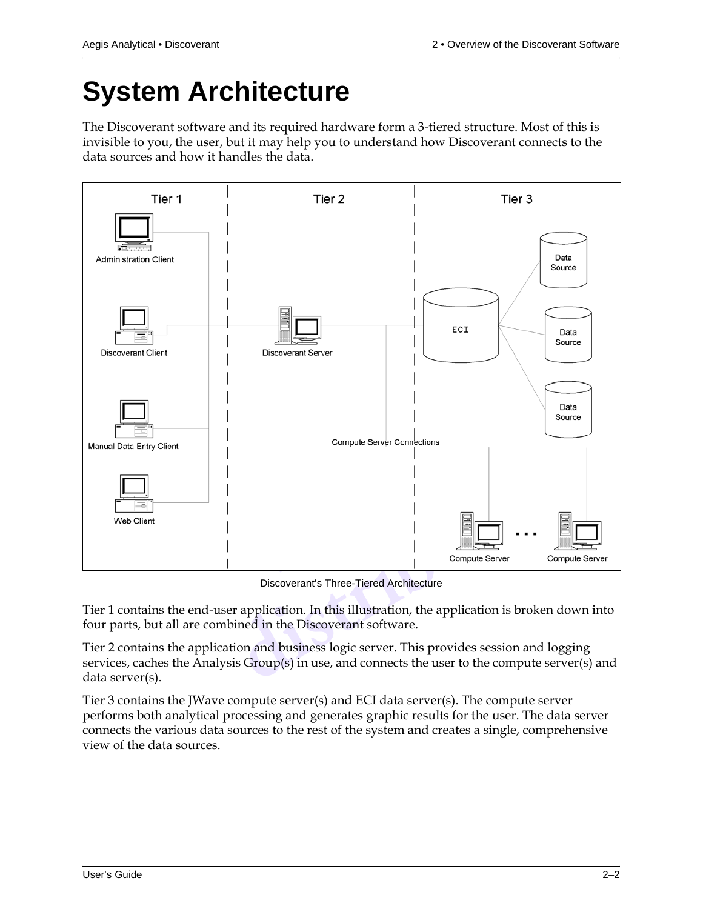# System Architecture

The Discoverant software and its required hardware form a 3-tiered structure. Most of this is invisible to you, the user, but it may help you to understand how Discoverant connects to the data sources and how it handles the data.

Discoverant's Three-Tiered Architecture

Tier 1 contains the end-user application. In this illustration, the application is broken down into four parts, but all are combined in the Discoverant software.

Tier 2 contains the application and business logic server. This provides session and logging services, caches the Analysis Group(s) in use, and connects the user to the compute server(s) and data server(s).

Tier 3 contains the JWave compute server(s) and ECI data server(s). The compute server performs both analytical processing and generates graphic results for the user. The data server connects the various data sources to the rest of the system and creates a single, comprehensive view of the data sources.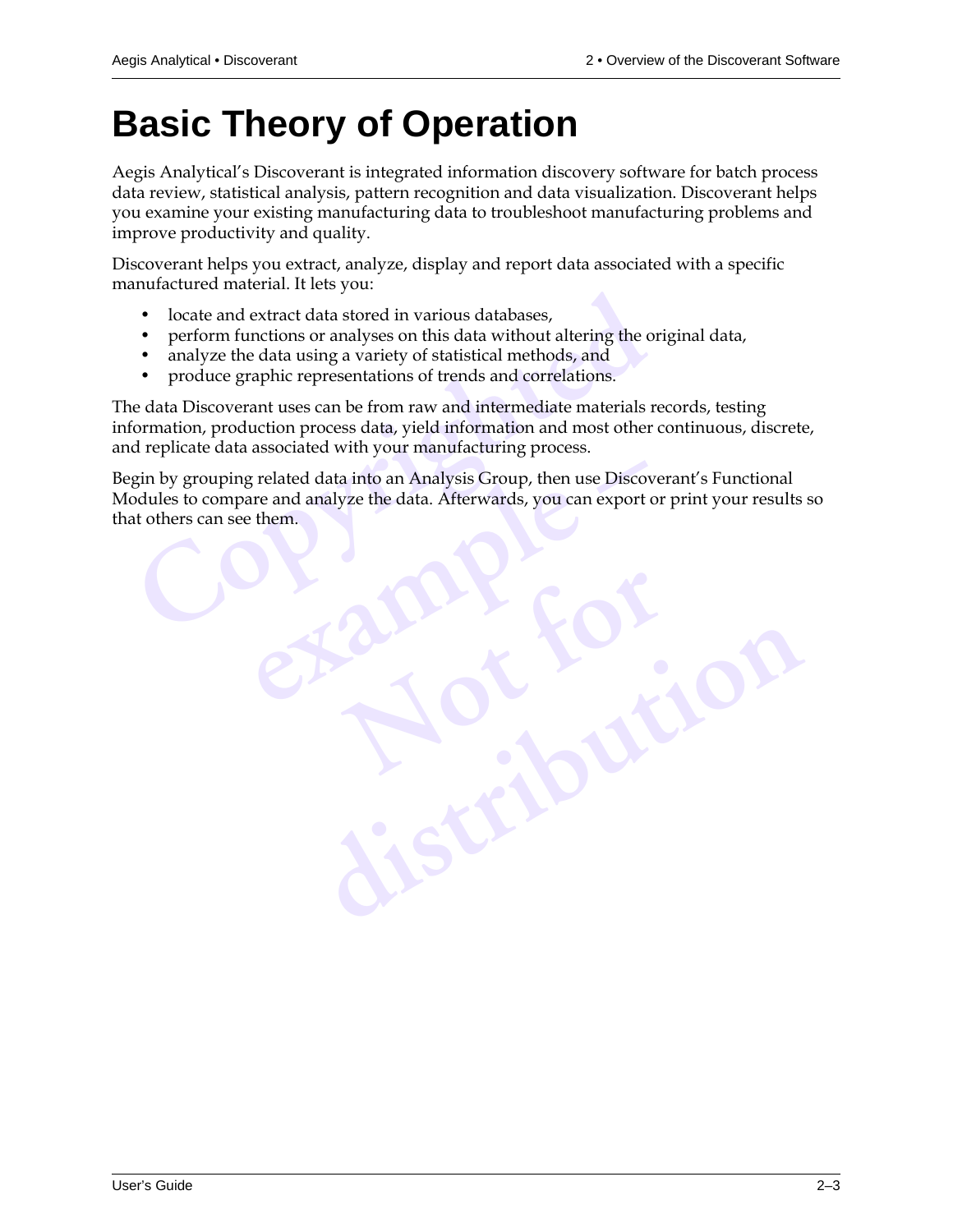# Basic Theory of Operation

Aegis Analytical's Discoverant is integrated information discovery software for batch process data review, statistical analysis, pattern recognition and data visualization. Discoverant helps you examine your existing manufacturing data to troubleshoot manufacturing problems and improve productivity and quality.

Discoverant helps you extract, analyze, display and report data associated with a specific manufactured material. It lets you:

- locate and extract data stored in various databases,
- perform functions or analyses on this data without altering the original data,
- analyze the data using a variety of statistical methods, and
- produce graphic representations of trends and correlations.

The data Discoverant uses can be from raw and intermediate materials records, testing information, production process data, yield information and most other continuous, discrete, and replicate data associated with your manufacturing process.

Begin by grouping related data into an Analysis Group, then use Discoverant's Functional Modules to compare and analyze the data. Afterwards, you can export or print your results so that others can see them.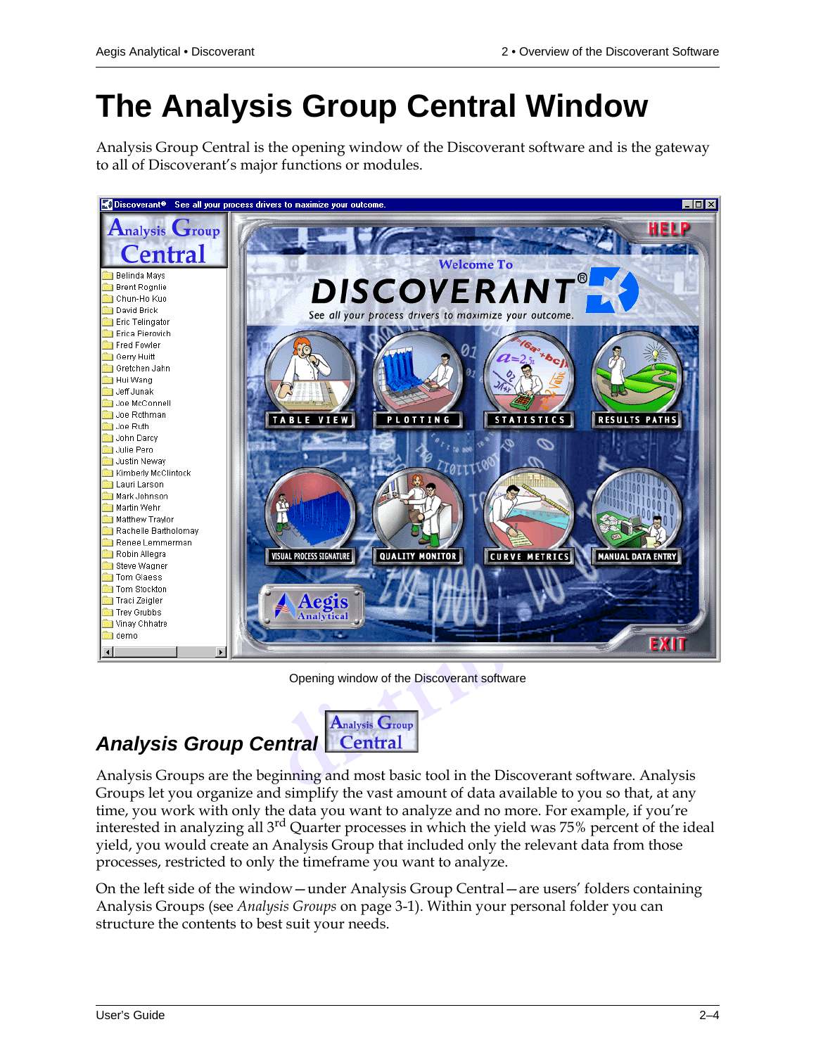# The Analysis Group Central Window

Analysis Group Central is the opening window of the Discoverant software and is the gateway to all of Discoverant's major functions or modules.

Opening window of the Discoverant software

## *Analysis Group Central*

Analysis Groups are the beginning and most basic tool in the Discoverant software. Analysis Groups let you organize and simplify the vast amount of data available to you so that, at any time, you work with only the data you want to analyze and no more. For example, if you're interested in analyzing all 3rd Quarter processes in which the yield was 75% percent of the ideal yield, you would create an Analysis Group that included only the relevant data from those processes, restricted to only the timeframe you want to analyze.

On the left side of the window—under Analysis Group Central—are users' folders containing Analysis Groups (see *Analysis Groups* on page 3-1). Within your personal folder you can structure the contents to best suit your needs.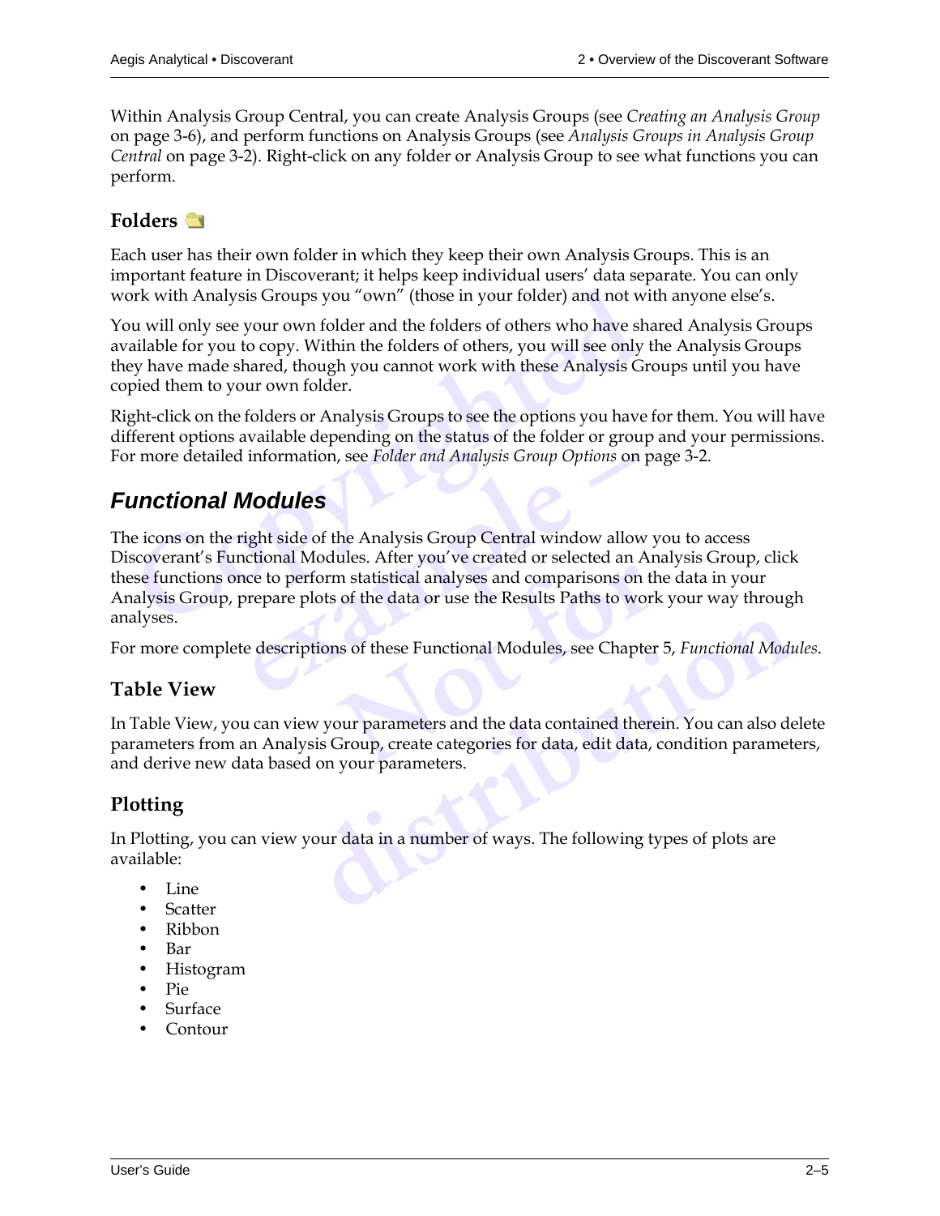Within Analysis Group Central, you can create Analysis Groups (see *Creating an Analysis Group* on page 3-6), and perform functions on Analysis Groups (see *Analysis Groups in Analysis Group Central* on page 3-2). Right-click on any folder or Analysis Group to see what functions you can perform.

### Folders

Each user has their own folder in which they keep their own Analysis Groups. This is an important feature in Discoverant; it helps keep individual users' data separate. You can only work with Analysis Groups you "own" (those in your folder) and not with anyone else's.

You will only see your own folder and the folders of others who have shared Analysis Groups available for you to copy. Within the folders of others, you will see only the Analysis Groups they have made shared, though you cannot work with these Analysis Groups until you have copied them to your own folder.

Right-click on the folders or Analysis Groups to see the options you have for them. You will have different options available depending on the status of the folder or group and your permissions. For more detailed information, see *Folder and Analysis Group Options* on page 3-2.

## Functional Modules

The icons on the right side of the Analysis Group Central window allow you to access Discoverant's Functional Modules. After you've created or selected an Analysis Group, click these functions once to perform statistical analyses and comparisons on the data in your Analysis Group, prepare plots of the data or use the Results Paths to work your way through analyses.

For more complete descriptions of these Functional Modules, see Chapter 5, *Functional Modules*.

### Table View

In Table View, you can view your parameters and the data contained therein. You can also delete parameters from an Analysis Group, create categories for data, edit data, condition parameters, and derive new data based on your parameters.

### Plotting

In Plotting, you can view your data in a number of ways. The following types of plots are available:

- Line
- Scatter
- Ribbon
- Bar
- Histogram
- Pie
- Surface
- Contour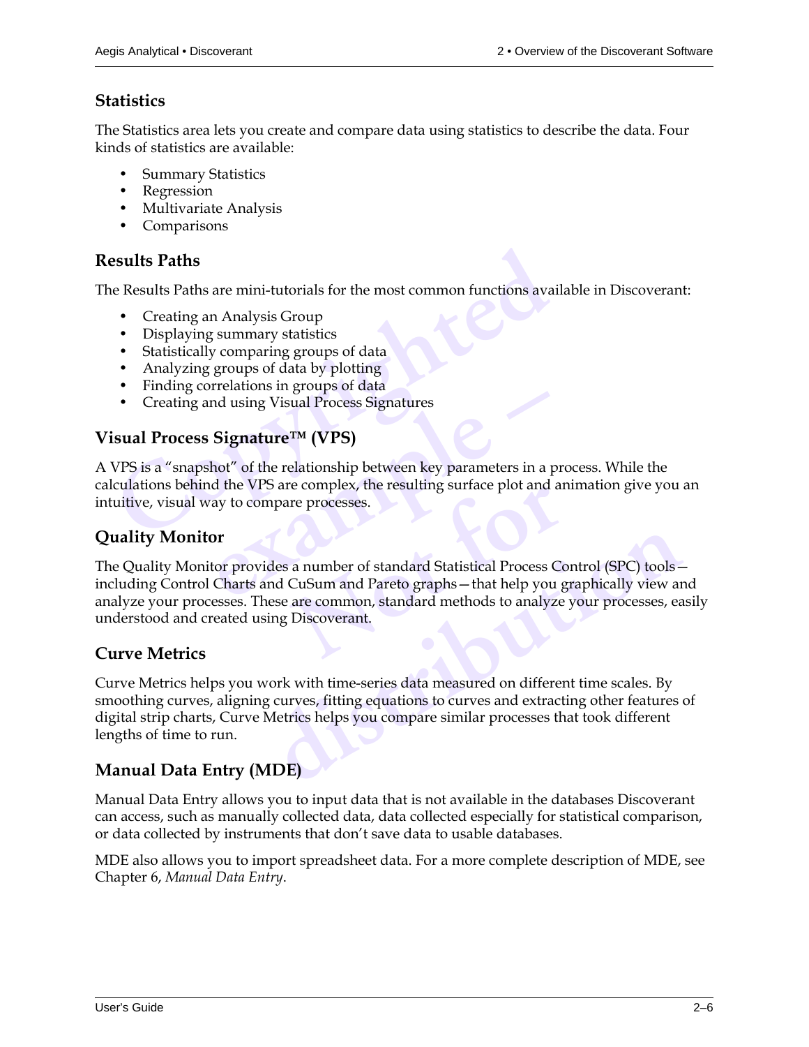## Statistics

The Statistics area lets you create and compare data using statistics to describe the data. Four kinds of statistics are available:

- Summary Statistics
- Regression
- Multivariate Analysis
- Comparisons

## Results Paths

The Results Paths are mini-tutorials for the most common functions available in Discoverant:

- Creating an Analysis Group
- Displaying summary statistics
- Statistically comparing groups of data
- Analyzing groups of data by plotting
- Finding correlations in groups of data
- Creating and using Visual Process Signatures

## Visual Process Signature™ (VPS)

A VPS is a "snapshot" of the relationship between key parameters in a process. While the calculations behind the VPS are complex, the resulting surface plot and animation give you an intuitive, visual way to compare processes.

## Quality Monitor

The Quality Monitor provides a number of standard Statistical Process Control (SPC) tools—including Control Charts and CuSum and Pareto graphs—that help you graphically view and analyze your processes. These are common, standard methods to analyze your processes, easily understood and created using Discoverant.

## Curve Metrics

Curve Metrics helps you work with time-series data measured on different time scales. By smoothing curves, aligning curves, fitting equations to curves and extracting other features of digital strip charts, Curve Metrics helps you compare similar processes that took different lengths of time to run.

## Manual Data Entry (MDE)

Manual Data Entry allows you to input data that is not available in the databases Discoverant can access, such as manually collected data, data collected especially for statistical comparison, or data collected by instruments that don't save data to usable databases.

MDE also allows you to import spreadsheet data. For a more complete description of MDE, see Chapter 6, *Manual Data Entry*.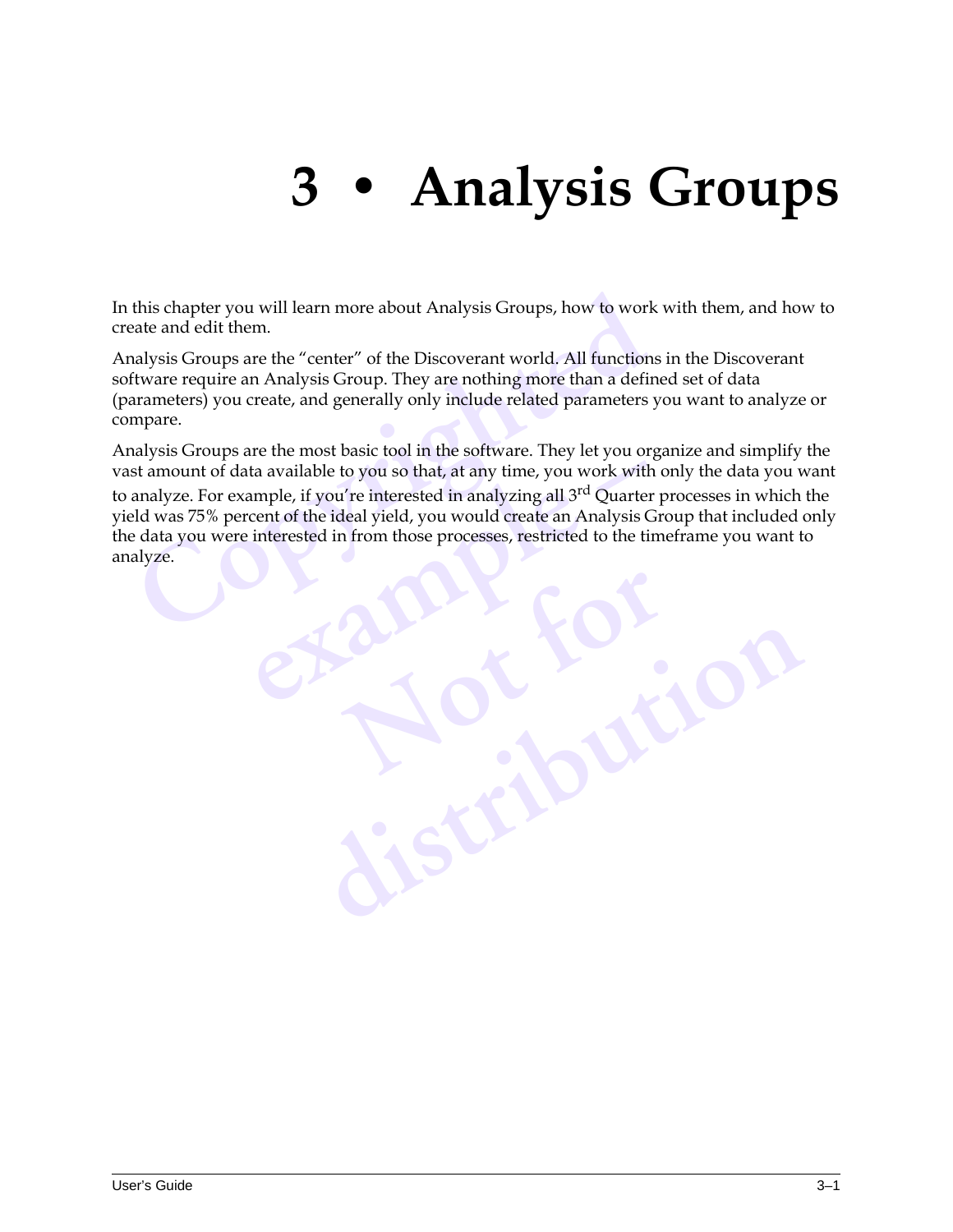# 3 • Analysis Groups

In this chapter you will learn more about Analysis Groups, how to work with them, and how to create and edit them.

Analysis Groups are the “center” of the Discoverant world. All functions in the Discoverant software require an Analysis Group. They are nothing more than a defined set of data (parameters) you create, and generally only include related parameters you want to analyze or compare.

Analysis Groups are the most basic tool in the software. They let you organize and simplify the vast amount of data available to you so that, at any time, you work with only the data you want to analyze. For example, if you’re interested in analyzing all 3rd Quarter processes in which the yield was 75% percent of the ideal yield, you would create an Analysis Group that included only the data you were interested in from those processes, restricted to the timeframe you want to analyze.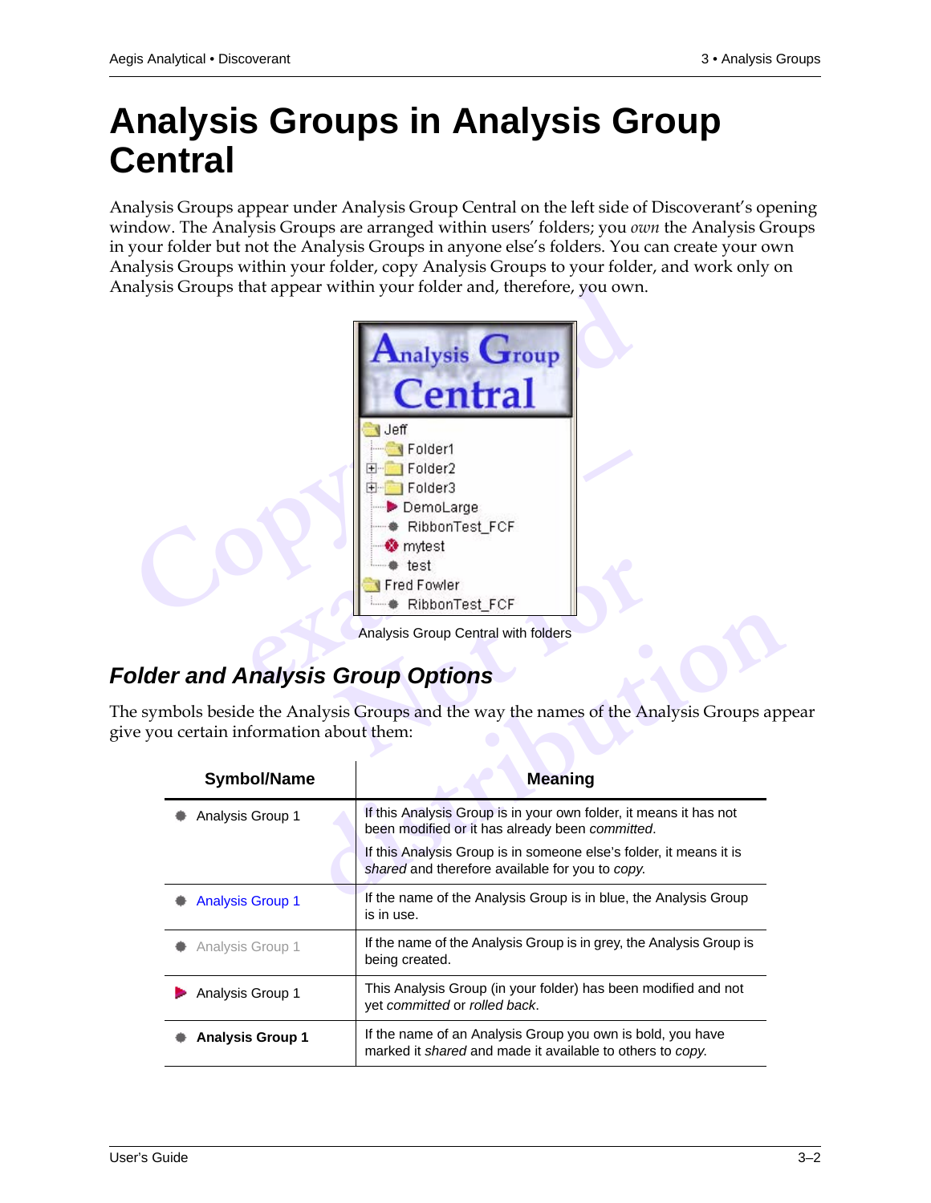# Analysis Groups in Analysis Group Central

Analysis Groups appear under Analysis Group Central on the left side of Discoverant's opening window. The Analysis Groups are arranged within users' folders; you *own* the Analysis Groups in your folder but not the Analysis Groups in anyone else's folders. You can create your own Analysis Groups within your folder, copy Analysis Groups to your folder, and work only on Analysis Groups that appear within your folder and, therefore, you own.

Analysis Group Central with folders

## *Folder and Analysis Group Options*

The symbols beside the Analysis Groups and the way the names of the Analysis Groups appear give you certain information about them:

| Symbol/Name | Meaning |
|---|---|
| ● Analysis Group 1 | If this Analysis Group is in your own folder, it means it has not been modified or it has already been *committed*. If this Analysis Group is in someone else's folder, it means it is *shared* and therefore available for you to *copy*. |
| ● Analysis Group 1 (blue) | If the name of the Analysis Group is in blue, the Analysis Group is in use. |
| ● Analysis Group 1 (grey) | If the name of the Analysis Group is in grey, the Analysis Group is being created. |
| ▶ Analysis Group 1 | This Analysis Group (in your folder) has been modified and not yet *committed* or *rolled back*. |
| ● **Analysis Group 1** | If the name of an Analysis Group you own is bold, you have marked it *shared* and made it available to others to *copy*. |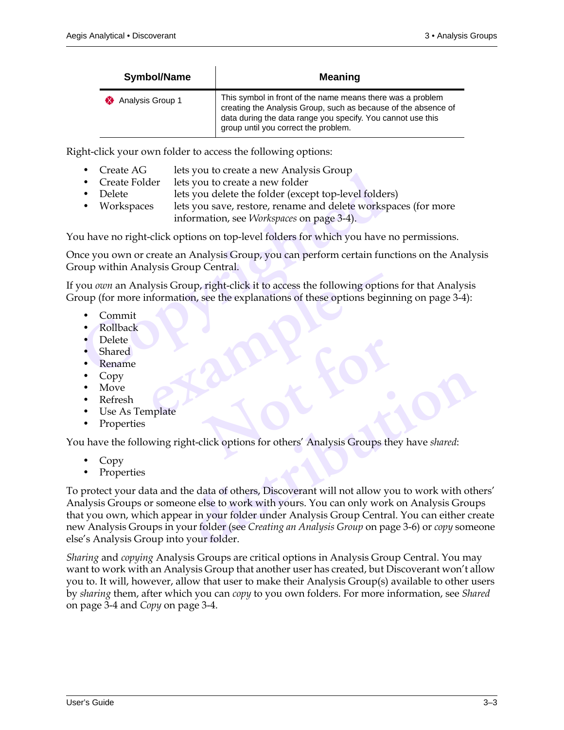| Symbol/Name | Meaning |
|---|---|
| Analysis Group 1 | This symbol in front of the name means there was a problem creating the Analysis Group, such as because of the absence of data during the data range you specify. You cannot use this group until you correct the problem. |

Right-click your own folder to access the following options:

- Create AG lets you to create a new Analysis Group
- Create Folder lets you to create a new folder
- Delete lets you delete the folder (except top-level folders)
- Workspaces lets you save, restore, rename and delete workspaces (for more information, see *Workspaces* on page 3-4).

You have no right-click options on top-level folders for which you have no permissions.

Once you own or create an Analysis Group, you can perform certain functions on the Analysis Group within Analysis Group Central.

If you *own* an Analysis Group, right-click it to access the following options for that Analysis Group (for more information, see the explanations of these options beginning on page 3-4):

- Commit
- Rollback
- Delete
- Shared
- Rename
- Copy
- Move
- Refresh
- Use As Template
- Properties

You have the following right-click options for others' Analysis Groups they have *shared*:

- Copy
- Properties

To protect your data and the data of others, Discoverant will not allow you to work with others' Analysis Groups or someone else to work with yours. You can only work on Analysis Groups that you own, which appear in your folder under Analysis Group Central. You can either create new Analysis Groups in your folder (see *Creating an Analysis Group* on page 3-6) or *copy* someone else's Analysis Group into your folder.

*Sharing* and *copying* Analysis Groups are critical options in Analysis Group Central. You may want to work with an Analysis Group that another user has created, but Discoverant won't allow you to. It will, however, allow that user to make their Analysis Group(s) available to other users by *sharing* them, after which you can *copy* to you own folders. For more information, see *Shared* on page 3-4 and *Copy* on page 3-4.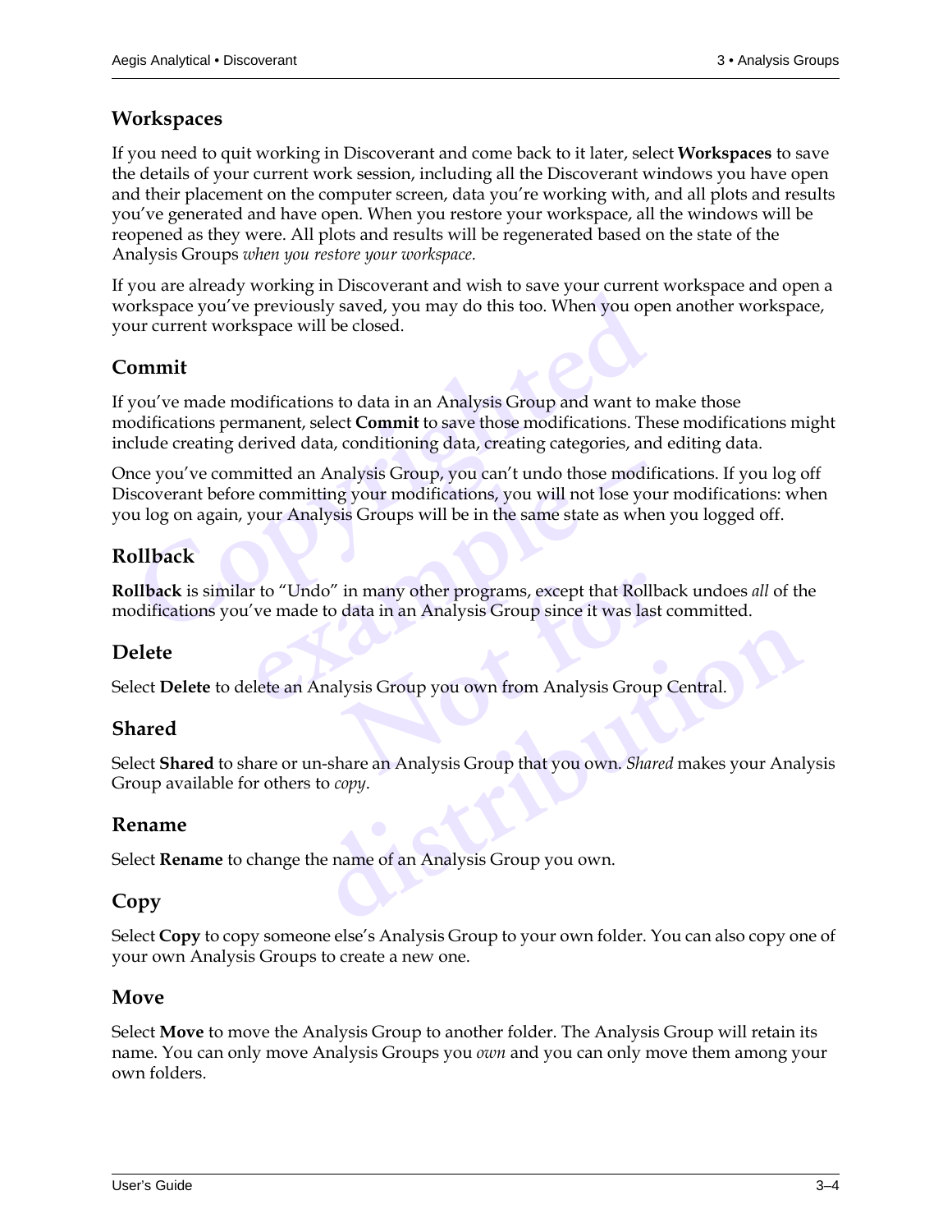## Workspaces

If you need to quit working in Discoverant and come back to it later, select **Workspaces** to save the details of your current work session, including all the Discoverant windows you have open and their placement on the computer screen, data you're working with, and all plots and results you've generated and have open. When you restore your workspace, all the windows will be reopened as they were. All plots and results will be regenerated based on the state of the Analysis Groups *when you restore your workspace.*

If you are already working in Discoverant and wish to save your current workspace and open a workspace you've previously saved, you may do this too. When you open another workspace, your current workspace will be closed.

## Commit

If you've made modifications to data in an Analysis Group and want to make those modifications permanent, select **Commit** to save those modifications. These modifications might include creating derived data, conditioning data, creating categories, and editing data.

Once you've committed an Analysis Group, you can't undo those modifications. If you log off Discoverant before committing your modifications, you will not lose your modifications: when you log on again, your Analysis Groups will be in the same state as when you logged off.

## Rollback

**Rollback** is similar to "Undo" in many other programs, except that Rollback undoes *all* of the modifications you've made to data in an Analysis Group since it was last committed.

## Delete

Select **Delete** to delete an Analysis Group you own from Analysis Group Central.

## Shared

Select **Shared** to share or un-share an Analysis Group that you own. *Shared* makes your Analysis Group available for others to *copy*.

## Rename

Select **Rename** to change the name of an Analysis Group you own.

## Copy

Select **Copy** to copy someone else's Analysis Group to your own folder. You can also copy one of your own Analysis Groups to create a new one.

## Move

Select **Move** to move the Analysis Group to another folder. The Analysis Group will retain its name. You can only move Analysis Groups you *own* and you can only move them among your own folders.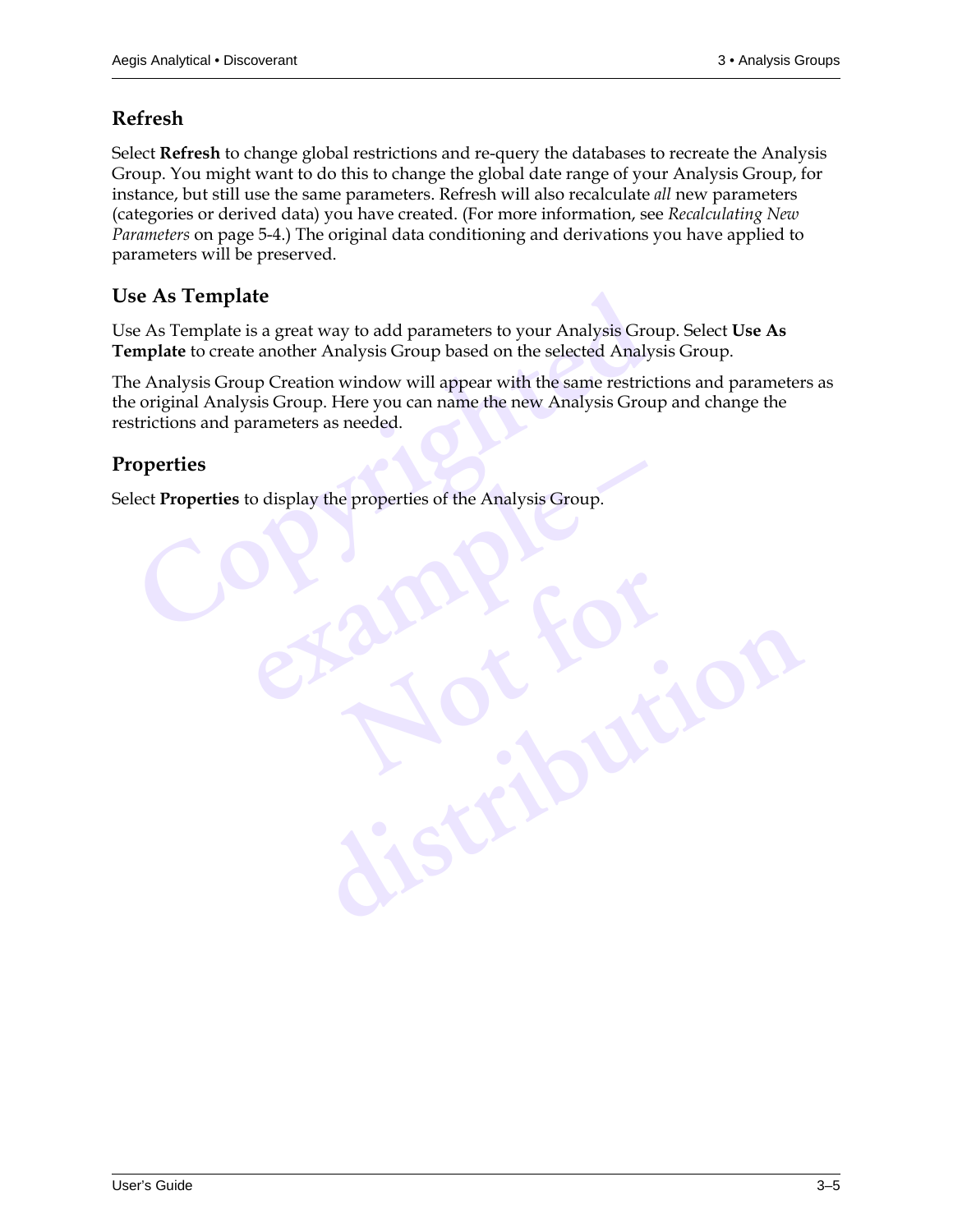## Refresh

Select **Refresh** to change global restrictions and re-query the databases to recreate the Analysis Group. You might want to do this to change the global date range of your Analysis Group, for instance, but still use the same parameters. Refresh will also recalculate *all* new parameters (categories or derived data) you have created. (For more information, see *Recalculating New Parameters* on page 5-4.) The original data conditioning and derivations you have applied to parameters will be preserved.

## Use As Template

Use As Template is a great way to add parameters to your Analysis Group. Select **Use As Template** to create another Analysis Group based on the selected Analysis Group.

The Analysis Group Creation window will appear with the same restrictions and parameters as the original Analysis Group. Here you can name the new Analysis Group and change the restrictions and parameters as needed.

## Properties

Select **Properties** to display the properties of the Analysis Group.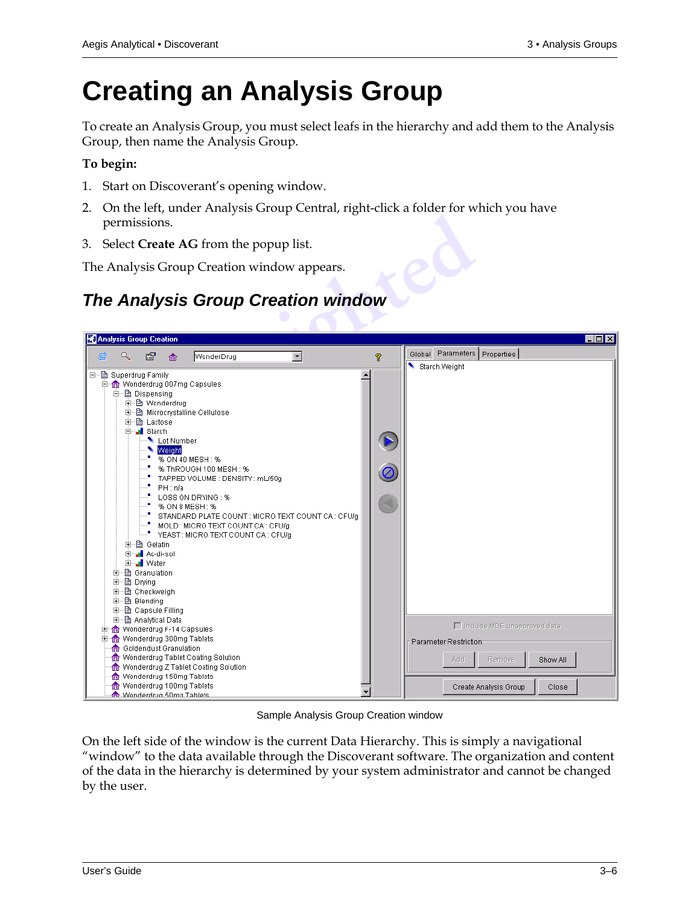# Creating an Analysis Group

To create an Analysis Group, you must select leafs in the hierarchy and add them to the Analysis Group, then name the Analysis Group.

**To begin:**

1. Start on Discoverant's opening window.
2. On the left, under Analysis Group Central, right-click a folder for which you have permissions.
3. Select **Create AG** from the popup list.

The Analysis Group Creation window appears.

## *The Analysis Group Creation window*

Sample Analysis Group Creation window

On the left side of the window is the current Data Hierarchy. This is simply a navigational "window" to the data available through the Discoverant software. The organization and content of the data in the hierarchy is determined by your system administrator and cannot be changed by the user.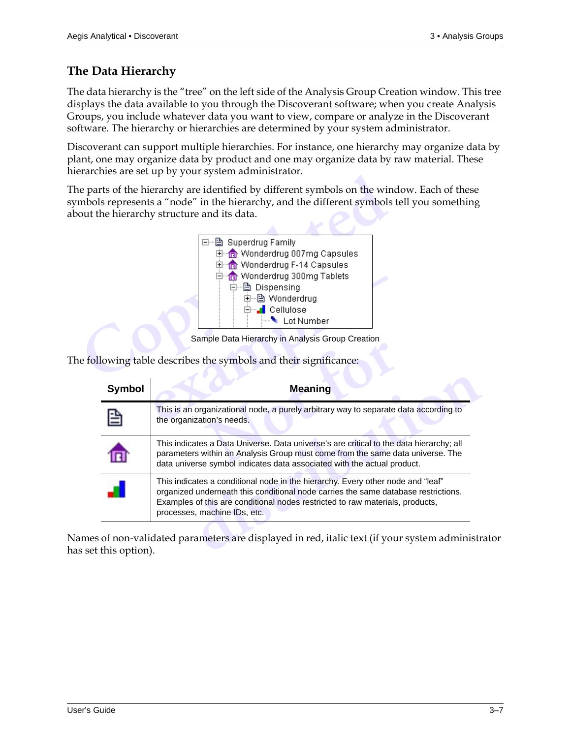## The Data Hierarchy

The data hierarchy is the "tree" on the left side of the Analysis Group Creation window. This tree displays the data available to you through the Discoverant software; when you create Analysis Groups, you include whatever data you want to view, compare or analyze in the Discoverant software. The hierarchy or hierarchies are determined by your system administrator.

Discoverant can support multiple hierarchies. For instance, one hierarchy may organize data by plant, one may organize data by product and one may organize data by raw material. These hierarchies are set up by your system administrator.

The parts of the hierarchy are identified by different symbols on the window. Each of these symbols represents a "node" in the hierarchy, and the different symbols tell you something about the hierarchy structure and its data.

```
⊟ Superdrug Family
   ⊞ Wonderdrug 007mg Capsules
   ⊞ Wonderdrug F-14 Capsules
   ⊟ Wonderdrug 300mg Tablets
      ⊟ Dispensing
         ⊞ Wonderdrug
         ⊟ Cellulose
            Lot Number
```

Sample Data Hierarchy in Analysis Group Creation

The following table describes the symbols and their significance:

| Symbol | Meaning |
|---|---|
| (document icon) | This is an organizational node, a purely arbitrary way to separate data according to the organization's needs. |
| (house icon) | This indicates a Data Universe. Data universe's are critical to the data hierarchy; all parameters within an Analysis Group must come from the same data universe. The data universe symbol indicates data associated with the actual product. |
| (bar chart icon) | This indicates a conditional node in the hierarchy. Every other node and "leaf" organized underneath this conditional node carries the same database restrictions. Examples of this are conditional nodes restricted to raw materials, products, processes, machine IDs, etc. |

Names of non-validated parameters are displayed in red, italic text (if your system administrator has set this option).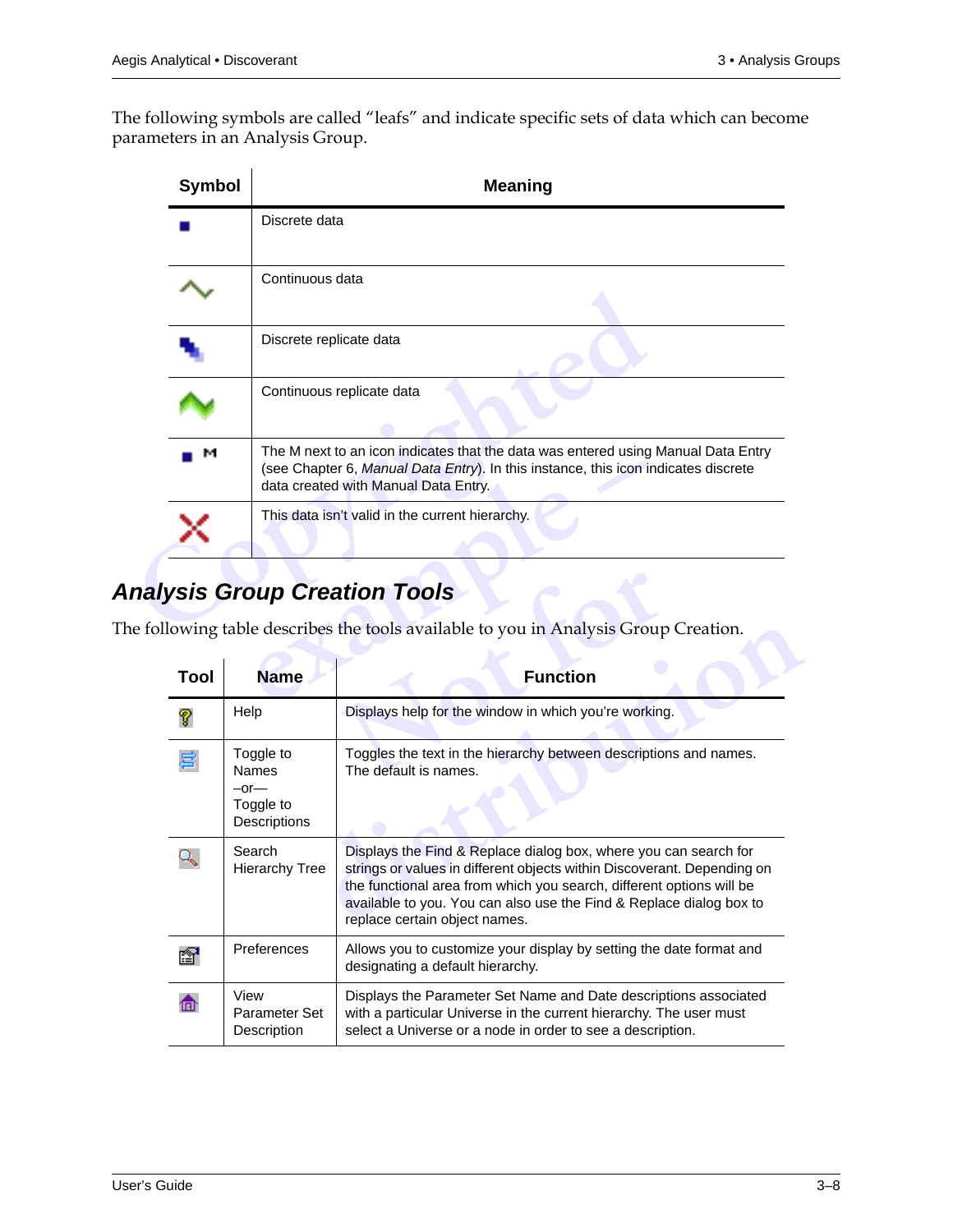The following symbols are called "leafs" and indicate specific sets of data which can become parameters in an Analysis Group.

| Symbol | Meaning |
|---|---|
| | Discrete data |
| | Continuous data |
| | Discrete replicate data |
| | Continuous replicate data |
| M | The M next to an icon indicates that the data was entered using Manual Data Entry (see Chapter 6, *Manual Data Entry*). In this instance, this icon indicates discrete data created with Manual Data Entry. |
| | This data isn't valid in the current hierarchy. |

## Analysis Group Creation Tools

The following table describes the tools available to you in Analysis Group Creation.

| Tool | Name | Function |
|---|---|---|
| | Help | Displays help for the window in which you're working. |
| | Toggle to Names —or— Toggle to Descriptions | Toggles the text in the hierarchy between descriptions and names. The default is names. |
| | Search Hierarchy Tree | Displays the Find & Replace dialog box, where you can search for strings or values in different objects within Discoverant. Depending on the functional area from which you search, different options will be available to you. You can also use the Find & Replace dialog box to replace certain object names. |
| | Preferences | Allows you to customize your display by setting the date format and designating a default hierarchy. |
| | View Parameter Set Description | Displays the Parameter Set Name and Date descriptions associated with a particular Universe in the current hierarchy. The user must select a Universe or a node in order to see a description. |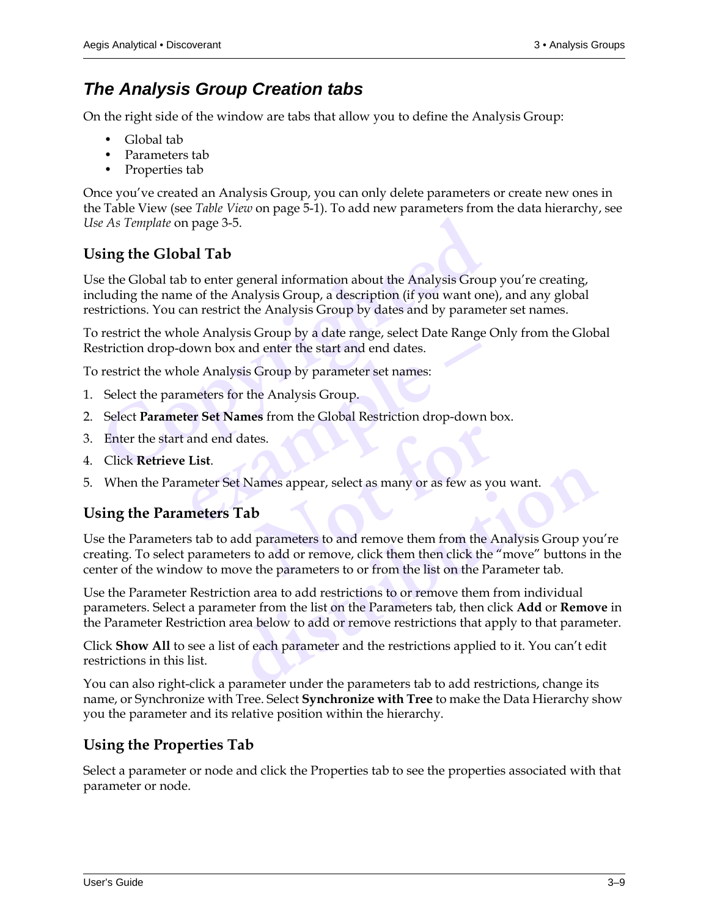## *The Analysis Group Creation tabs*

On the right side of the window are tabs that allow you to define the Analysis Group:

- Global tab
- Parameters tab
- Properties tab

Once you've created an Analysis Group, you can only delete parameters or create new ones in the Table View (see *Table View* on page 5-1). To add new parameters from the data hierarchy, see *Use As Template* on page 3-5.

### Using the Global Tab

Use the Global tab to enter general information about the Analysis Group you're creating, including the name of the Analysis Group, a description (if you want one), and any global restrictions. You can restrict the Analysis Group by dates and by parameter set names.

To restrict the whole Analysis Group by a date range, select Date Range Only from the Global Restriction drop-down box and enter the start and end dates.

To restrict the whole Analysis Group by parameter set names:

1. Select the parameters for the Analysis Group.
2. Select **Parameter Set Names** from the Global Restriction drop-down box.
3. Enter the start and end dates.
4. Click **Retrieve List**.
5. When the Parameter Set Names appear, select as many or as few as you want.

### Using the Parameters Tab

Use the Parameters tab to add parameters to and remove them from the Analysis Group you're creating. To select parameters to add or remove, click them then click the "move" buttons in the center of the window to move the parameters to or from the list on the Parameter tab.

Use the Parameter Restriction area to add restrictions to or remove them from individual parameters. Select a parameter from the list on the Parameters tab, then click **Add** or **Remove** in the Parameter Restriction area below to add or remove restrictions that apply to that parameter.

Click **Show All** to see a list of each parameter and the restrictions applied to it. You can't edit restrictions in this list.

You can also right-click a parameter under the parameters tab to add restrictions, change its name, or Synchronize with Tree. Select **Synchronize with Tree** to make the Data Hierarchy show you the parameter and its relative position within the hierarchy.

### Using the Properties Tab

Select a parameter or node and click the Properties tab to see the properties associated with that parameter or node.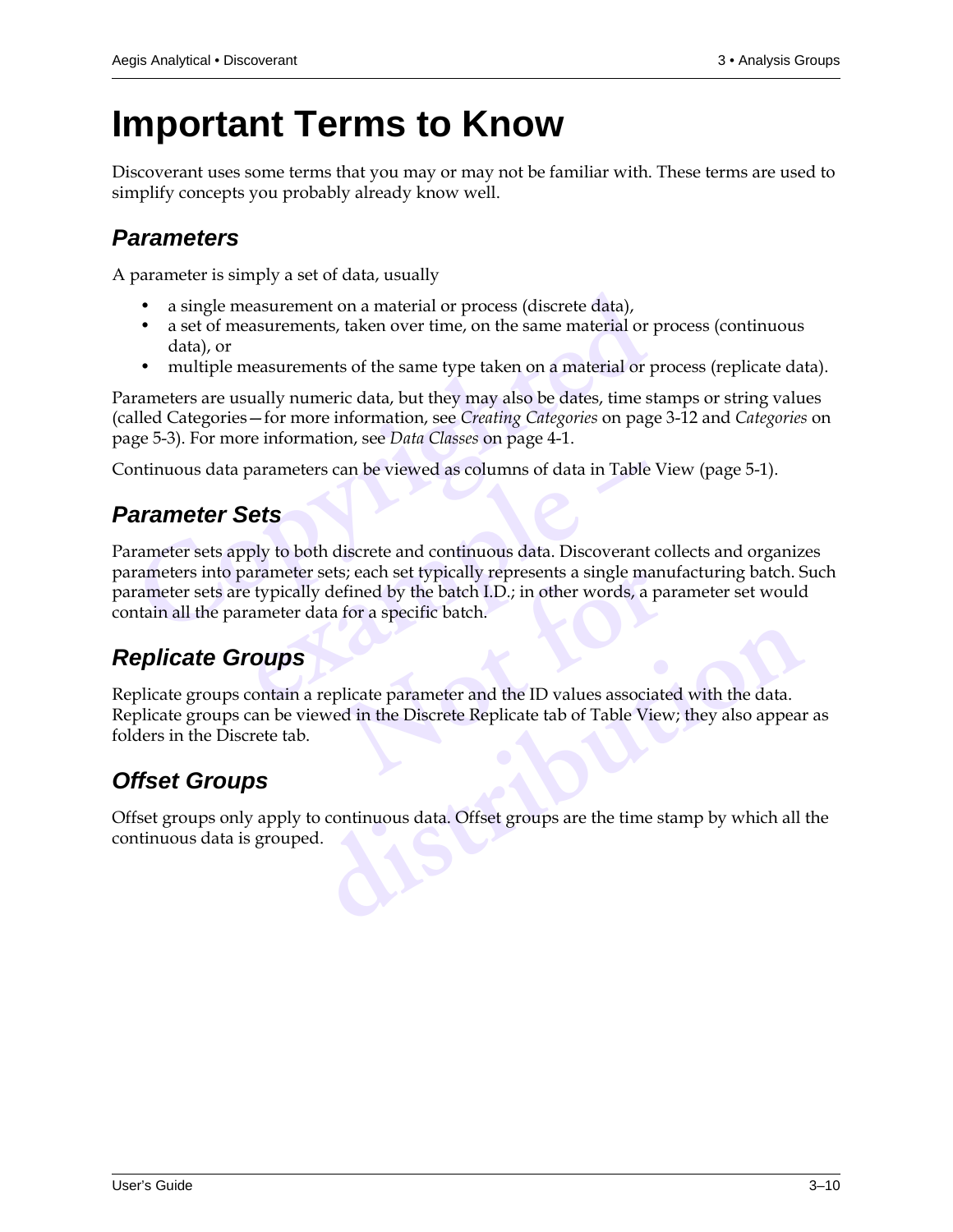# Important Terms to Know

Discoverant uses some terms that you may or may not be familiar with. These terms are used to simplify concepts you probably already know well.

## *Parameters*

A parameter is simply a set of data, usually

- a single measurement on a material or process (discrete data),
- a set of measurements, taken over time, on the same material or process (continuous data), or
- multiple measurements of the same type taken on a material or process (replicate data).

Parameters are usually numeric data, but they may also be dates, time stamps or string values (called Categories—for more information, see *Creating Categories* on page 3-12 and *Categories* on page 5-3). For more information, see *Data Classes* on page 4-1.

Continuous data parameters can be viewed as columns of data in Table View (page 5-1).

## *Parameter Sets*

Parameter sets apply to both discrete and continuous data. Discoverant collects and organizes parameters into parameter sets; each set typically represents a single manufacturing batch. Such parameter sets are typically defined by the batch I.D.; in other words, a parameter set would contain all the parameter data for a specific batch.

## *Replicate Groups*

Replicate groups contain a replicate parameter and the ID values associated with the data. Replicate groups can be viewed in the Discrete Replicate tab of Table View; they also appear as folders in the Discrete tab.

## *Offset Groups*

Offset groups only apply to continuous data. Offset groups are the time stamp by which all the continuous data is grouped.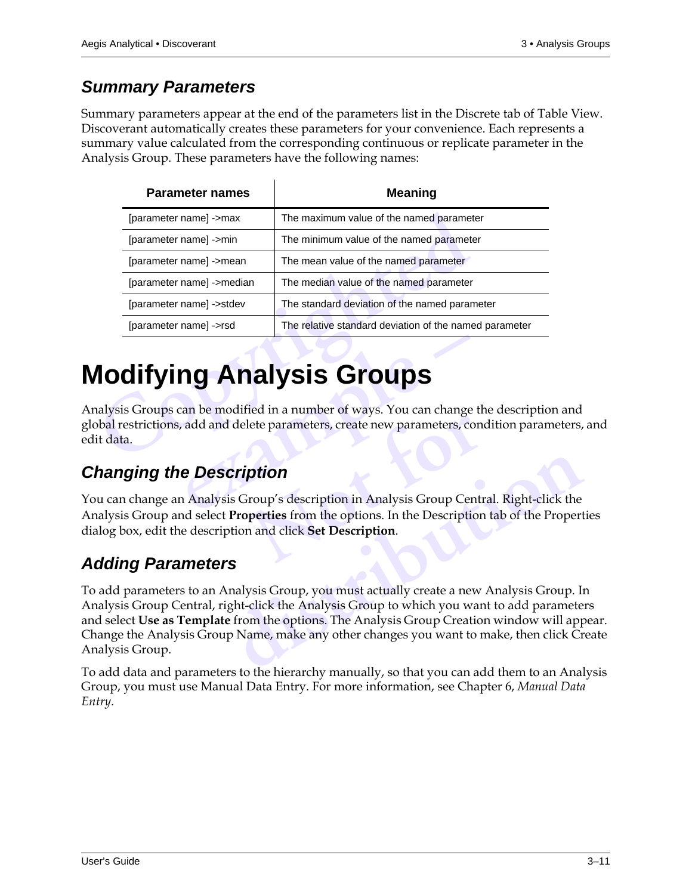## Summary Parameters

Summary parameters appear at the end of the parameters list in the Discrete tab of Table View. Discoverant automatically creates these parameters for your convenience. Each represents a summary value calculated from the corresponding continuous or replicate parameter in the Analysis Group. These parameters have the following names:

| Parameter names | Meaning |
|---|---|
| [parameter name] ->max | The maximum value of the named parameter |
| [parameter name] ->min | The minimum value of the named parameter |
| [parameter name] ->mean | The mean value of the named parameter |
| [parameter name] ->median | The median value of the named parameter |
| [parameter name] ->stdev | The standard deviation of the named parameter |
| [parameter name] ->rsd | The relative standard deviation of the named parameter |

# Modifying Analysis Groups

Analysis Groups can be modified in a number of ways. You can change the description and global restrictions, add and delete parameters, create new parameters, condition parameters, and edit data.

## Changing the Description

You can change an Analysis Group's description in Analysis Group Central. Right-click the Analysis Group and select **Properties** from the options. In the Description tab of the Properties dialog box, edit the description and click **Set Description**.

## Adding Parameters

To add parameters to an Analysis Group, you must actually create a new Analysis Group. In Analysis Group Central, right-click the Analysis Group to which you want to add parameters and select **Use as Template** from the options. The Analysis Group Creation window will appear. Change the Analysis Group Name, make any other changes you want to make, then click Create Analysis Group.

To add data and parameters to the hierarchy manually, so that you can add them to an Analysis Group, you must use Manual Data Entry. For more information, see Chapter 6, *Manual Data Entry*.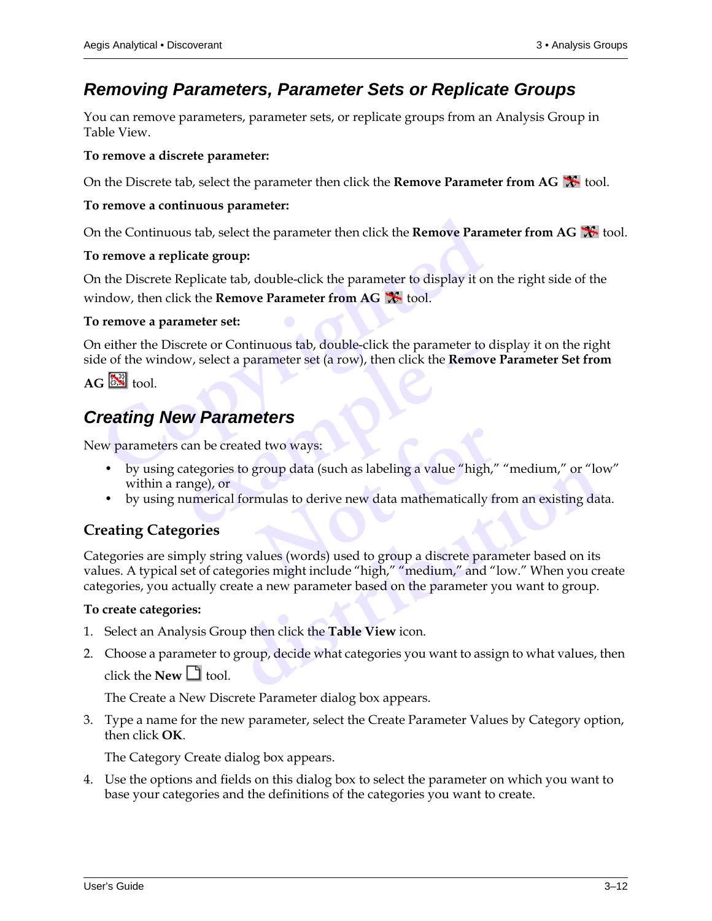## *Removing Parameters, Parameter Sets or Replicate Groups*

You can remove parameters, parameter sets, or replicate groups from an Analysis Group in Table View.

**To remove a discrete parameter:**

On the Discrete tab, select the parameter then click the **Remove Parameter from AG** tool.

**To remove a continuous parameter:**

On the Continuous tab, select the parameter then click the **Remove Parameter from AG** tool.

**To remove a replicate group:**

On the Discrete Replicate tab, double-click the parameter to display it on the right side of the window, then click the **Remove Parameter from AG** tool.

**To remove a parameter set:**

On either the Discrete or Continuous tab, double-click the parameter to display it on the right side of the window, select a parameter set (a row), then click the **Remove Parameter Set from AG** tool.

## *Creating New Parameters*

New parameters can be created two ways:

- by using categories to group data (such as labeling a value "high," "medium," or "low" within a range), or
- by using numerical formulas to derive new data mathematically from an existing data.

### Creating Categories

Categories are simply string values (words) used to group a discrete parameter based on its values. A typical set of categories might include "high," "medium," and "low." When you create categories, you actually create a new parameter based on the parameter you want to group.

**To create categories:**

1. Select an Analysis Group then click the **Table View** icon.
2. Choose a parameter to group, decide what categories you want to assign to what values, then click the **New** tool.

   The Create a New Discrete Parameter dialog box appears.
3. Type a name for the new parameter, select the Create Parameter Values by Category option, then click **OK**.

   The Category Create dialog box appears.
4. Use the options and fields on this dialog box to select the parameter on which you want to base your categories and the definitions of the categories you want to create.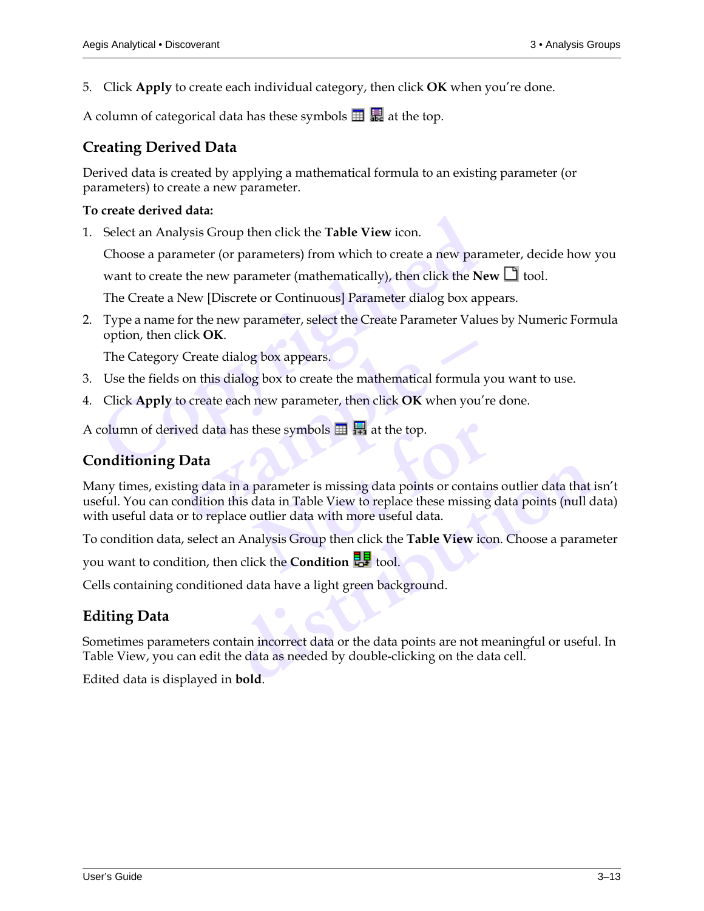5. Click **Apply** to create each individual category, then click **OK** when you're done.

A column of categorical data has these symbols at the top.

## Creating Derived Data

Derived data is created by applying a mathematical formula to an existing parameter (or parameters) to create a new parameter.

**To create derived data:**

1. Select an Analysis Group then click the **Table View** icon.

   Choose a parameter (or parameters) from which to create a new parameter, decide how you want to create the new parameter (mathematically), then click the **New** tool.

   The Create a New [Discrete or Continuous] Parameter dialog box appears.

2. Type a name for the new parameter, select the Create Parameter Values by Numeric Formula option, then click **OK**.

   The Category Create dialog box appears.

3. Use the fields on this dialog box to create the mathematical formula you want to use.
4. Click **Apply** to create each new parameter, then click **OK** when you're done.

A column of derived data has these symbols at the top.

## Conditioning Data

Many times, existing data in a parameter is missing data points or contains outlier data that isn't useful. You can condition this data in Table View to replace these missing data points (null data) with useful data or to replace outlier data with more useful data.

To condition data, select an Analysis Group then click the **Table View** icon. Choose a parameter you want to condition, then click the **Condition** tool.

Cells containing conditioned data have a light green background.

## Editing Data

Sometimes parameters contain incorrect data or the data points are not meaningful or useful. In Table View, you can edit the data as needed by double-clicking on the data cell.

Edited data is displayed in **bold**.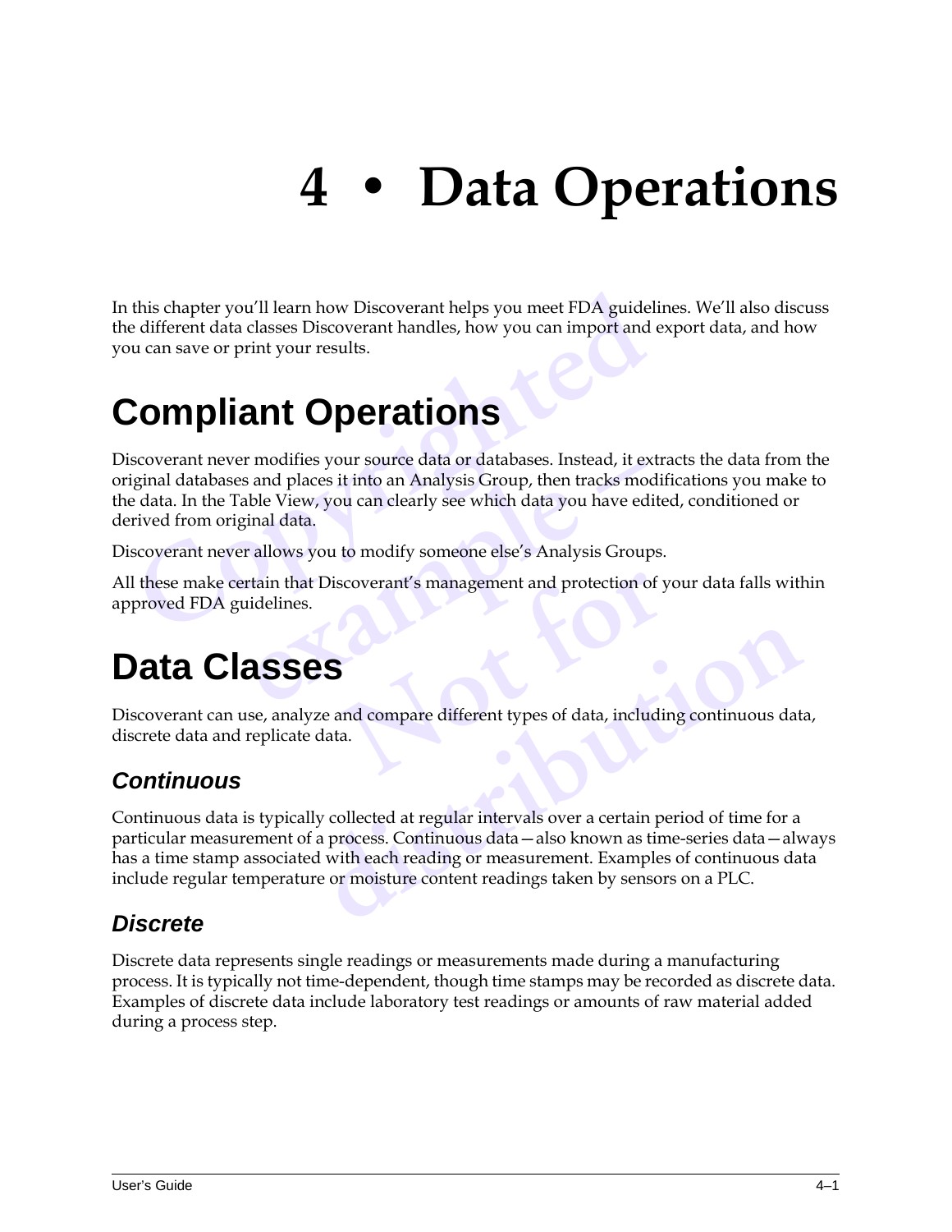# 4 • Data Operations

In this chapter you'll learn how Discoverant helps you meet FDA guidelines. We'll also discuss the different data classes Discoverant handles, how you can import and export data, and how you can save or print your results.

## Compliant Operations

Discoverant never modifies your source data or databases. Instead, it extracts the data from the original databases and places it into an Analysis Group, then tracks modifications you make to the data. In the Table View, you can clearly see which data you have edited, conditioned or derived from original data.

Discoverant never allows you to modify someone else's Analysis Groups.

All these make certain that Discoverant's management and protection of your data falls within approved FDA guidelines.

## Data Classes

Discoverant can use, analyze and compare different types of data, including continuous data, discrete data and replicate data.

### *Continuous*

Continuous data is typically collected at regular intervals over a certain period of time for a particular measurement of a process. Continuous data—also known as time-series data—always has a time stamp associated with each reading or measurement. Examples of continuous data include regular temperature or moisture content readings taken by sensors on a PLC.

### *Discrete*

Discrete data represents single readings or measurements made during a manufacturing process. It is typically not time-dependent, though time stamps may be recorded as discrete data. Examples of discrete data include laboratory test readings or amounts of raw material added during a process step.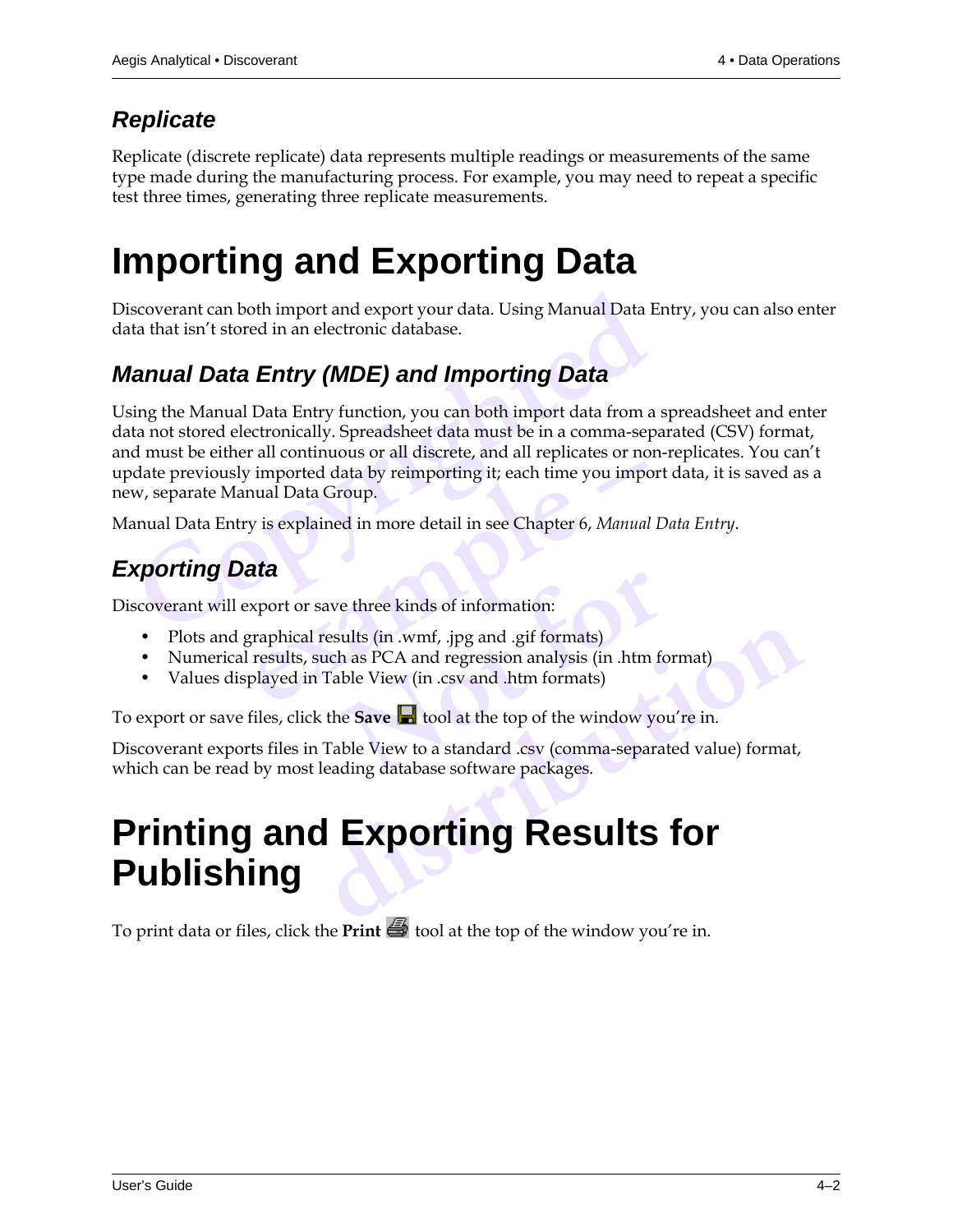### *Replicate*

Replicate (discrete replicate) data represents multiple readings or measurements of the same type made during the manufacturing process. For example, you may need to repeat a specific test three times, generating three replicate measurements.

# Importing and Exporting Data

Discoverant can both import and export your data. Using Manual Data Entry, you can also enter data that isn't stored in an electronic database.

### *Manual Data Entry (MDE) and Importing Data*

Using the Manual Data Entry function, you can both import data from a spreadsheet and enter data not stored electronically. Spreadsheet data must be in a comma-separated (CSV) format, and must be either all continuous or all discrete, and all replicates or non-replicates. You can't update previously imported data by reimporting it; each time you import data, it is saved as a new, separate Manual Data Group.

Manual Data Entry is explained in more detail in see Chapter 6, *Manual Data Entry*.

### *Exporting Data*

Discoverant will export or save three kinds of information:

- Plots and graphical results (in .wmf, .jpg and .gif formats)
- Numerical results, such as PCA and regression analysis (in .htm format)
- Values displayed in Table View (in .csv and .htm formats)

To export or save files, click the **Save** tool at the top of the window you're in.

Discoverant exports files in Table View to a standard .csv (comma-separated value) format, which can be read by most leading database software packages.

# Printing and Exporting Results for Publishing

To print data or files, click the **Print** tool at the top of the window you're in.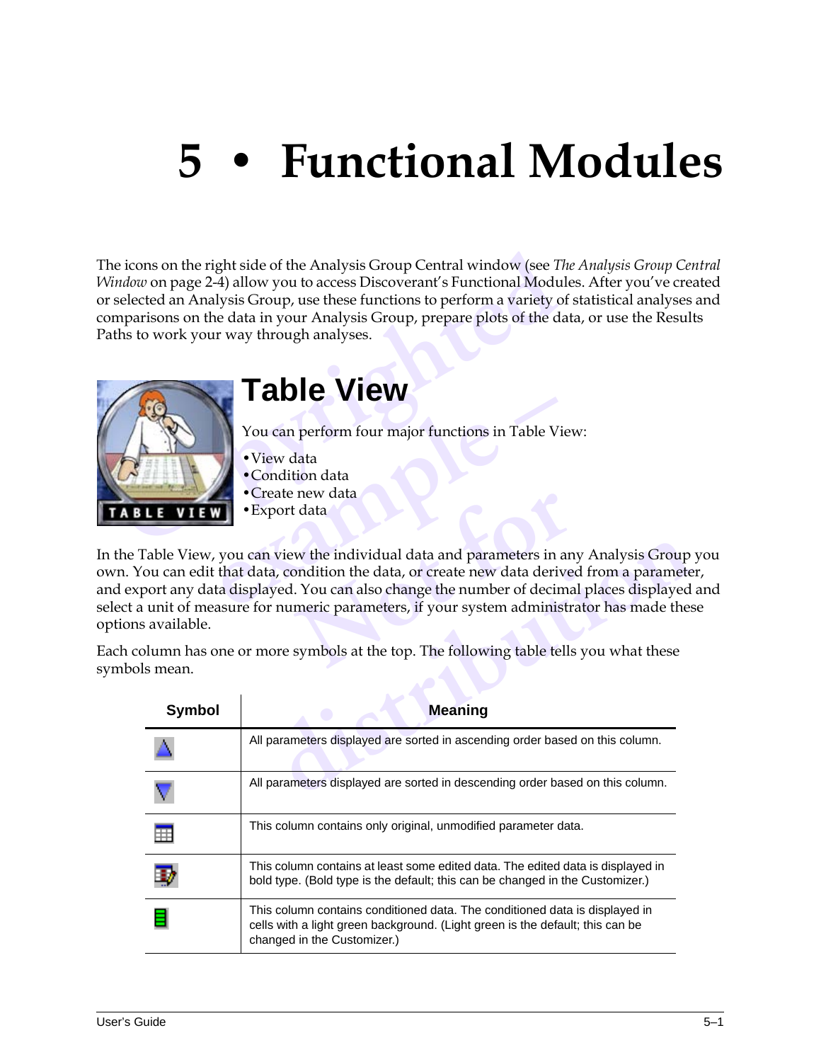# 5 • Functional Modules

The icons on the right side of the Analysis Group Central window (see *The Analysis Group Central Window* on page 2-4) allow you to access Discoverant's Functional Modules. After you've created or selected an Analysis Group, use these functions to perform a variety of statistical analyses and comparisons on the data in your Analysis Group, prepare plots of the data, or use the Results Paths to work your way through analyses.

## Table View

You can perform four major functions in Table View:

- View data
- Condition data
- Create new data
- Export data

In the Table View, you can view the individual data and parameters in any Analysis Group you own. You can edit that data, condition the data, or create new data derived from a parameter, and export any data displayed. You can also change the number of decimal places displayed and select a unit of measure for numeric parameters, if your system administrator has made these options available.

Each column has one or more symbols at the top. The following table tells you what these symbols mean.

| Symbol | Meaning |
|---|---|
| | All parameters displayed are sorted in ascending order based on this column. |
| | All parameters displayed are sorted in descending order based on this column. |
| | This column contains only original, unmodified parameter data. |
| | This column contains at least some edited data. The edited data is displayed in bold type. (Bold type is the default; this can be changed in the Customizer.) |
| | This column contains conditioned data. The conditioned data is displayed in cells with a light green background. (Light green is the default; this can be changed in the Customizer.) |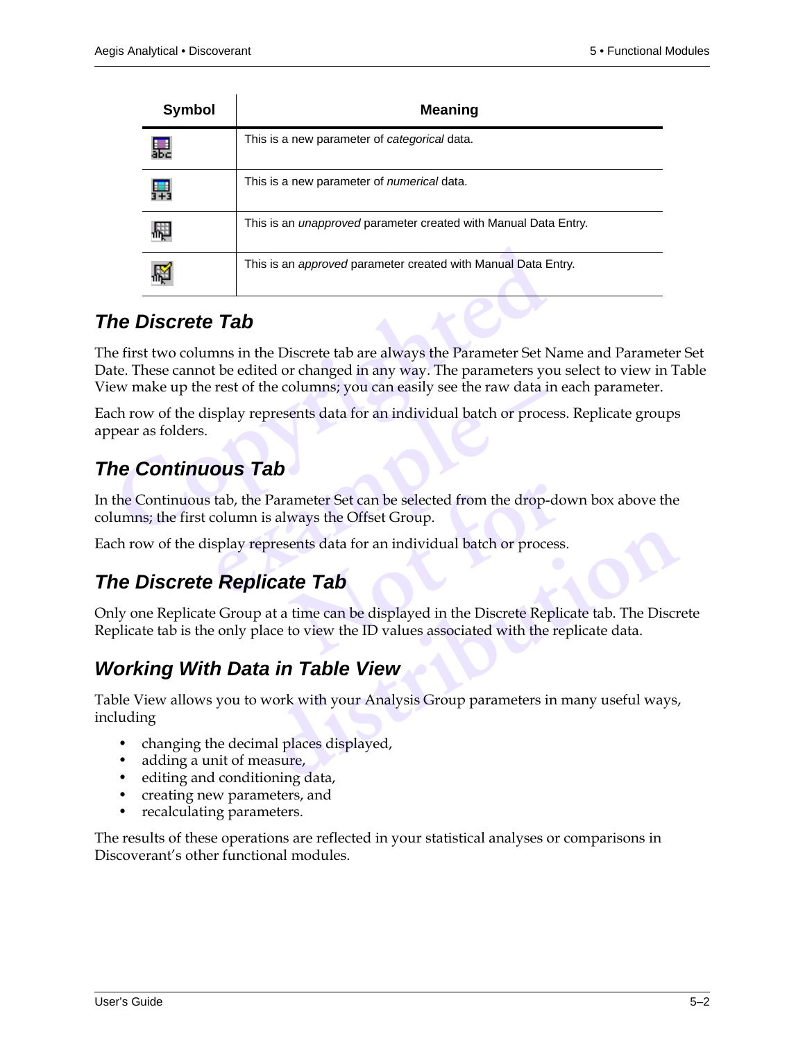| Symbol | Meaning |
| --- | --- |
| | This is a new parameter of *categorical* data. |
| | This is a new parameter of *numerical* data. |
| | This is an *unapproved* parameter created with Manual Data Entry. |
| | This is an *approved* parameter created with Manual Data Entry. |

## The Discrete Tab

The first two columns in the Discrete tab are always the Parameter Set Name and Parameter Set Date. These cannot be edited or changed in any way. The parameters you select to view in Table View make up the rest of the columns; you can easily see the raw data in each parameter.

Each row of the display represents data for an individual batch or process. Replicate groups appear as folders.

## The Continuous Tab

In the Continuous tab, the Parameter Set can be selected from the drop-down box above the columns; the first column is always the Offset Group.

Each row of the display represents data for an individual batch or process.

## The Discrete Replicate Tab

Only one Replicate Group at a time can be displayed in the Discrete Replicate tab. The Discrete Replicate tab is the only place to view the ID values associated with the replicate data.

## Working With Data in Table View

Table View allows you to work with your Analysis Group parameters in many useful ways, including

- changing the decimal places displayed,
- adding a unit of measure,
- editing and conditioning data,
- creating new parameters, and
- recalculating parameters.

The results of these operations are reflected in your statistical analyses or comparisons in Discoverant's other functional modules.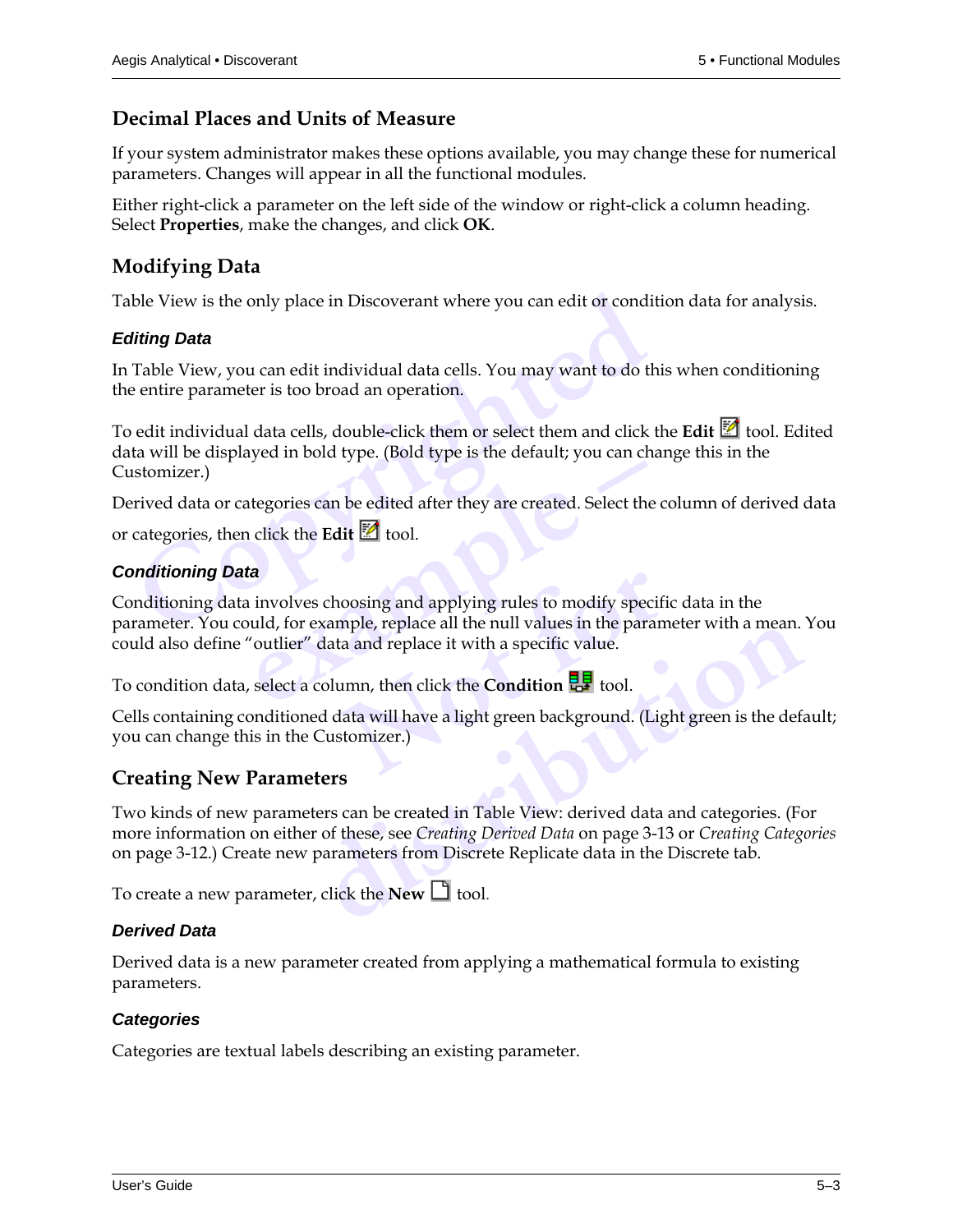## Decimal Places and Units of Measure

If your system administrator makes these options available, you may change these for numerical parameters. Changes will appear in all the functional modules.

Either right-click a parameter on the left side of the window or right-click a column heading. Select **Properties**, make the changes, and click **OK**.

## Modifying Data

Table View is the only place in Discoverant where you can edit or condition data for analysis.

### *Editing Data*

In Table View, you can edit individual data cells. You may want to do this when conditioning the entire parameter is too broad an operation.

To edit individual data cells, double-click them or select them and click the **Edit** tool. Edited data will be displayed in bold type. (Bold type is the default; you can change this in the Customizer.)

Derived data or categories can be edited after they are created. Select the column of derived data or categories, then click the **Edit** tool.

### *Conditioning Data*

Conditioning data involves choosing and applying rules to modify specific data in the parameter. You could, for example, replace all the null values in the parameter with a mean. You could also define "outlier" data and replace it with a specific value.

To condition data, select a column, then click the **Condition** tool.

Cells containing conditioned data will have a light green background. (Light green is the default; you can change this in the Customizer.)

## Creating New Parameters

Two kinds of new parameters can be created in Table View: derived data and categories. (For more information on either of these, see *Creating Derived Data* on page 3-13 or *Creating Categories* on page 3-12.) Create new parameters from Discrete Replicate data in the Discrete tab.

To create a new parameter, click the **New** tool.

### *Derived Data*

Derived data is a new parameter created from applying a mathematical formula to existing parameters.

### *Categories*

Categories are textual labels describing an existing parameter.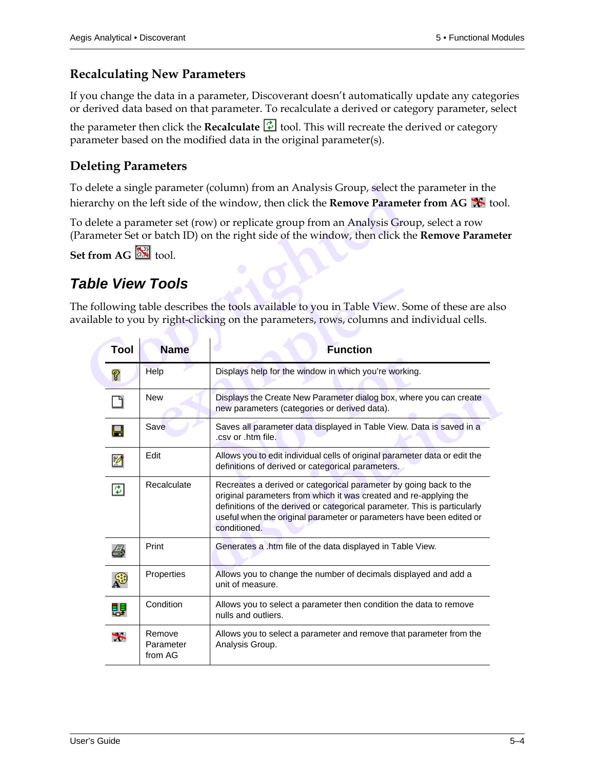## Recalculating New Parameters

If you change the data in a parameter, Discoverant doesn't automatically update any categories or derived data based on that parameter. To recalculate a derived or category parameter, select the parameter then click the **Recalculate** tool. This will recreate the derived or category parameter based on the modified data in the original parameter(s).

## Deleting Parameters

To delete a single parameter (column) from an Analysis Group, select the parameter in the hierarchy on the left side of the window, then click the **Remove Parameter from AG** tool.

To delete a parameter set (row) or replicate group from an Analysis Group, select a row (Parameter Set or batch ID) on the right side of the window, then click the **Remove Parameter Set from AG** tool.

# *Table View Tools*

The following table describes the tools available to you in Table View. Some of these are also available to you by right-clicking on the parameters, rows, columns and individual cells.

| Tool | Name | Function |
|---|---|---|
| | Help | Displays help for the window in which you're working. |
| | New | Displays the Create New Parameter dialog box, where you can create new parameters (categories or derived data). |
| | Save | Saves all parameter data displayed in Table View. Data is saved in a .csv or .htm file. |
| | Edit | Allows you to edit individual cells of original parameter data or edit the definitions of derived or categorical parameters. |
| | Recalculate | Recreates a derived or categorical parameter by going back to the original parameters from which it was created and re-applying the definitions of the derived or categorical parameter. This is particularly useful when the original parameter or parameters have been edited or conditioned. |
| | Print | Generates a .htm file of the data displayed in Table View. |
| | Properties | Allows you to change the number of decimals displayed and add a unit of measure. |
| | Condition | Allows you to select a parameter then condition the data to remove nulls and outliers. |
| | Remove Parameter from AG | Allows you to select a parameter and remove that parameter from the Analysis Group. |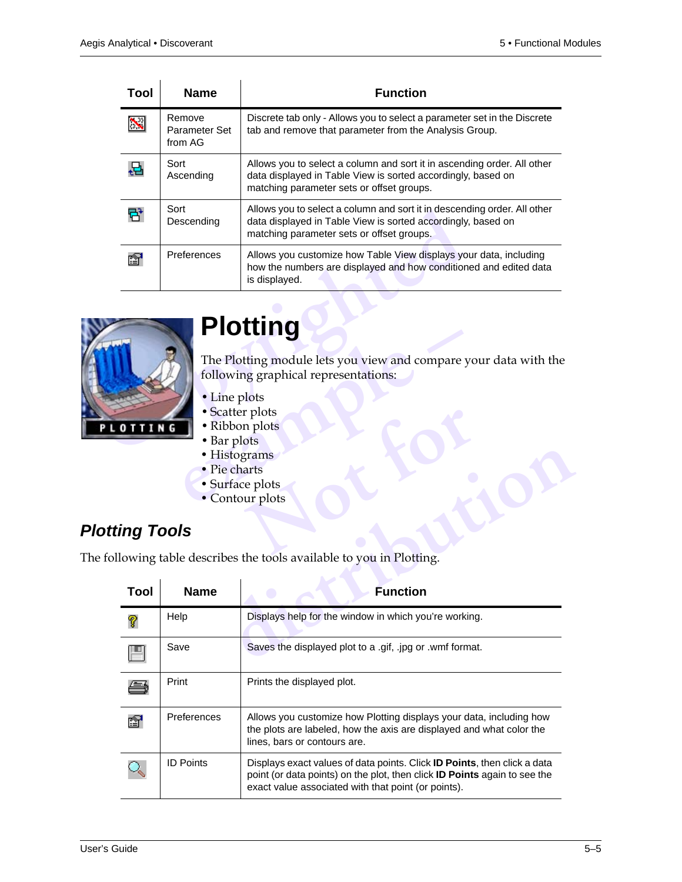| Tool | Name | Function |
|---|---|---|
| | Remove Parameter Set from AG | Discrete tab only - Allows you to select a parameter set in the Discrete tab and remove that parameter from the Analysis Group. |
| | Sort Ascending | Allows you to select a column and sort it in ascending order. All other data displayed in Table View is sorted accordingly, based on matching parameter sets or offset groups. |
| | Sort Descending | Allows you to select a column and sort it in descending order. All other data displayed in Table View is sorted accordingly, based on matching parameter sets or offset groups. |
| | Preferences | Allows you customize how Table View displays your data, including how the numbers are displayed and how conditioned and edited data is displayed. |

# Plotting

The Plotting module lets you view and compare your data with the following graphical representations:

- Line plots
- Scatter plots
- Ribbon plots
- Bar plots
- Histograms
- Pie charts
- Surface plots
- Contour plots

## *Plotting Tools*

The following table describes the tools available to you in Plotting.

| Tool | Name | Function |
|---|---|---|
| | Help | Displays help for the window in which you're working. |
| | Save | Saves the displayed plot to a .gif, .jpg or .wmf format. |
| | Print | Prints the displayed plot. |
| | Preferences | Allows you customize how Plotting displays your data, including how the plots are labeled, how the axis are displayed and what color the lines, bars or contours are. |
| | ID Points | Displays exact values of data points. Click **ID Points**, then click a data point (or data points) on the plot, then click **ID Points** again to see the exact value associated with that point (or points). |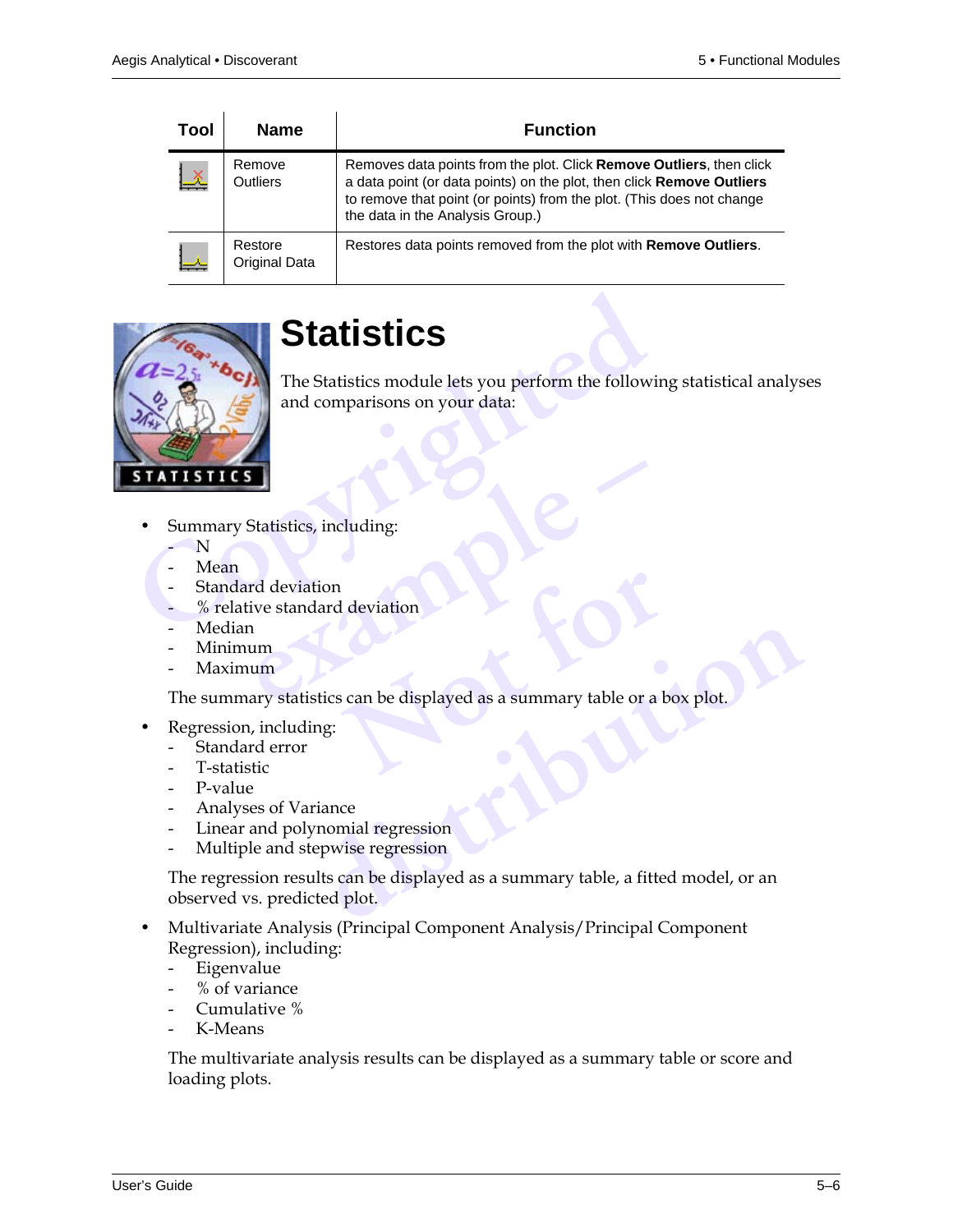| Tool | Name | Function |
|---|---|---|
| | Remove Outliers | Removes data points from the plot. Click **Remove Outliers**, then click a data point (or data points) on the plot, then click **Remove Outliers** to remove that point (or points) from the plot. (This does not change the data in the Analysis Group.) |
| | Restore Original Data | Restores data points removed from the plot with **Remove Outliers**. |

# Statistics

The Statistics module lets you perform the following statistical analyses and comparisons on your data:

- Summary Statistics, including:
  - N
  - Mean
  - Standard deviation
  - % relative standard deviation
  - Median
  - Minimum
  - Maximum

  The summary statistics can be displayed as a summary table or a box plot.

- Regression, including:
  - Standard error
  - T-statistic
  - P-value
  - Analyses of Variance
  - Linear and polynomial regression
  - Multiple and stepwise regression

  The regression results can be displayed as a summary table, a fitted model, or an observed vs. predicted plot.

- Multivariate Analysis (Principal Component Analysis/Principal Component Regression), including:
  - Eigenvalue
  - % of variance
  - Cumulative %
  - K-Means

  The multivariate analysis results can be displayed as a summary table or score and loading plots.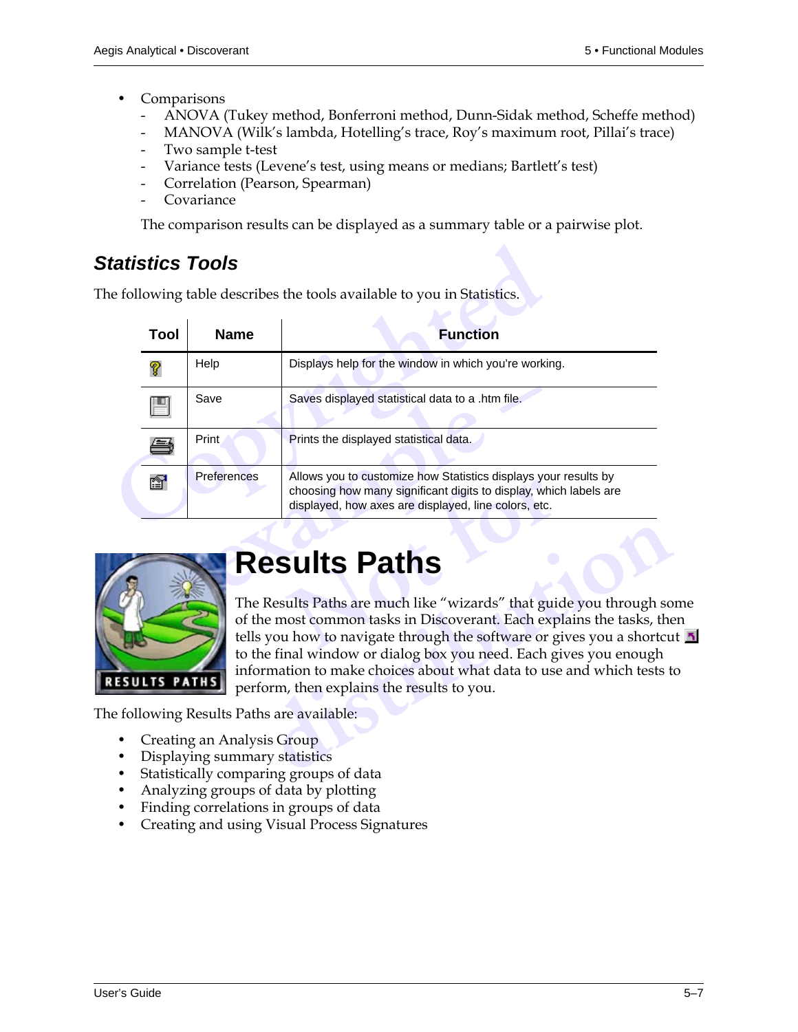- Comparisons
  - ANOVA (Tukey method, Bonferroni method, Dunn-Sidak method, Scheffe method)
  - MANOVA (Wilk's lambda, Hotelling's trace, Roy's maximum root, Pillai's trace)
  - Two sample t-test
  - Variance tests (Levene's test, using means or medians; Bartlett's test)
  - Correlation (Pearson, Spearman)
  - Covariance

  The comparison results can be displayed as a summary table or a pairwise plot.

### *Statistics Tools*

The following table describes the tools available to you in Statistics.

| Tool | Name | Function |
|---|---|---|
| | Help | Displays help for the window in which you're working. |
| | Save | Saves displayed statistical data to a .htm file. |
| | Print | Prints the displayed statistical data. |
| | Preferences | Allows you to customize how Statistics displays your results by choosing how many significant digits to display, which labels are displayed, how axes are displayed, line colors, etc. |

# Results Paths

The Results Paths are much like "wizards" that guide you through some of the most common tasks in Discoverant. Each explains the tasks, then tells you how to navigate through the software or gives you a shortcut to the final window or dialog box you need. Each gives you enough information to make choices about what data to use and which tests to perform, then explains the results to you.

The following Results Paths are available:

- Creating an Analysis Group
- Displaying summary statistics
- Statistically comparing groups of data
- Analyzing groups of data by plotting
- Finding correlations in groups of data
- Creating and using Visual Process Signatures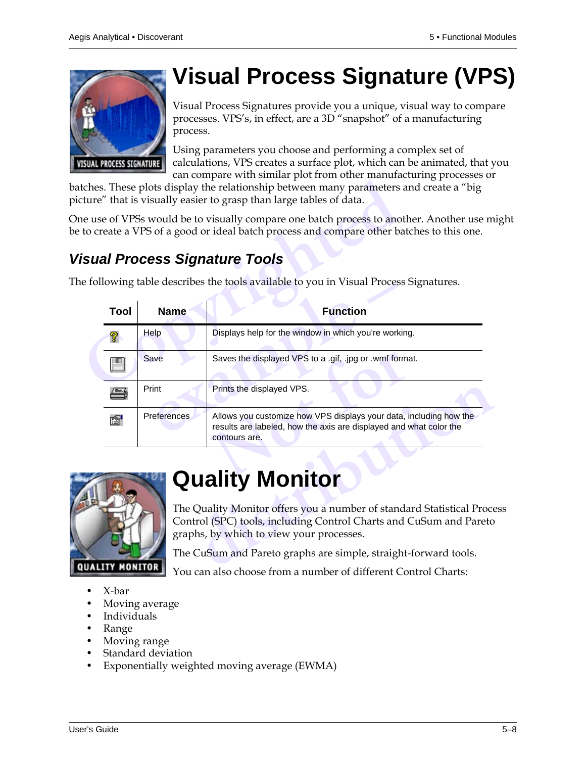# Visual Process Signature (VPS)

Visual Process Signatures provide you a unique, visual way to compare processes. VPS's, in effect, are a 3D "snapshot" of a manufacturing process.

Using parameters you choose and performing a complex set of calculations, VPS creates a surface plot, which can be animated, that you can compare with similar plot from other manufacturing processes or batches. These plots display the relationship between many parameters and create a "big picture" that is visually easier to grasp than large tables of data.

One use of VPSs would be to visually compare one batch process to another. Another use might be to create a VPS of a good or ideal batch process and compare other batches to this one.

## *Visual Process Signature Tools*

The following table describes the tools available to you in Visual Process Signatures.

| Tool | Name | Function |
|---|---|---|
| | Help | Displays help for the window in which you're working. |
| | Save | Saves the displayed VPS to a .gif, .jpg or .wmf format. |
| | Print | Prints the displayed VPS. |
| | Preferences | Allows you customize how VPS displays your data, including how the results are labeled, how the axis are displayed and what color the contours are. |

# Quality Monitor

The Quality Monitor offers you a number of standard Statistical Process Control (SPC) tools, including Control Charts and CuSum and Pareto graphs, by which to view your processes.

The CuSum and Pareto graphs are simple, straight-forward tools.

You can also choose from a number of different Control Charts:

- X-bar
- Moving average
- Individuals
- Range
- Moving range
- Standard deviation
- Exponentially weighted moving average (EWMA)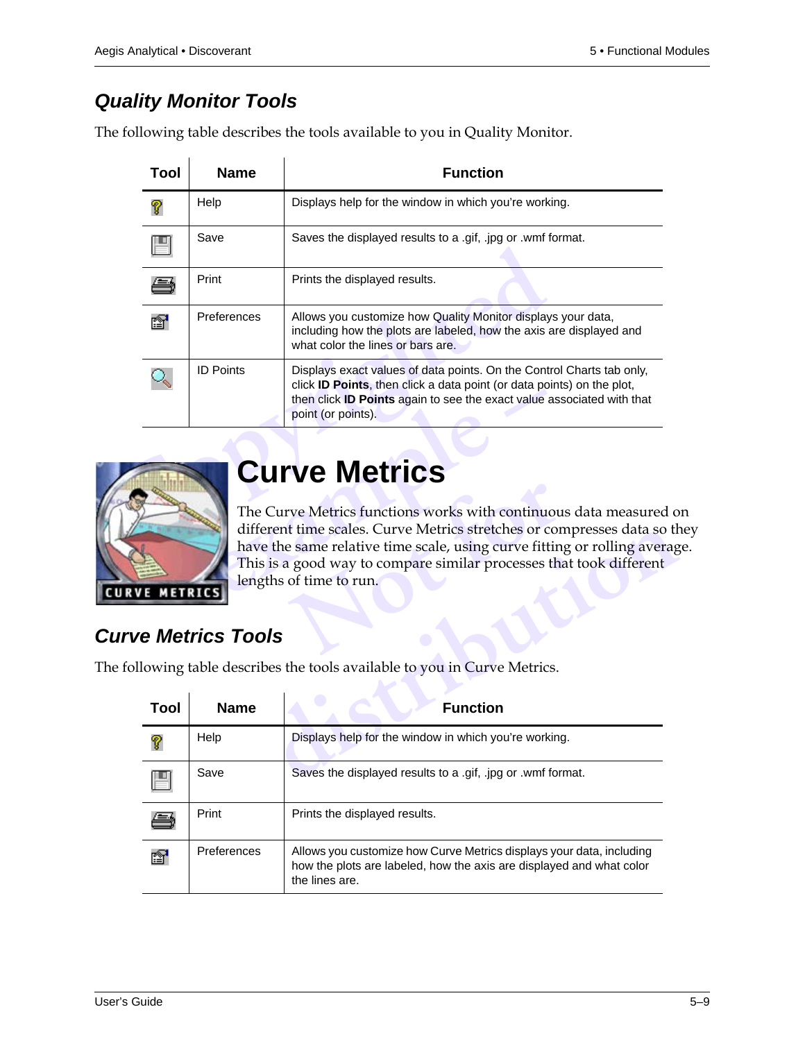## Quality Monitor Tools

The following table describes the tools available to you in Quality Monitor.

| Tool | Name | Function |
|---|---|---|
| | Help | Displays help for the window in which you're working. |
| | Save | Saves the displayed results to a .gif, .jpg or .wmf format. |
| | Print | Prints the displayed results. |
| | Preferences | Allows you customize how Quality Monitor displays your data, including how the plots are labeled, how the axis are displayed and what color the lines or bars are. |
| | ID Points | Displays exact values of data points. On the Control Charts tab only, click **ID Points**, then click a data point (or data points) on the plot, then click **ID Points** again to see the exact value associated with that point (or points). |

# Curve Metrics

The Curve Metrics functions works with continuous data measured on different time scales. Curve Metrics stretches or compresses data so they have the same relative time scale, using curve fitting or rolling average. This is a good way to compare similar processes that took different lengths of time to run.

## Curve Metrics Tools

The following table describes the tools available to you in Curve Metrics.

| Tool | Name | Function |
|---|---|---|
| | Help | Displays help for the window in which you're working. |
| | Save | Saves the displayed results to a .gif, .jpg or .wmf format. |
| | Print | Prints the displayed results. |
| | Preferences | Allows you customize how Curve Metrics displays your data, including how the plots are labeled, how the axis are displayed and what color the lines are. |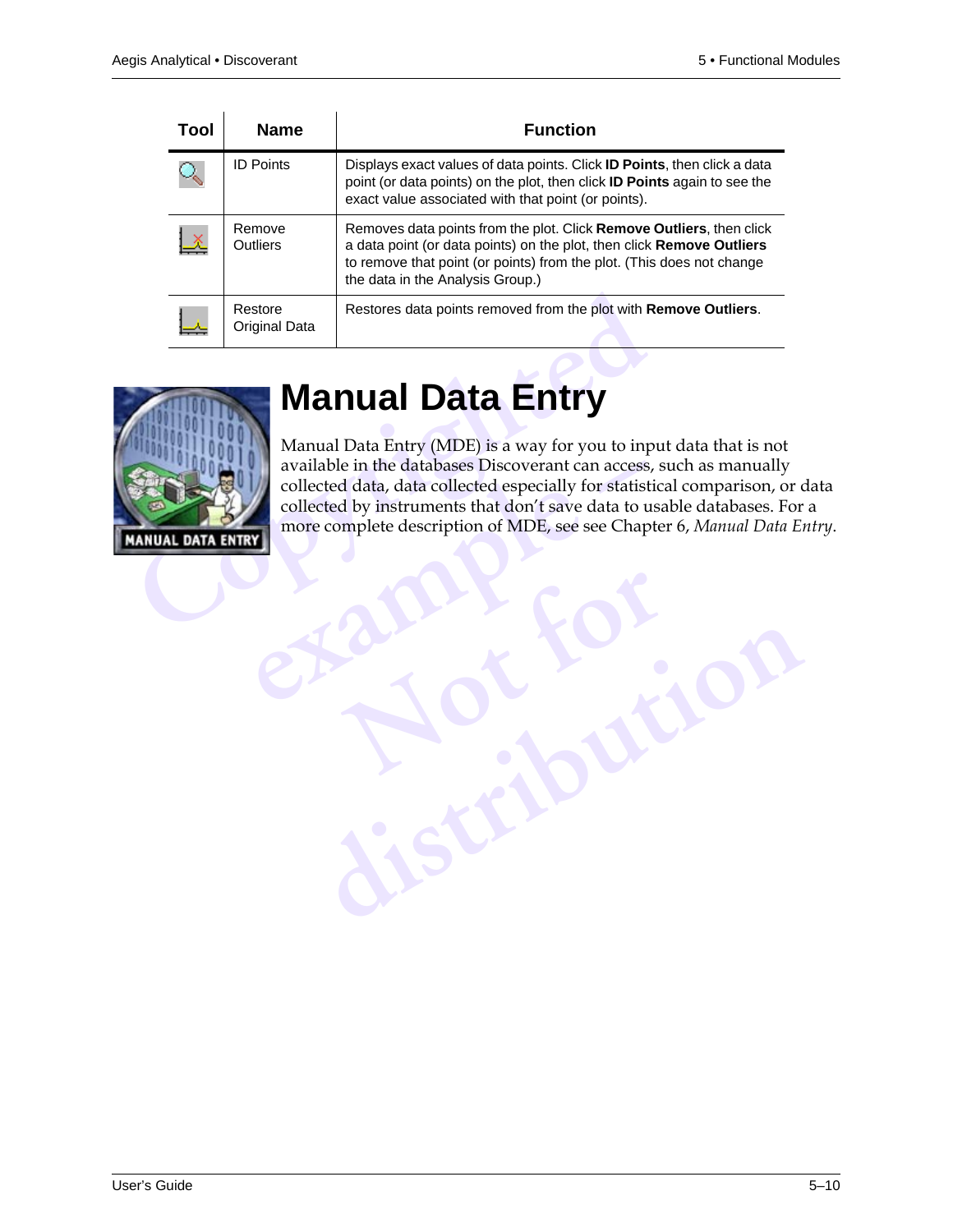| Tool | Name | Function |
| --- | --- | --- |
| | ID Points | Displays exact values of data points. Click **ID Points**, then click a data point (or data points) on the plot, then click **ID Points** again to see the exact value associated with that point (or points). |
| | Remove Outliers | Removes data points from the plot. Click **Remove Outliers**, then click a data point (or data points) on the plot, then click **Remove Outliers** to remove that point (or points) from the plot. (This does not change the data in the Analysis Group.) |
| | Restore Original Data | Restores data points removed from the plot with **Remove Outliers**. |

# Manual Data Entry

Manual Data Entry (MDE) is a way for you to input data that is not available in the databases Discoverant can access, such as manually collected data, data collected especially for statistical comparison, or data collected by instruments that don't save data to usable databases. For a more complete description of MDE, see see Chapter 6, *Manual Data Entry*.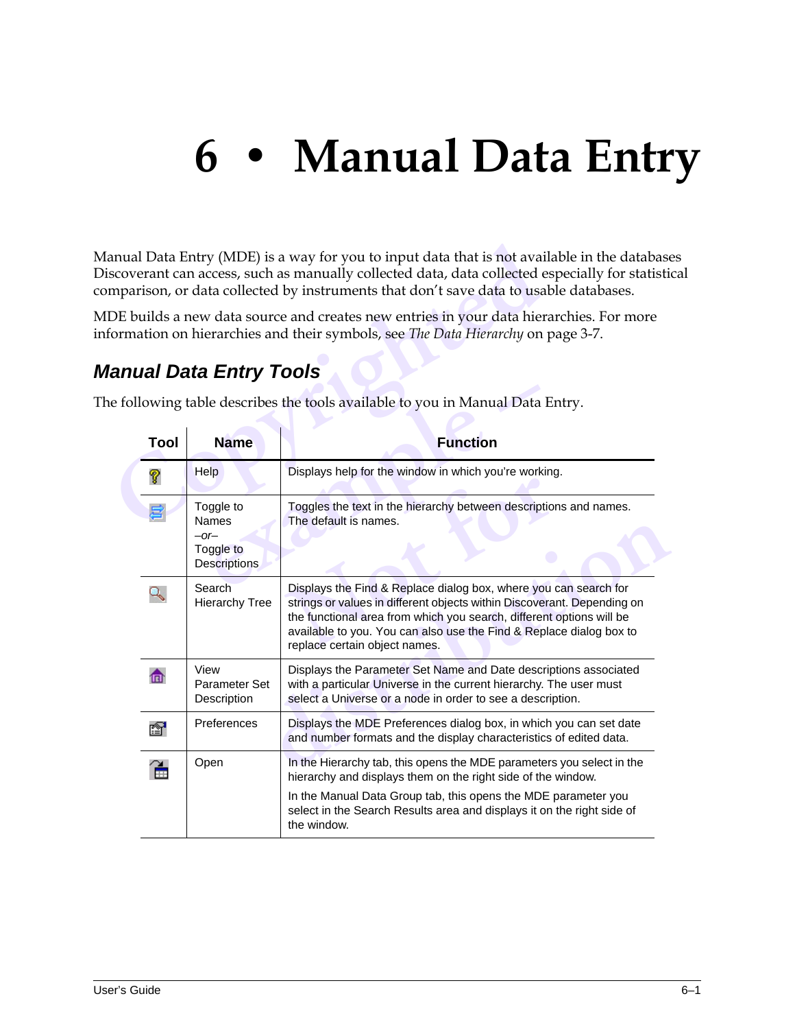# 6 • Manual Data Entry

Manual Data Entry (MDE) is a way for you to input data that is not available in the databases Discoverant can access, such as manually collected data, data collected especially for statistical comparison, or data collected by instruments that don't save data to usable databases.

MDE builds a new data source and creates new entries in your data hierarchies. For more information on hierarchies and their symbols, see *The Data Hierarchy* on page 3-7.

## *Manual Data Entry Tools*

The following table describes the tools available to you in Manual Data Entry.

| Tool | Name | Function |
|---|---|---|
| | Help | Displays help for the window in which you're working. |
| | Toggle to Names *–or–* Toggle to Descriptions | Toggles the text in the hierarchy between descriptions and names. The default is names. |
| | Search Hierarchy Tree | Displays the Find & Replace dialog box, where you can search for strings or values in different objects within Discoverant. Depending on the functional area from which you search, different options will be available to you. You can also use the Find & Replace dialog box to replace certain object names. |
| | View Parameter Set Description | Displays the Parameter Set Name and Date descriptions associated with a particular Universe in the current hierarchy. The user must select a Universe or a node in order to see a description. |
| | Preferences | Displays the MDE Preferences dialog box, in which you can set date and number formats and the display characteristics of edited data. |
| | Open | In the Hierarchy tab, this opens the MDE parameters you select in the hierarchy and displays them on the right side of the window. In the Manual Data Group tab, this opens the MDE parameter you select in the Search Results area and displays it on the right side of the window. |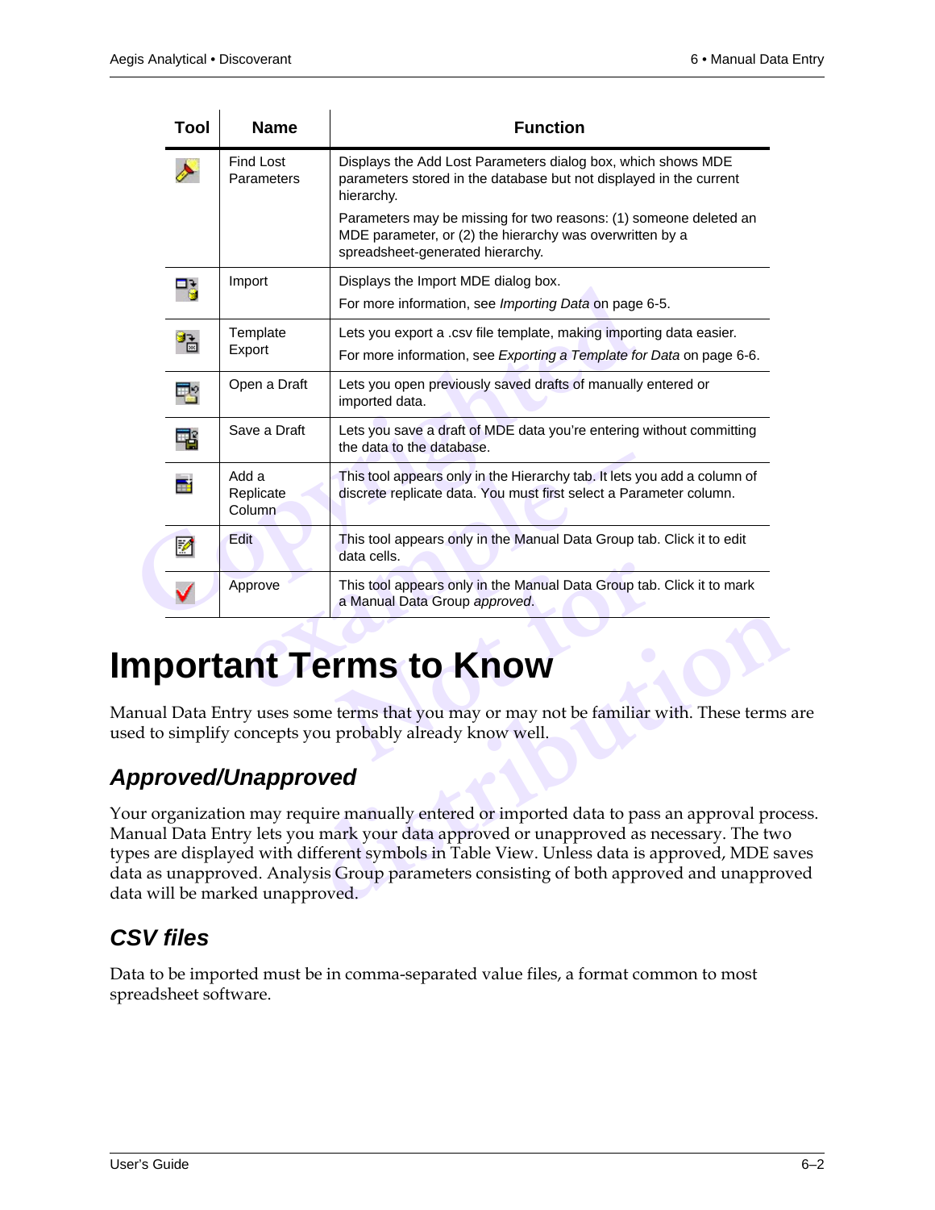| Tool | Name | Function |
|---|---|---|
| | Find Lost Parameters | Displays the Add Lost Parameters dialog box, which shows MDE parameters stored in the database but not displayed in the current hierarchy.<br><br>Parameters may be missing for two reasons: (1) someone deleted an MDE parameter, or (2) the hierarchy was overwritten by a spreadsheet-generated hierarchy. |
| | Import | Displays the Import MDE dialog box.<br><br>For more information, see *Importing Data* on page 6-5. |
| | Template Export | Lets you export a .csv file template, making importing data easier.<br><br>For more information, see *Exporting a Template for Data* on page 6-6. |
| | Open a Draft | Lets you open previously saved drafts of manually entered or imported data. |
| | Save a Draft | Lets you save a draft of MDE data you're entering without committing the data to the database. |
| | Add a Replicate Column | This tool appears only in the Hierarchy tab. It lets you add a column of discrete replicate data. You must first select a Parameter column. |
| | Edit | This tool appears only in the Manual Data Group tab. Click it to edit data cells. |
| | Approve | This tool appears only in the Manual Data Group tab. Click it to mark a Manual Data Group *approved*. |

# Important Terms to Know

Manual Data Entry uses some terms that you may or may not be familiar with. These terms are used to simplify concepts you probably already know well.

## *Approved/Unapproved*

Your organization may require manually entered or imported data to pass an approval process. Manual Data Entry lets you mark your data approved or unapproved as necessary. The two types are displayed with different symbols in Table View. Unless data is approved, MDE saves data as unapproved. Analysis Group parameters consisting of both approved and unapproved data will be marked unapproved.

## *CSV files*

Data to be imported must be in comma-separated value files, a format common to most spreadsheet software.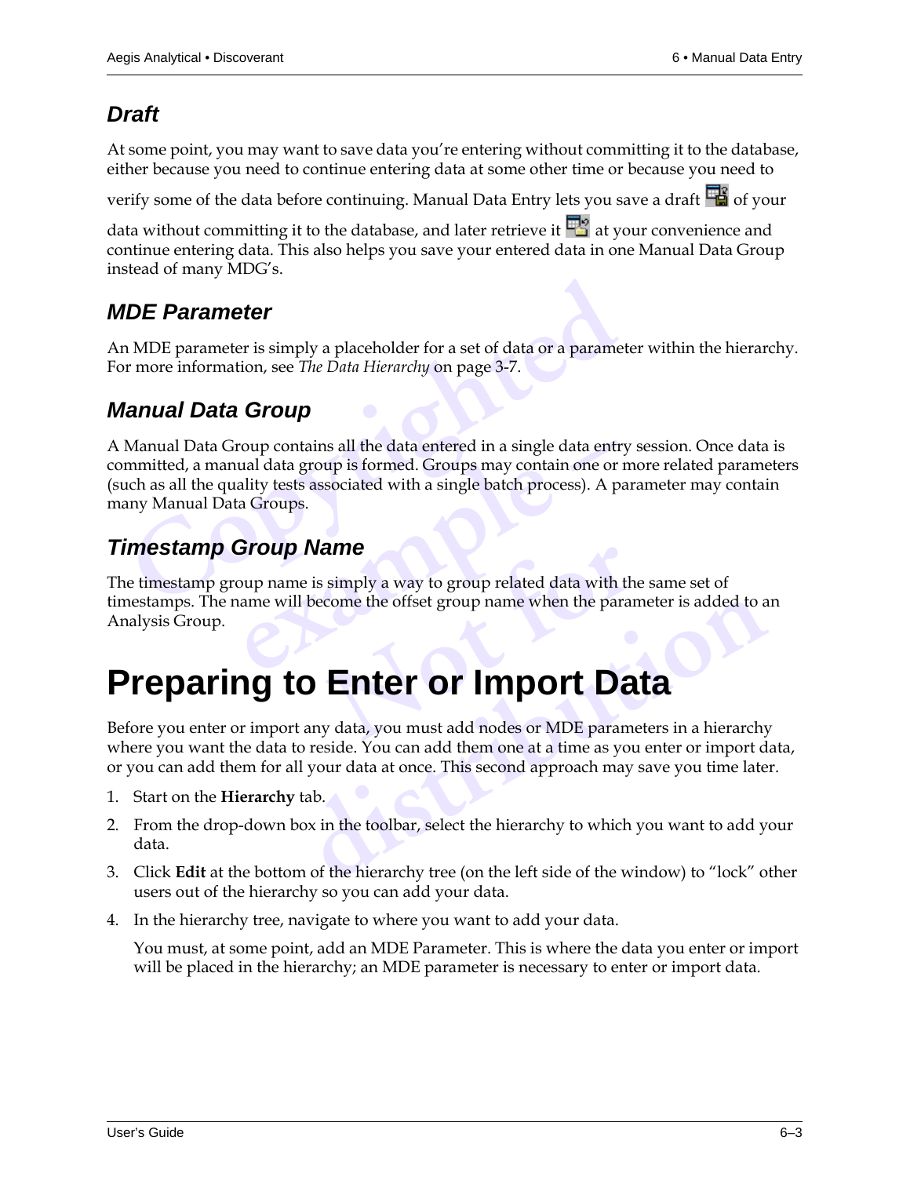### Draft

At some point, you may want to save data you're entering without committing it to the database, either because you need to continue entering data at some other time or because you need to verify some of the data before continuing. Manual Data Entry lets you save a draft of your data without committing it to the database, and later retrieve it at your convenience and continue entering data. This also helps you save your entered data in one Manual Data Group instead of many MDG's.

### MDE Parameter

An MDE parameter is simply a placeholder for a set of data or a parameter within the hierarchy. For more information, see *The Data Hierarchy* on page 3-7.

### Manual Data Group

A Manual Data Group contains all the data entered in a single data entry session. Once data is committed, a manual data group is formed. Groups may contain one or more related parameters (such as all the quality tests associated with a single batch process). A parameter may contain many Manual Data Groups.

### Timestamp Group Name

The timestamp group name is simply a way to group related data with the same set of timestamps. The name will become the offset group name when the parameter is added to an Analysis Group.

## Preparing to Enter or Import Data

Before you enter or import any data, you must add nodes or MDE parameters in a hierarchy where you want the data to reside. You can add them one at a time as you enter or import data, or you can add them for all your data at once. This second approach may save you time later.

1. Start on the **Hierarchy** tab.
2. From the drop-down box in the toolbar, select the hierarchy to which you want to add your data.
3. Click **Edit** at the bottom of the hierarchy tree (on the left side of the window) to "lock" other users out of the hierarchy so you can add your data.
4. In the hierarchy tree, navigate to where you want to add your data.

   You must, at some point, add an MDE Parameter. This is where the data you enter or import will be placed in the hierarchy; an MDE parameter is necessary to enter or import data.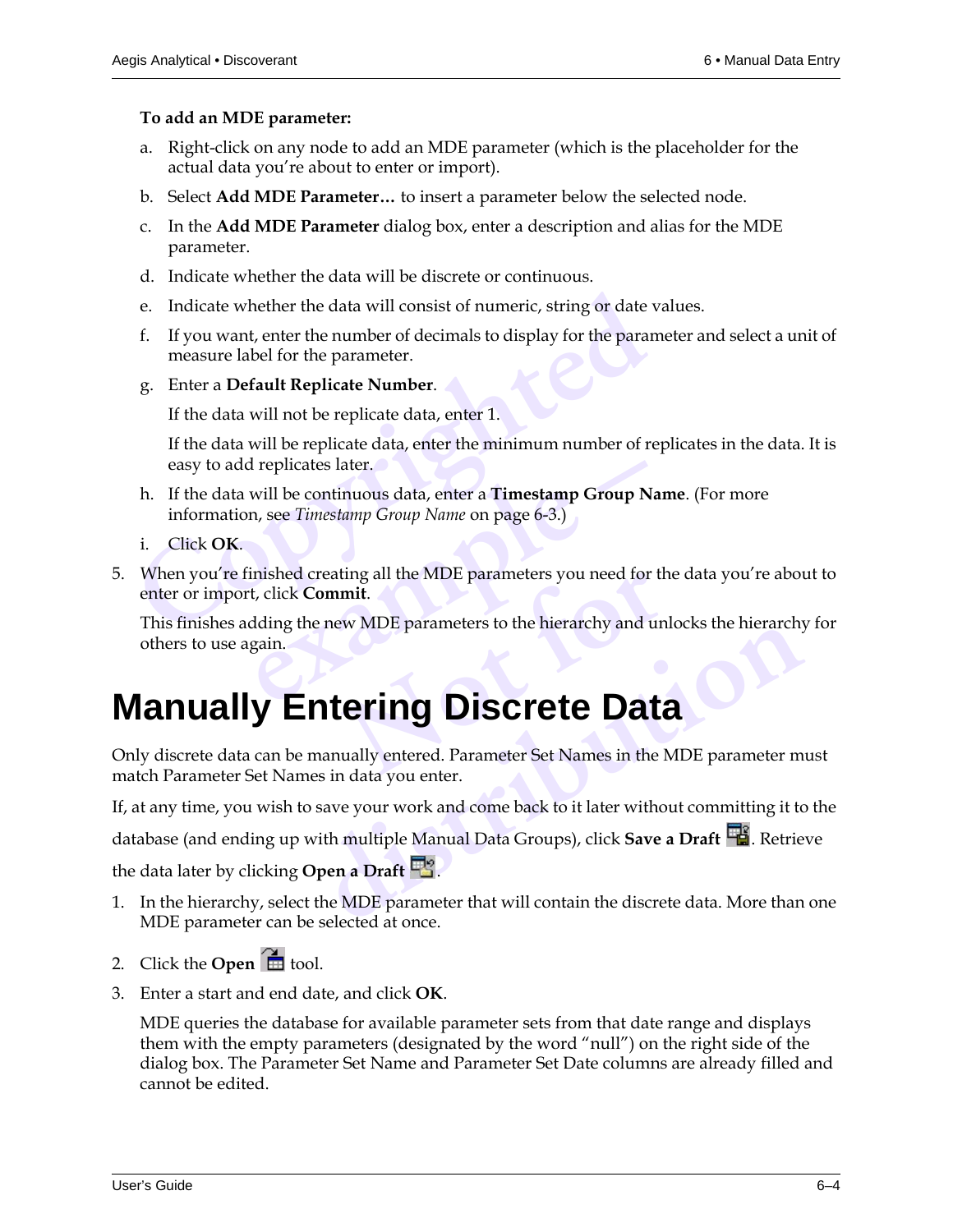**To add an MDE parameter:**

a. Right-click on any node to add an MDE parameter (which is the placeholder for the actual data you're about to enter or import).

b. Select **Add MDE Parameter…** to insert a parameter below the selected node.

c. In the **Add MDE Parameter** dialog box, enter a description and alias for the MDE parameter.

d. Indicate whether the data will be discrete or continuous.

e. Indicate whether the data will consist of numeric, string or date values.

f. If you want, enter the number of decimals to display for the parameter and select a unit of measure label for the parameter.

g. Enter a **Default Replicate Number**.

   If the data will not be replicate data, enter 1.

   If the data will be replicate data, enter the minimum number of replicates in the data. It is easy to add replicates later.

h. If the data will be continuous data, enter a **Timestamp Group Name**. (For more information, see *Timestamp Group Name* on page 6-3.)

i. Click **OK**.

5. When you're finished creating all the MDE parameters you need for the data you're about to enter or import, click **Commit**.

   This finishes adding the new MDE parameters to the hierarchy and unlocks the hierarchy for others to use again.

# Manually Entering Discrete Data

Only discrete data can be manually entered. Parameter Set Names in the MDE parameter must match Parameter Set Names in data you enter.

If, at any time, you wish to save your work and come back to it later without committing it to the database (and ending up with multiple Manual Data Groups), click **Save a Draft**. Retrieve the data later by clicking **Open a Draft**.

1. In the hierarchy, select the MDE parameter that will contain the discrete data. More than one MDE parameter can be selected at once.

2. Click the **Open** tool.

3. Enter a start and end date, and click **OK**.

   MDE queries the database for available parameter sets from that date range and displays them with the empty parameters (designated by the word "null") on the right side of the dialog box. The Parameter Set Name and Parameter Set Date columns are already filled and cannot be edited.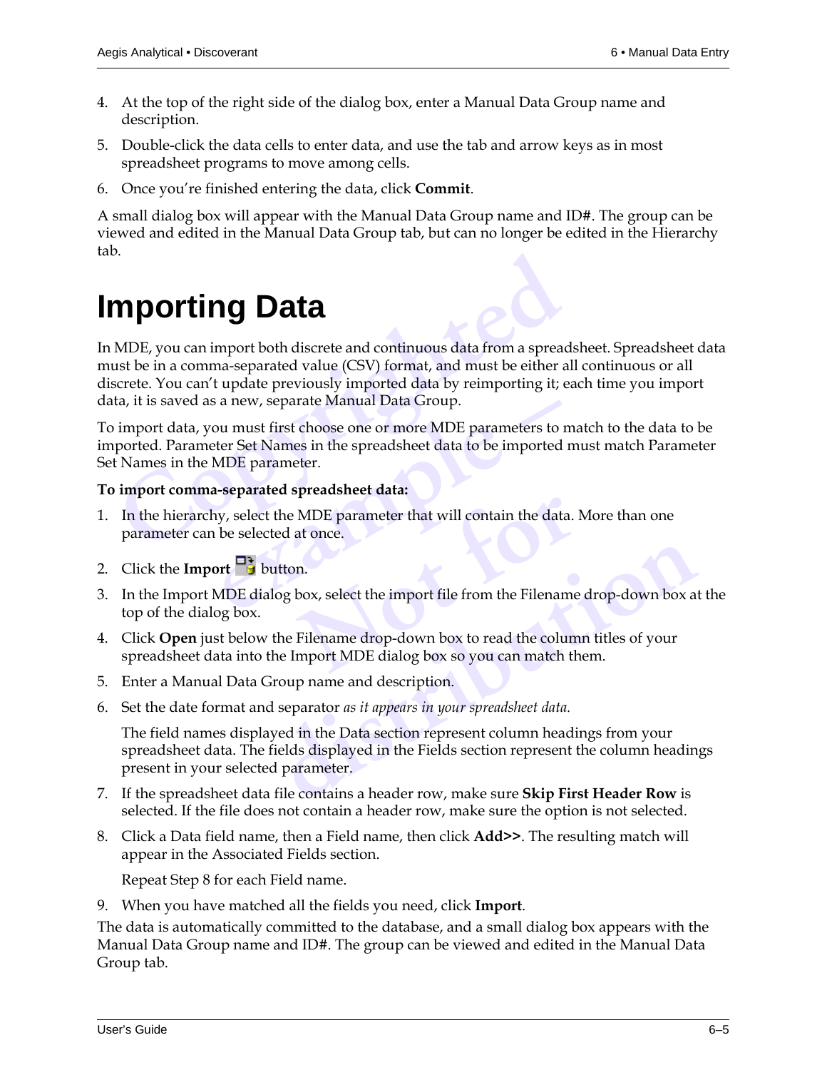4. At the top of the right side of the dialog box, enter a Manual Data Group name and description.
5. Double-click the data cells to enter data, and use the tab and arrow keys as in most spreadsheet programs to move among cells.
6. Once you're finished entering the data, click **Commit**.

A small dialog box will appear with the Manual Data Group name and ID#. The group can be viewed and edited in the Manual Data Group tab, but can no longer be edited in the Hierarchy tab.

# Importing Data

In MDE, you can import both discrete and continuous data from a spreadsheet. Spreadsheet data must be in a comma-separated value (CSV) format, and must be either all continuous or all discrete. You can't update previously imported data by reimporting it; each time you import data, it is saved as a new, separate Manual Data Group.

To import data, you must first choose one or more MDE parameters to match to the data to be imported. Parameter Set Names in the spreadsheet data to be imported must match Parameter Set Names in the MDE parameter.

**To import comma-separated spreadsheet data:**

1. In the hierarchy, select the MDE parameter that will contain the data. More than one parameter can be selected at once.
2. Click the **Import** button.
3. In the Import MDE dialog box, select the import file from the Filename drop-down box at the top of the dialog box.
4. Click **Open** just below the Filename drop-down box to read the column titles of your spreadsheet data into the Import MDE dialog box so you can match them.
5. Enter a Manual Data Group name and description.
6. Set the date format and separator *as it appears in your spreadsheet data.*

   The field names displayed in the Data section represent column headings from your spreadsheet data. The fields displayed in the Fields section represent the column headings present in your selected parameter.
7. If the spreadsheet data file contains a header row, make sure **Skip First Header Row** is selected. If the file does not contain a header row, make sure the option is not selected.
8. Click a Data field name, then a Field name, then click **Add>>**. The resulting match will appear in the Associated Fields section.

   Repeat Step 8 for each Field name.
9. When you have matched all the fields you need, click **Import**.

The data is automatically committed to the database, and a small dialog box appears with the Manual Data Group name and ID#. The group can be viewed and edited in the Manual Data Group tab.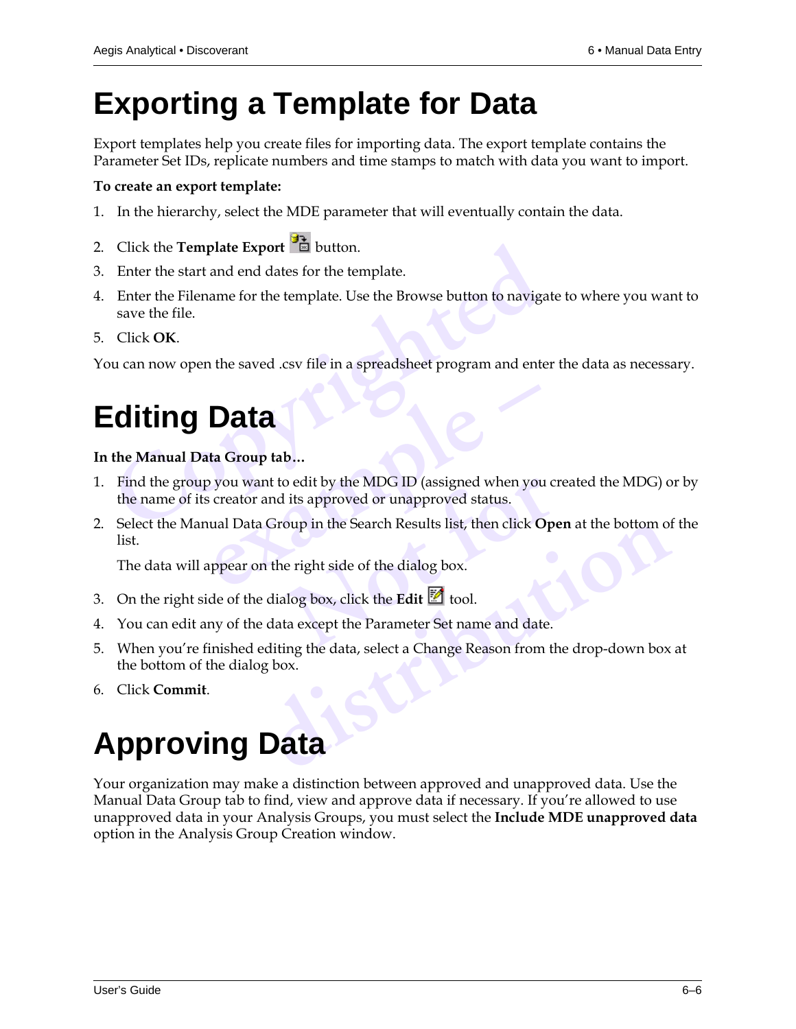# Exporting a Template for Data

Export templates help you create files for importing data. The export template contains the Parameter Set IDs, replicate numbers and time stamps to match with data you want to import.

**To create an export template:**

1. In the hierarchy, select the MDE parameter that will eventually contain the data.
2. Click the **Template Export** button.
3. Enter the start and end dates for the template.
4. Enter the Filename for the template. Use the Browse button to navigate to where you want to save the file.
5. Click **OK**.

You can now open the saved .csv file in a spreadsheet program and enter the data as necessary.

# Editing Data

**In the Manual Data Group tab…**

1. Find the group you want to edit by the MDG ID (assigned when you created the MDG) or by the name of its creator and its approved or unapproved status.
2. Select the Manual Data Group in the Search Results list, then click **Open** at the bottom of the list.

   The data will appear on the right side of the dialog box.
3. On the right side of the dialog box, click the **Edit** tool.
4. You can edit any of the data except the Parameter Set name and date.
5. When you're finished editing the data, select a Change Reason from the drop-down box at the bottom of the dialog box.
6. Click **Commit**.

# Approving Data

Your organization may make a distinction between approved and unapproved data. Use the Manual Data Group tab to find, view and approve data if necessary. If you're allowed to use unapproved data in your Analysis Groups, you must select the **Include MDE unapproved data** option in the Analysis Group Creation window.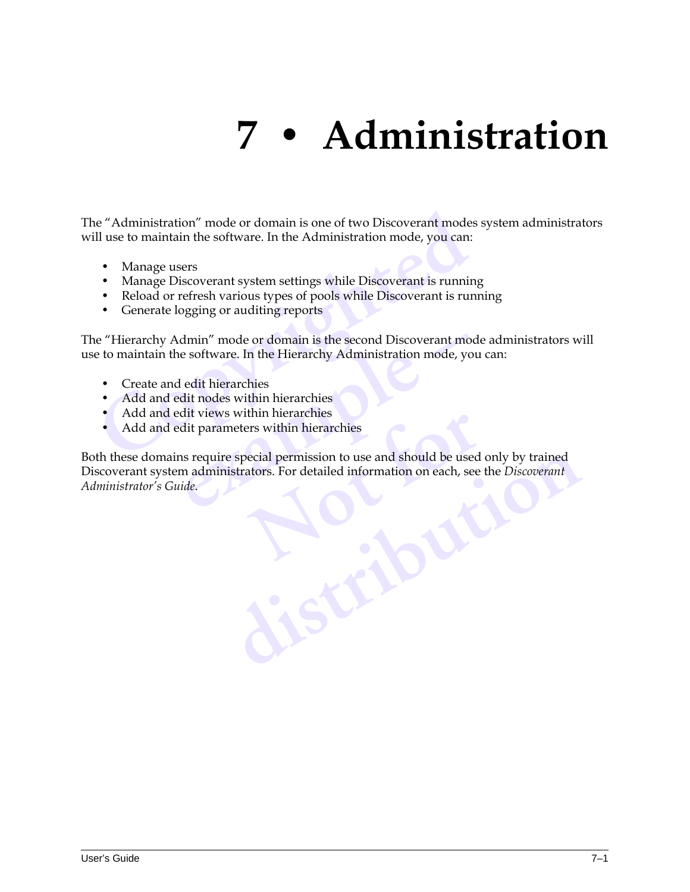# 7 • Administration

The “Administration” mode or domain is one of two Discoverant modes system administrators will use to maintain the software. In the Administration mode, you can:

- Manage users
- Manage Discoverant system settings while Discoverant is running
- Reload or refresh various types of pools while Discoverant is running
- Generate logging or auditing reports

The “Hierarchy Admin” mode or domain is the second Discoverant mode administrators will use to maintain the software. In the Hierarchy Administration mode, you can:

- Create and edit hierarchies
- Add and edit nodes within hierarchies
- Add and edit views within hierarchies
- Add and edit parameters within hierarchies

Both these domains require special permission to use and should be used only by trained Discoverant system administrators. For detailed information on each, see the *Discoverant Administrator’s Guide*.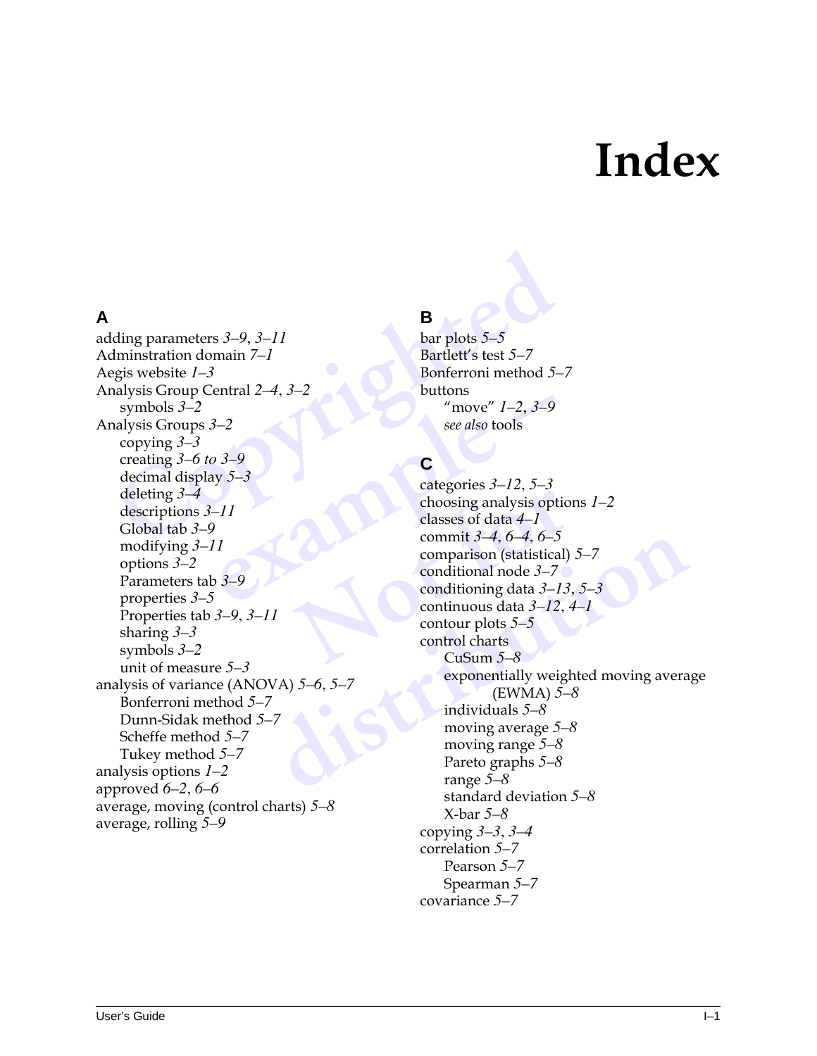# Index

## A

adding parameters *3–9*, *3–11*
Adminstration domain *7–1*
Aegis website *1–3*
Analysis Group Central *2–4*, *3–2*
- symbols *3–2*

Analysis Groups *3–2*
- copying *3–3*
- creating *3–6 to 3–9*
- decimal display *5–3*
- deleting *3–4*
- descriptions *3–11*
- Global tab *3–9*
- modifying *3–11*
- options *3–2*
- Parameters tab *3–9*
- properties *3–5*
- Properties tab *3–9*, *3–11*
- sharing *3–3*
- symbols *3–2*
- unit of measure *5–3*

analysis of variance (ANOVA) *5–6*, *5–7*
- Bonferroni method *5–7*
- Dunn-Sidak method *5–7*
- Scheffe method *5–7*
- Tukey method *5–7*

analysis options *1–2*
approved *6–2*, *6–6*
average, moving (control charts) *5–8*
average, rolling *5–9*

## B

bar plots *5–5*
Bartlett's test *5–7*
Bonferroni method *5–7*
buttons
- "move" *1–2*, *3–9*
- *see also* tools

## C

categories *3–12*, *5–3*
choosing analysis options *1–2*
classes of data *4–1*
commit *3–4*, *6–4*, *6–5*
comparison (statistical) *5–7*
conditional node *3–7*
conditioning data *3–13*, *5–3*
continuous data *3–12*, *4–1*
contour plots *5–5*
control charts
- CuSum *5–8*
- exponentially weighted moving average (EWMA) *5–8*
- individuals *5–8*
- moving average *5–8*
- moving range *5–8*
- Pareto graphs *5–8*
- range *5–8*
- standard deviation *5–8*
- X-bar *5–8*

copying *3–3*, *3–4*
correlation *5–7*
- Pearson *5–7*
- Spearman *5–7*

covariance *5–7*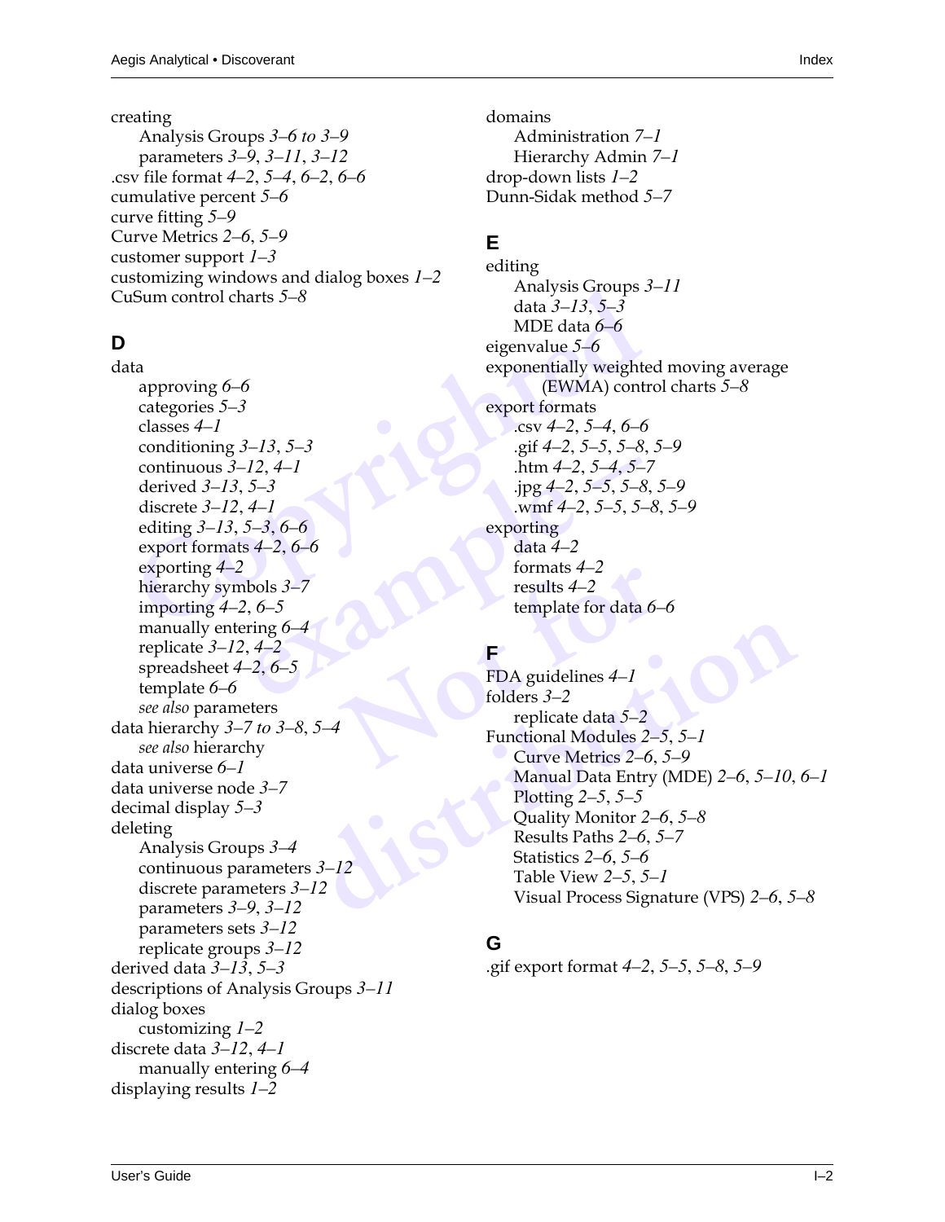creating
- Analysis Groups *3–6 to 3–9*
- parameters *3–9*, *3–11*, *3–12*

.csv file format *4–2*, *5–4*, *6–2*, *6–6*
cumulative percent *5–6*
curve fitting *5–9*
Curve Metrics *2–6*, *5–9*
customer support *1–3*
customizing windows and dialog boxes *1–2*
CuSum control charts *5–8*

## D

data
- approving *6–6*
- categories *5–3*
- classes *4–1*
- conditioning *3–13*, *5–3*
- continuous *3–12*, *4–1*
- derived *3–13*, *5–3*
- discrete *3–12*, *4–1*
- editing *3–13*, *5–3*, *6–6*
- export formats *4–2*, *6–6*
- exporting *4–2*
- hierarchy symbols *3–7*
- importing *4–2*, *6–5*
- manually entering *6–4*
- replicate *3–12*, *4–2*
- spreadsheet *4–2*, *6–5*
- template *6–6*
- *see also* parameters

data hierarchy *3–7 to 3–8*, *5–4*
- *see also* hierarchy

data universe *6–1*
data universe node *3–7*
decimal display *5–3*
deleting
- Analysis Groups *3–4*
- continuous parameters *3–12*
- discrete parameters *3–12*
- parameters *3–9*, *3–12*
- parameters sets *3–12*
- replicate groups *3–12*

derived data *3–13*, *5–3*
descriptions of Analysis Groups *3–11*
dialog boxes
- customizing *1–2*

discrete data *3–12*, *4–1*
- manually entering *6–4*

displaying results *1–2*
domains
- Administration *7–1*
- Hierarchy Admin *7–1*

drop-down lists *1–2*
Dunn-Sidak method *5–7*

## E

editing
- Analysis Groups *3–11*
- data *3–13*, *5–3*
- MDE data *6–6*

eigenvalue *5–6*
exponentially weighted moving average (EWMA) control charts *5–8*
export formats
- .csv *4–2*, *5–4*, *6–6*
- .gif *4–2*, *5–5*, *5–8*, *5–9*
- .htm *4–2*, *5–4*, *5–7*
- .jpg *4–2*, *5–5*, *5–8*, *5–9*
- .wmf *4–2*, *5–5*, *5–8*, *5–9*

exporting
- data *4–2*
- formats *4–2*
- results *4–2*
- template for data *6–6*

## F

FDA guidelines *4–1*
folders *3–2*
- replicate data *5–2*

Functional Modules *2–5*, *5–1*
- Curve Metrics *2–6*, *5–9*
- Manual Data Entry (MDE) *2–6*, *5–10*, *6–1*
- Plotting *2–5*, *5–5*
- Quality Monitor *2–6*, *5–8*
- Results Paths *2–6*, *5–7*
- Statistics *2–6*, *5–6*
- Table View *2–5*, *5–1*
- Visual Process Signature (VPS) *2–6*, *5–8*

## G

.gif export format *4–2*, *5–5*, *5–8*, *5–9*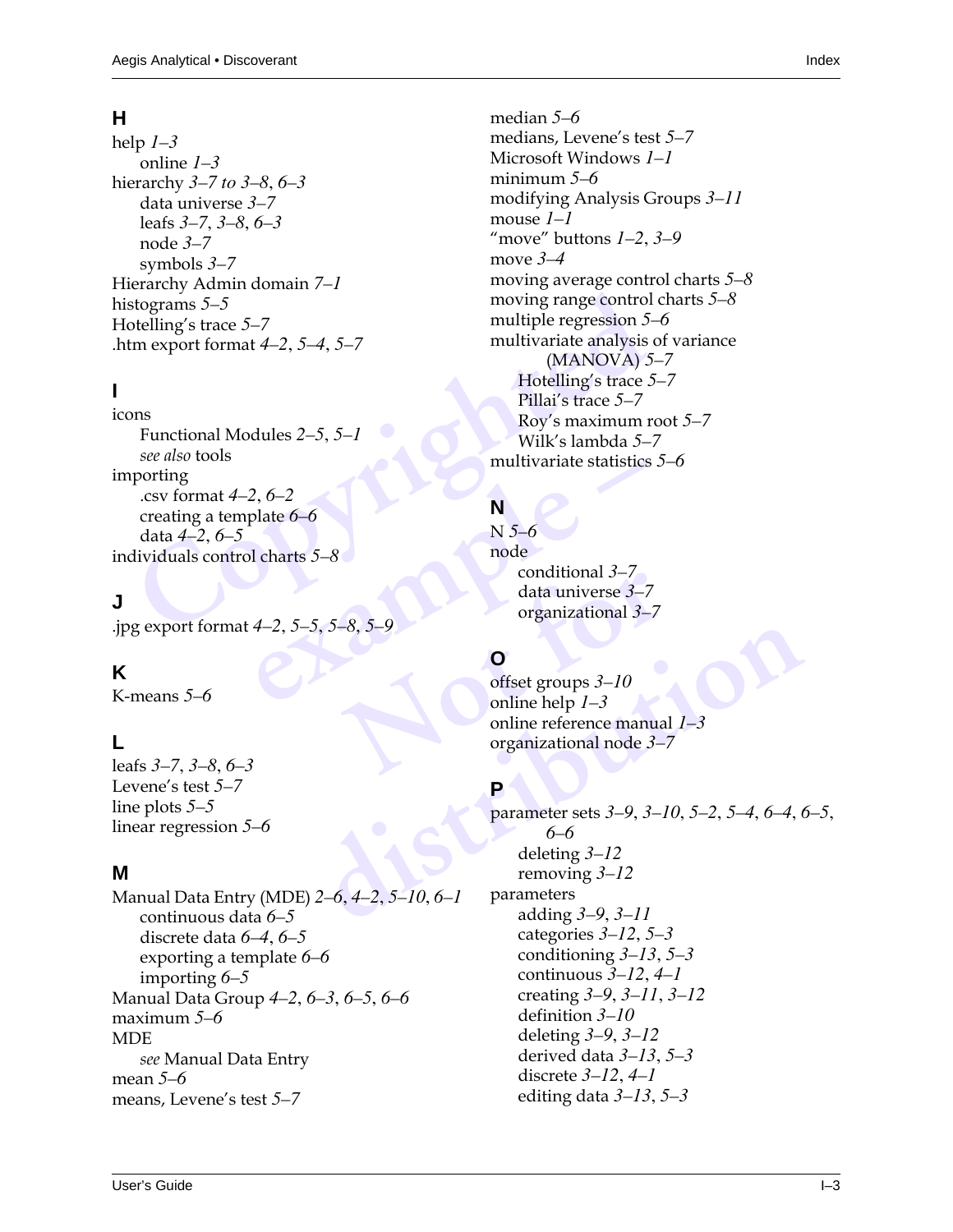## H

help *1–3*
- online *1–3*

hierarchy *3–7 to 3–8*, *6–3*
- data universe *3–7*
- leafs *3–7*, *3–8*, *6–3*
- node *3–7*
- symbols *3–7*

Hierarchy Admin domain *7–1*
histograms *5–5*
Hotelling's trace *5–7*
.htm export format *4–2*, *5–4*, *5–7*

## I

icons
- Functional Modules *2–5*, *5–1*
- *see also* tools

importing
- .csv format *4–2*, *6–2*
- creating a template *6–6*
- data *4–2*, *6–5*

individuals control charts *5–8*

## J

.jpg export format *4–2*, *5–5*, *5–8*, *5–9*

## K

K-means *5–6*

## L

leafs *3–7*, *3–8*, *6–3*
Levene's test *5–7*
line plots *5–5*
linear regression *5–6*

## M

Manual Data Entry (MDE) *2–6*, *4–2*, *5–10*, *6–1*
- continuous data *6–5*
- discrete data *6–4*, *6–5*
- exporting a template *6–6*
- importing *6–5*

Manual Data Group *4–2*, *6–3*, *6–5*, *6–6*
maximum *5–6*
MDE
- *see* Manual Data Entry

mean *5–6*
means, Levene's test *5–7*
median *5–6*
medians, Levene's test *5–7*
Microsoft Windows *1–1*
minimum *5–6*
modifying Analysis Groups *3–11*
mouse *1–1*
"move" buttons *1–2*, *3–9*
move *3–4*
moving average control charts *5–8*
moving range control charts *5–8*
multiple regression *5–6*
multivariate analysis of variance (MANOVA) *5–7*
- Hotelling's trace *5–7*
- Pillai's trace *5–7*
- Roy's maximum root *5–7*
- Wilk's lambda *5–7*

multivariate statistics *5–6*

## N

N *5–6*
node
- conditional *3–7*
- data universe *3–7*
- organizational *3–7*

## O

offset groups *3–10*
online help *1–3*
online reference manual *1–3*
organizational node *3–7*

## P

parameter sets *3–9*, *3–10*, *5–2*, *5–4*, *6–4*, *6–5*, *6–6*
- deleting *3–12*
- removing *3–12*

parameters
- adding *3–9*, *3–11*
- categories *3–12*, *5–3*
- conditioning *3–13*, *5–3*
- continuous *3–12*, *4–1*
- creating *3–9*, *3–11*, *3–12*
- definition *3–10*
- deleting *3–9*, *3–12*
- derived data *3–13*, *5–3*
- discrete *3–12*, *4–1*
- editing data *3–13*, *5–3*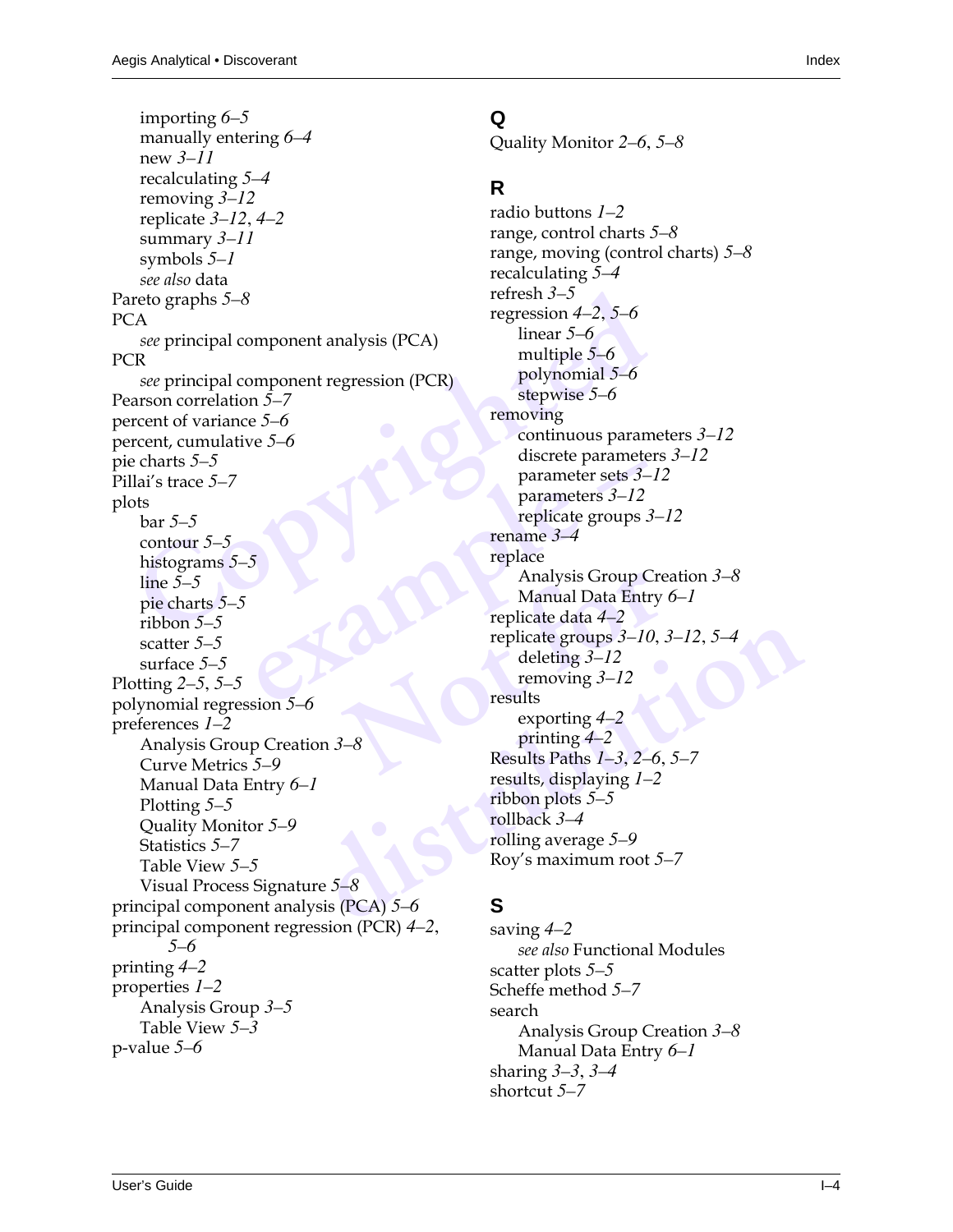- importing *6–5*
- manually entering *6–4*
- new *3–11*
- recalculating *5–4*
- removing *3–12*
- replicate *3–12*, *4–2*
- summary *3–11*
- symbols *5–1*
- *see also* data

Pareto graphs *5–8*

PCA
- *see* principal component analysis (PCA)

PCR
- *see* principal component regression (PCR)

Pearson correlation *5–7*

percent of variance *5–6*

percent, cumulative *5–6*

pie charts *5–5*

Pillai's trace *5–7*

plots
- bar *5–5*
- contour *5–5*
- histograms *5–5*
- line *5–5*
- pie charts *5–5*
- ribbon *5–5*
- scatter *5–5*
- surface *5–5*

Plotting *2–5*, *5–5*

polynomial regression *5–6*

preferences *1–2*
- Analysis Group Creation *3–8*
- Curve Metrics *5–9*
- Manual Data Entry *6–1*
- Plotting *5–5*
- Quality Monitor *5–9*
- Statistics *5–7*
- Table View *5–5*
- Visual Process Signature *5–8*

principal component analysis (PCA) *5–6*

principal component regression (PCR) *4–2*, *5–6*

printing *4–2*

properties *1–2*
- Analysis Group *3–5*
- Table View *5–3*

p-value *5–6*

## Q

Quality Monitor *2–6*, *5–8*

## R

radio buttons *1–2*

range, control charts *5–8*

range, moving (control charts) *5–8*

recalculating *5–4*

refresh *3–5*

regression *4–2*, *5–6*
- linear *5–6*
- multiple *5–6*
- polynomial *5–6*
- stepwise *5–6*

removing
- continuous parameters *3–12*
- discrete parameters *3–12*
- parameter sets *3–12*
- parameters *3–12*
- replicate groups *3–12*

rename *3–4*

replace
- Analysis Group Creation *3–8*
- Manual Data Entry *6–1*

replicate data *4–2*

replicate groups *3–10*, *3–12*, *5–4*
- deleting *3–12*
- removing *3–12*

results
- exporting *4–2*
- printing *4–2*

Results Paths *1–3*, *2–6*, *5–7*

results, displaying *1–2*

ribbon plots *5–5*

rollback *3–4*

rolling average *5–9*

Roy's maximum root *5–7*

## S

saving *4–2*
- *see also* Functional Modules

scatter plots *5–5*

Scheffe method *5–7*

search
- Analysis Group Creation *3–8*
- Manual Data Entry *6–1*

sharing *3–3*, *3–4*

shortcut *5–7*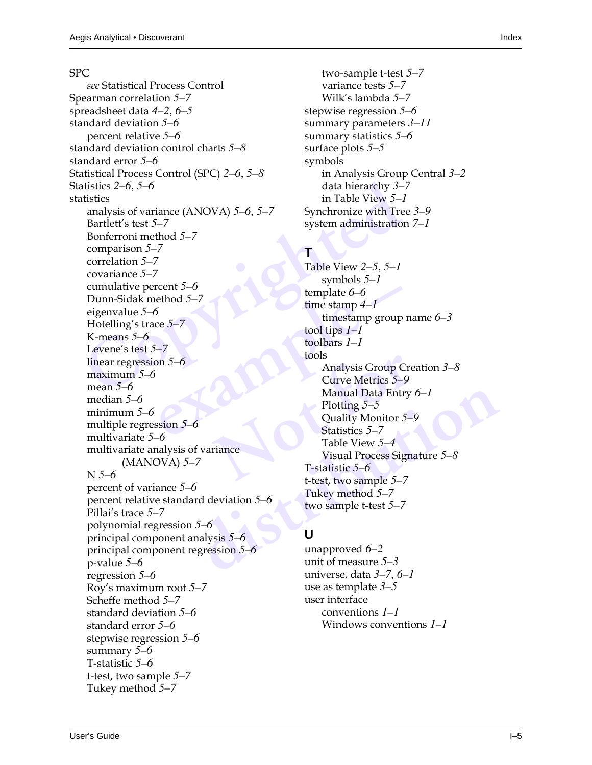SPC
  *see* Statistical Process Control
Spearman correlation *5–7*
spreadsheet data *4–2*, *6–5*
standard deviation *5–6*
  percent relative *5–6*
standard deviation control charts *5–8*
standard error *5–6*
Statistical Process Control (SPC) *2–6*, *5–8*
Statistics *2–6*, *5–6*
statistics
  analysis of variance (ANOVA) *5–6*, *5–7*
  Bartlett's test *5–7*
  Bonferroni method *5–7*
  comparison *5–7*
  correlation *5–7*
  covariance *5–7*
  cumulative percent *5–6*
  Dunn-Sidak method *5–7*
  eigenvalue *5–6*
  Hotelling's trace *5–7*
  K-means *5–6*
  Levene's test *5–7*
  linear regression *5–6*
  maximum *5–6*
  mean *5–6*
  median *5–6*
  minimum *5–6*
  multiple regression *5–6*
  multivariate *5–6*
  multivariate analysis of variance (MANOVA) *5–7*
  N *5–6*
  percent of variance *5–6*
  percent relative standard deviation *5–6*
  Pillai's trace *5–7*
  polynomial regression *5–6*
  principal component analysis *5–6*
  principal component regression *5–6*
  p-value *5–6*
  regression *5–6*
  Roy's maximum root *5–7*
  Scheffe method *5–7*
  standard deviation *5–6*
  standard error *5–6*
  stepwise regression *5–6*
  summary *5–6*
  T-statistic *5–6*
  t-test, two sample *5–7*
  Tukey method *5–7*
  two-sample t-test *5–7*
  variance tests *5–7*
  Wilk's lambda *5–7*
stepwise regression *5–6*
summary parameters *3–11*
summary statistics *5–6*
surface plots *5–5*
symbols
  in Analysis Group Central *3–2*
  data hierarchy *3–7*
  in Table View *5–1*
Synchronize with Tree *3–9*
system administration *7–1*

## T

Table View *2–5*, *5–1*
  symbols *5–1*
template *6–6*
time stamp *4–1*
  timestamp group name *6–3*
tool tips *1–1*
toolbars *1–1*
tools
  Analysis Group Creation *3–8*
  Curve Metrics *5–9*
  Manual Data Entry *6–1*
  Plotting *5–5*
  Quality Monitor *5–9*
  Statistics *5–7*
  Table View *5–4*
  Visual Process Signature *5–8*
T-statistic *5–6*
t-test, two sample *5–7*
Tukey method *5–7*
two sample t-test *5–7*

## U

unapproved *6–2*
unit of measure *5–3*
universe, data *3–7*, *6–1*
use as template *3–5*
user interface
  conventions *1–1*
  Windows conventions *1–1*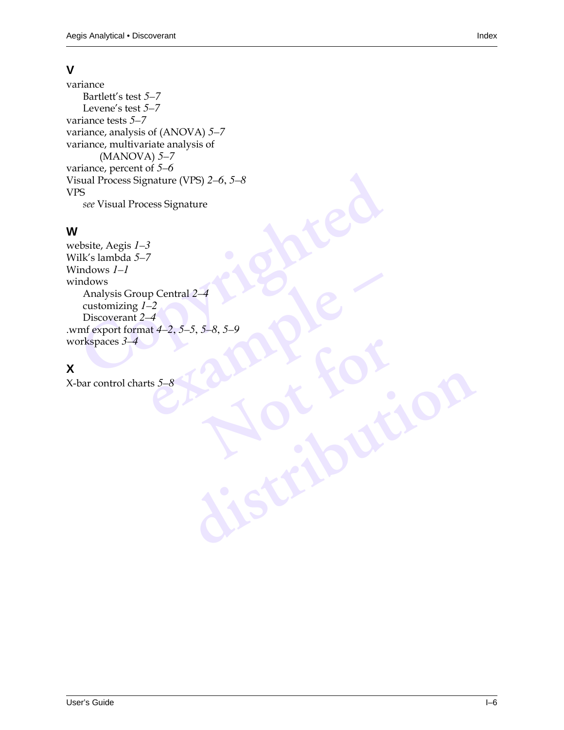## V

variance
  Bartlett's test *5–7*
  Levene's test *5–7*
variance tests *5–7*
variance, analysis of (ANOVA) *5–7*
variance, multivariate analysis of (MANOVA) *5–7*
variance, percent of *5–6*
Visual Process Signature (VPS) *2–6*, *5–8*
VPS
  *see* Visual Process Signature

## W

website, Aegis *1–3*
Wilk's lambda *5–7*
Windows *1–1*
windows
  Analysis Group Central *2–4*
  customizing *1–2*
  Discoverant *2–4*
.wmf export format *4–2*, *5–5*, *5–8*, *5–9*
workspaces *3–4*

## X

X-bar control charts *5–8*